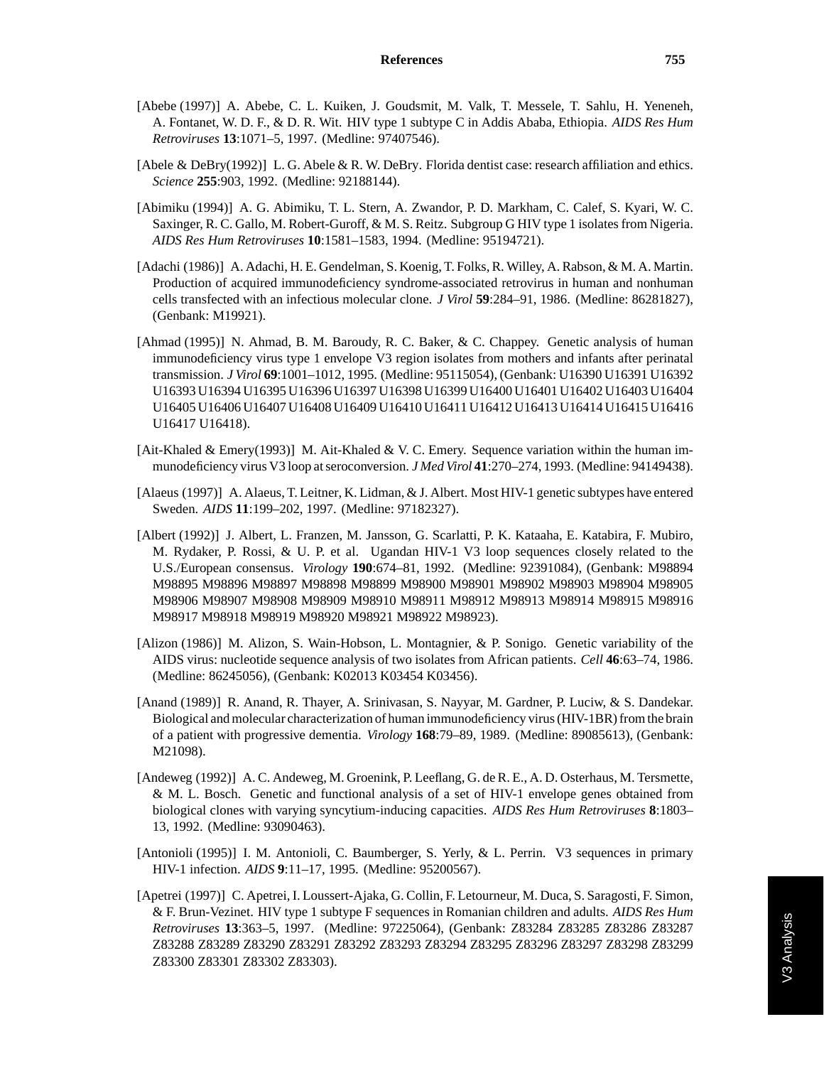[Abebe (1997)] A. Abebe, C. L. Kuiken, J. Goudsmit, M. Valk, T. Messele, T. Sahlu, H. Yeneneh, A. Fontanet, W. D. F., & D. R. Wit. HIV type 1 subtype C in Addis Ababa, Ethiopia. *AIDS Res Hum Retroviruses* **13**:1071–5, 1997. (Medline: 97407546).

[Abele & DeBry(1992)] L. G. Abele & R. W. DeBry. Florida dentist case: research affiliation and ethics. *Science* **255**:903, 1992. (Medline: 92188144).

[Abimiku (1994)] A. G. Abimiku, T. L. Stern, A. Zwandor, P. D. Markham, C. Calef, S. Kyari, W. C. Saxinger, R. C. Gallo, M. Robert-Guroff, & M. S. Reitz. Subgroup G HIV type 1 isolates from Nigeria. *AIDS Res Hum Retroviruses* **10**:1581–1583, 1994. (Medline: 95194721).

[Adachi (1986)] A. Adachi, H. E. Gendelman, S. Koenig, T. Folks, R. Willey, A. Rabson, & M. A. Martin. Production of acquired immunodeficiency syndrome-associated retrovirus in human and nonhuman cells transfected with an infectious molecular clone. *J Virol* **59**:284–91, 1986. (Medline: 86281827), (Genbank: M19921).

[Ahmad (1995)] N. Ahmad, B. M. Baroudy, R. C. Baker, & C. Chappey. Genetic analysis of human immunodeficiency virus type 1 envelope V3 region isolates from mothers and infants after perinatal transmission. *J Virol* **69**:1001–1012, 1995. (Medline: 95115054), (Genbank: U16390 U16391 U16392 U16393 U16394 U16395 U16396 U16397 U16398 U16399 U16400 U16401 U16402 U16403 U16404 U16405 U16406 U16407 U16408 U16409 U16410 U16411 U16412 U16413 U16414 U16415 U16416 U16417 U16418).

[Ait-Khaled & Emery(1993)] M. Ait-Khaled & V. C. Emery. Sequence variation within the human immunodeficiency virus V3 loop at seroconversion. *J Med Virol* **41**:270–274, 1993. (Medline: 94149438).

[Alaeus (1997)] A. Alaeus, T. Leitner, K. Lidman, & J. Albert. Most HIV-1 genetic subtypes have entered Sweden. *AIDS* **11**:199–202, 1997. (Medline: 97182327).

[Albert (1992)] J. Albert, L. Franzen, M. Jansson, G. Scarlatti, P. K. Kataaha, E. Katabira, F. Mubiro, M. Rydaker, P. Rossi, & U. P. et al. Ugandan HIV-1 V3 loop sequences closely related to the U.S./European consensus. *Virology* **190**:674–81, 1992. (Medline: 92391084), (Genbank: M98894 M98895 M98896 M98897 M98898 M98899 M98900 M98901 M98902 M98903 M98904 M98905 M98906 M98907 M98908 M98909 M98910 M98911 M98912 M98913 M98914 M98915 M98916 M98917 M98918 M98919 M98920 M98921 M98922 M98923).

[Alizon (1986)] M. Alizon, S. Wain-Hobson, L. Montagnier, & P. Sonigo. Genetic variability of the AIDS virus: nucleotide sequence analysis of two isolates from African patients. *Cell* **46**:63–74, 1986. (Medline: 86245056), (Genbank: K02013 K03454 K03456).

[Anand (1989)] R. Anand, R. Thayer, A. Srinivasan, S. Nayyar, M. Gardner, P. Luciw, & S. Dandekar. Biological and molecular characterization of human immunodeficiency virus (HIV-1BR) from the brain of a patient with progressive dementia. *Virology* **168**:79–89, 1989. (Medline: 89085613), (Genbank: M21098).

[Andeweg (1992)] A. C. Andeweg, M. Groenink, P. Leeflang, G. de R. E., A. D. Osterhaus, M. Tersmette, & M. L. Bosch. Genetic and functional analysis of a set of HIV-1 envelope genes obtained from biological clones with varying syncytium-inducing capacities. *AIDS Res Hum Retroviruses* **8**:1803–13, 1992. (Medline: 93090463).

[Antonioli (1995)] I. M. Antonioli, C. Baumberger, S. Yerly, & L. Perrin. V3 sequences in primary HIV-1 infection. *AIDS* **9**:11–17, 1995. (Medline: 95200567).

[Apetrei (1997)] C. Apetrei, I. Loussert-Ajaka, G. Collin, F. Letourneur, M. Duca, S. Saragosti, F. Simon, & F. Brun-Vezinet. HIV type 1 subtype F sequences in Romanian children and adults. *AIDS Res Hum Retroviruses* **13**:363–5, 1997. (Medline: 97225064), (Genbank: Z83284 Z83285 Z83286 Z83287 Z83288 Z83289 Z83290 Z83291 Z83292 Z83293 Z83294 Z83295 Z83296 Z83297 Z83298 Z83299 Z83300 Z83301 Z83302 Z83303).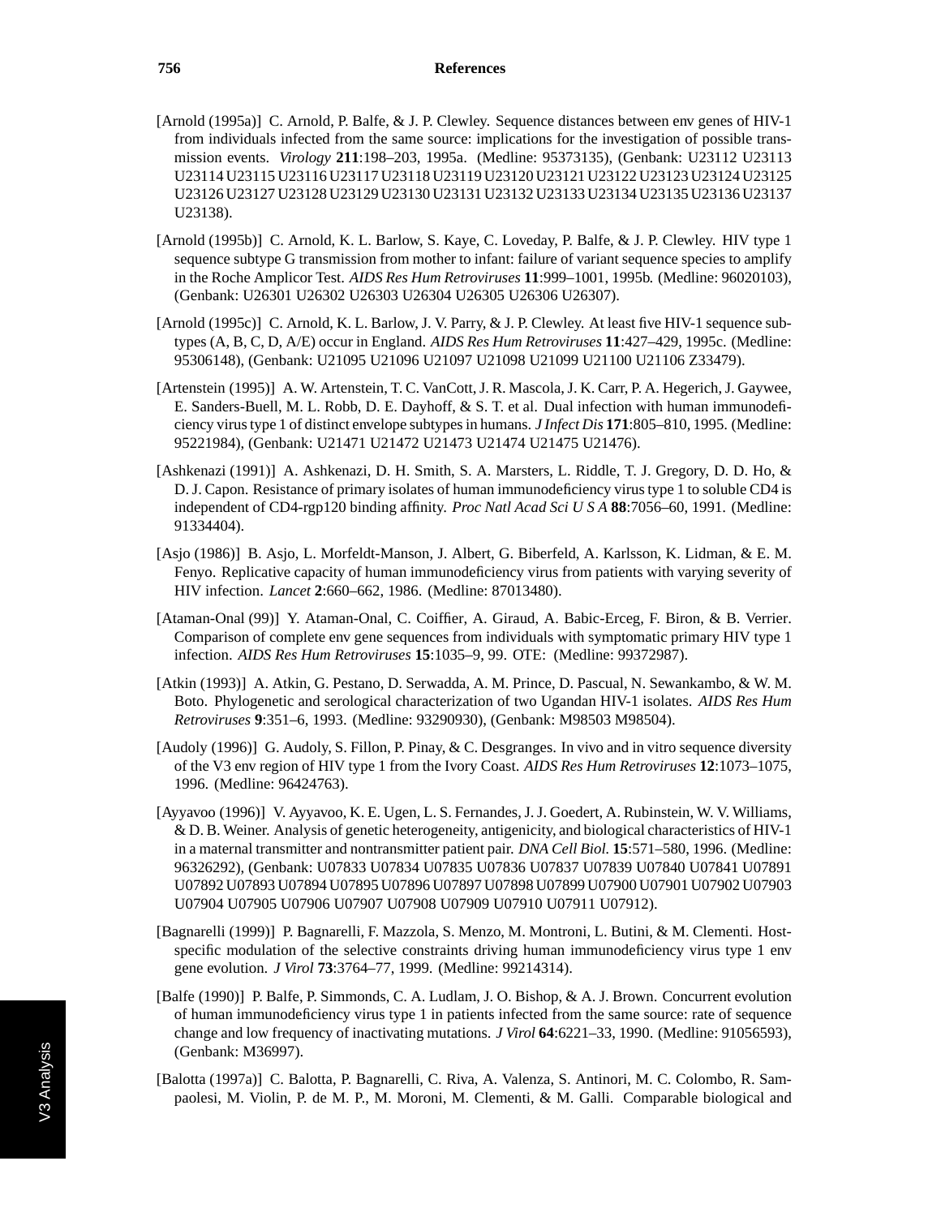[Arnold (1995a)] C. Arnold, P. Balfe, & J. P. Clewley. Sequence distances between env genes of HIV-1 from individuals infected from the same source: implications for the investigation of possible transmission events. *Virology* **211**:198–203, 1995a. (Medline: 95373135), (Genbank: U23112 U23113 U23114 U23115 U23116 U23117 U23118 U23119 U23120 U23121 U23122 U23123 U23124 U23125 U23126 U23127 U23128 U23129 U23130 U23131 U23132 U23133 U23134 U23135 U23136 U23137 U23138).

[Arnold (1995b)] C. Arnold, K. L. Barlow, S. Kaye, C. Loveday, P. Balfe, & J. P. Clewley. HIV type 1 sequence subtype G transmission from mother to infant: failure of variant sequence species to amplify in the Roche Amplicor Test. *AIDS Res Hum Retroviruses* **11**:999–1001, 1995b. (Medline: 96020103), (Genbank: U26301 U26302 U26303 U26304 U26305 U26306 U26307).

[Arnold (1995c)] C. Arnold, K. L. Barlow, J. V. Parry, & J. P. Clewley. At least five HIV-1 sequence subtypes (A, B, C, D, A/E) occur in England. *AIDS Res Hum Retroviruses* **11**:427–429, 1995c. (Medline: 95306148), (Genbank: U21095 U21096 U21097 U21098 U21099 U21100 U21106 Z33479).

[Artenstein (1995)] A. W. Artenstein, T. C. VanCott, J. R. Mascola, J. K. Carr, P. A. Hegerich, J. Gaywee, E. Sanders-Buell, M. L. Robb, D. E. Dayhoff, & S. T. et al. Dual infection with human immunodeficiency virus type 1 of distinct envelope subtypes in humans. *J Infect Dis* **171**:805–810, 1995. (Medline: 95221984), (Genbank: U21471 U21472 U21473 U21474 U21475 U21476).

[Ashkenazi (1991)] A. Ashkenazi, D. H. Smith, S. A. Marsters, L. Riddle, T. J. Gregory, D. D. Ho, & D. J. Capon. Resistance of primary isolates of human immunodeficiency virus type 1 to soluble CD4 is independent of CD4-rgp120 binding affinity. *Proc Natl Acad Sci U S A* **88**:7056–60, 1991. (Medline: 91334404).

[Asjo (1986)] B. Asjo, L. Morfeldt-Manson, J. Albert, G. Biberfeld, A. Karlsson, K. Lidman, & E. M. Fenyo. Replicative capacity of human immunodeficiency virus from patients with varying severity of HIV infection. *Lancet* **2**:660–662, 1986. (Medline: 87013480).

[Ataman-Onal (99)] Y. Ataman-Onal, C. Coiffier, A. Giraud, A. Babic-Erceg, F. Biron, & B. Verrier. Comparison of complete env gene sequences from individuals with symptomatic primary HIV type 1 infection. *AIDS Res Hum Retroviruses* **15**:1035–9, 99. OTE: (Medline: 99372987).

[Atkin (1993)] A. Atkin, G. Pestano, D. Serwadda, A. M. Prince, D. Pascual, N. Sewankambo, & W. M. Boto. Phylogenetic and serological characterization of two Ugandan HIV-1 isolates. *AIDS Res Hum Retroviruses* **9**:351–6, 1993. (Medline: 93290930), (Genbank: M98503 M98504).

[Audoly (1996)] G. Audoly, S. Fillon, P. Pinay, & C. Desgranges. In vivo and in vitro sequence diversity of the V3 env region of HIV type 1 from the Ivory Coast. *AIDS Res Hum Retroviruses* **12**:1073–1075, 1996. (Medline: 96424763).

[Ayyavoo (1996)] V. Ayyavoo, K. E. Ugen, L. S. Fernandes, J. J. Goedert, A. Rubinstein, W. V. Williams, & D. B. Weiner. Analysis of genetic heterogeneity, antigenicity, and biological characteristics of HIV-1 in a maternal transmitter and nontransmitter patient pair. *DNA Cell Biol.* **15**:571–580, 1996. (Medline: 96326292), (Genbank: U07833 U07834 U07835 U07836 U07837 U07839 U07840 U07841 U07891 U07892 U07893 U07894 U07895 U07896 U07897 U07898 U07899 U07900 U07901 U07902 U07903 U07904 U07905 U07906 U07907 U07908 U07909 U07910 U07911 U07912).

[Bagnarelli (1999)] P. Bagnarelli, F. Mazzola, S. Menzo, M. Montroni, L. Butini, & M. Clementi. Host-specific modulation of the selective constraints driving human immunodeficiency virus type 1 env gene evolution. *J Virol* **73**:3764–77, 1999. (Medline: 99214314).

[Balfe (1990)] P. Balfe, P. Simmonds, C. A. Ludlam, J. O. Bishop, & A. J. Brown. Concurrent evolution of human immunodeficiency virus type 1 in patients infected from the same source: rate of sequence change and low frequency of inactivating mutations. *J Virol* **64**:6221–33, 1990. (Medline: 91056593), (Genbank: M36997).

[Balotta (1997a)] C. Balotta, P. Bagnarelli, C. Riva, A. Valenza, S. Antinori, M. C. Colombo, R. Sampaolesi, M. Violin, P. de M. P., M. Moroni, M. Clementi, & M. Galli. Comparable biological and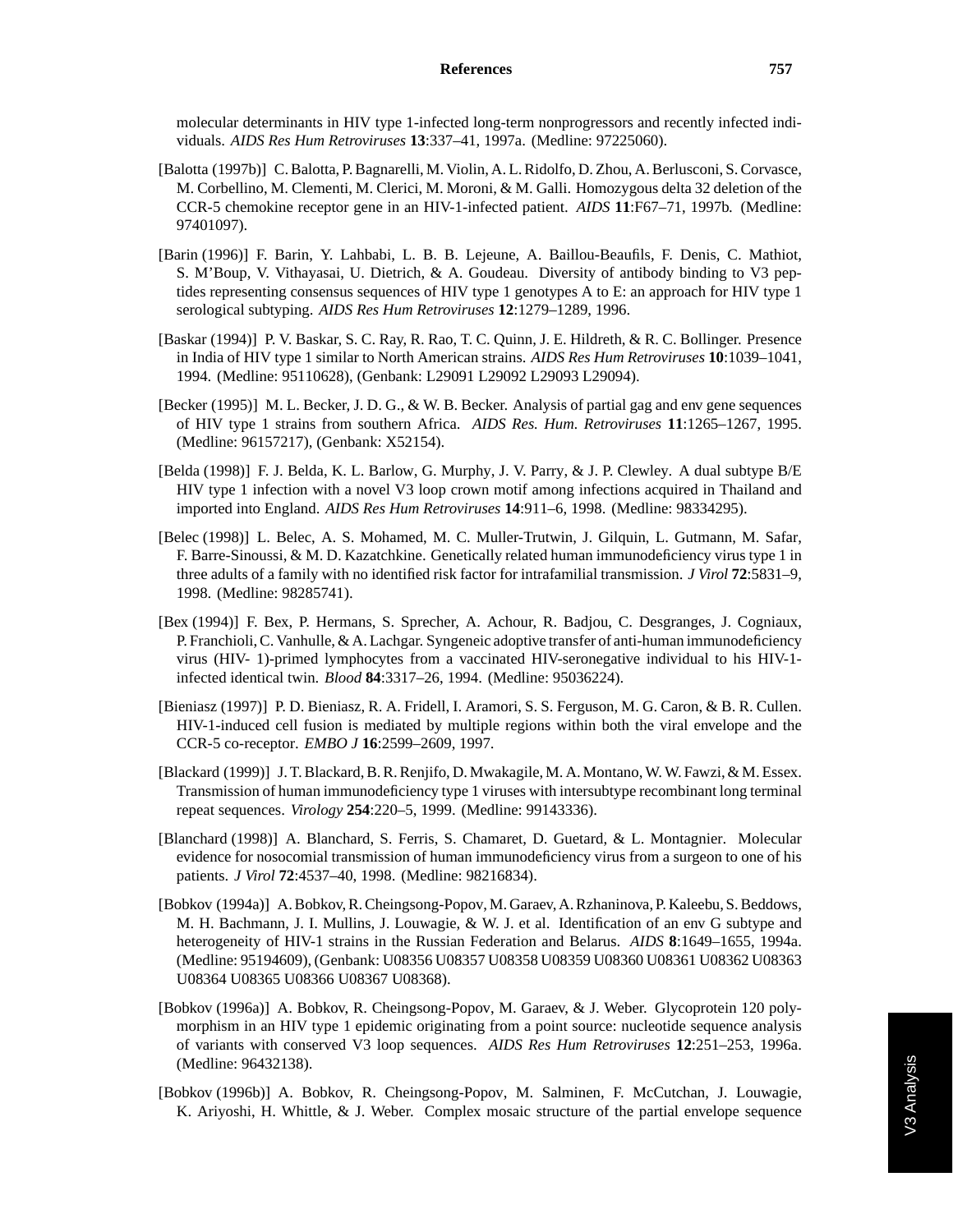molecular determinants in HIV type 1-infected long-term nonprogressors and recently infected individuals. *AIDS Res Hum Retroviruses* **13**:337–41, 1997a. (Medline: 97225060).

[Balotta (1997b)] C. Balotta, P. Bagnarelli, M. Violin, A. L. Ridolfo, D. Zhou, A. Berlusconi, S. Corvasce, M. Corbellino, M. Clementi, M. Clerici, M. Moroni, & M. Galli. Homozygous delta 32 deletion of the CCR-5 chemokine receptor gene in an HIV-1-infected patient. *AIDS* **11**:F67–71, 1997b. (Medline: 97401097).

[Barin (1996)] F. Barin, Y. Lahbabi, L. B. B. Lejeune, A. Baillou-Beaufils, F. Denis, C. Mathiot, S. M'Boup, V. Vithayasai, U. Dietrich, & A. Goudeau. Diversity of antibody binding to V3 peptides representing consensus sequences of HIV type 1 genotypes A to E: an approach for HIV type 1 serological subtyping. *AIDS Res Hum Retroviruses* **12**:1279–1289, 1996.

[Baskar (1994)] P. V. Baskar, S. C. Ray, R. Rao, T. C. Quinn, J. E. Hildreth, & R. C. Bollinger. Presence in India of HIV type 1 similar to North American strains. *AIDS Res Hum Retroviruses* **10**:1039–1041, 1994. (Medline: 95110628), (Genbank: L29091 L29092 L29093 L29094).

[Becker (1995)] M. L. Becker, J. D. G., & W. B. Becker. Analysis of partial gag and env gene sequences of HIV type 1 strains from southern Africa. *AIDS Res. Hum. Retroviruses* **11**:1265–1267, 1995. (Medline: 96157217), (Genbank: X52154).

[Belda (1998)] F. J. Belda, K. L. Barlow, G. Murphy, J. V. Parry, & J. P. Clewley. A dual subtype B/E HIV type 1 infection with a novel V3 loop crown motif among infections acquired in Thailand and imported into England. *AIDS Res Hum Retroviruses* **14**:911–6, 1998. (Medline: 98334295).

[Belec (1998)] L. Belec, A. S. Mohamed, M. C. Muller-Trutwin, J. Gilquin, L. Gutmann, M. Safar, F. Barre-Sinoussi, & M. D. Kazatchkine. Genetically related human immunodeficiency virus type 1 in three adults of a family with no identified risk factor for intrafamilial transmission. *J Virol* **72**:5831–9, 1998. (Medline: 98285741).

[Bex (1994)] F. Bex, P. Hermans, S. Sprecher, A. Achour, R. Badjou, C. Desgranges, J. Cogniaux, P. Franchioli, C. Vanhulle, & A. Lachgar. Syngeneic adoptive transfer of anti-human immunodeficiency virus (HIV- 1)-primed lymphocytes from a vaccinated HIV-seronegative individual to his HIV-1-infected identical twin. *Blood* **84**:3317–26, 1994. (Medline: 95036224).

[Bieniasz (1997)] P. D. Bieniasz, R. A. Fridell, I. Aramori, S. S. Ferguson, M. G. Caron, & B. R. Cullen. HIV-1-induced cell fusion is mediated by multiple regions within both the viral envelope and the CCR-5 co-receptor. *EMBO J* **16**:2599–2609, 1997.

[Blackard (1999)] J. T. Blackard, B. R. Renjifo, D. Mwakagile, M. A. Montano, W. W. Fawzi, & M. Essex. Transmission of human immunodeficiency type 1 viruses with intersubtype recombinant long terminal repeat sequences. *Virology* **254**:220–5, 1999. (Medline: 99143336).

[Blanchard (1998)] A. Blanchard, S. Ferris, S. Chamaret, D. Guetard, & L. Montagnier. Molecular evidence for nosocomial transmission of human immunodeficiency virus from a surgeon to one of his patients. *J Virol* **72**:4537–40, 1998. (Medline: 98216834).

[Bobkov (1994a)] A. Bobkov, R. Cheingsong-Popov, M. Garaev, A. Rzhaninova, P. Kaleebu, S. Beddows, M. H. Bachmann, J. I. Mullins, J. Louwagie, & W. J. et al. Identification of an env G subtype and heterogeneity of HIV-1 strains in the Russian Federation and Belarus. *AIDS* **8**:1649–1655, 1994a. (Medline: 95194609), (Genbank: U08356 U08357 U08358 U08359 U08360 U08361 U08362 U08363 U08364 U08365 U08366 U08367 U08368).

[Bobkov (1996a)] A. Bobkov, R. Cheingsong-Popov, M. Garaev, & J. Weber. Glycoprotein 120 polymorphism in an HIV type 1 epidemic originating from a point source: nucleotide sequence analysis of variants with conserved V3 loop sequences. *AIDS Res Hum Retroviruses* **12**:251–253, 1996a. (Medline: 96432138).

[Bobkov (1996b)] A. Bobkov, R. Cheingsong-Popov, M. Salminen, F. McCutchan, J. Louwagie, K. Ariyoshi, H. Whittle, & J. Weber. Complex mosaic structure of the partial envelope sequence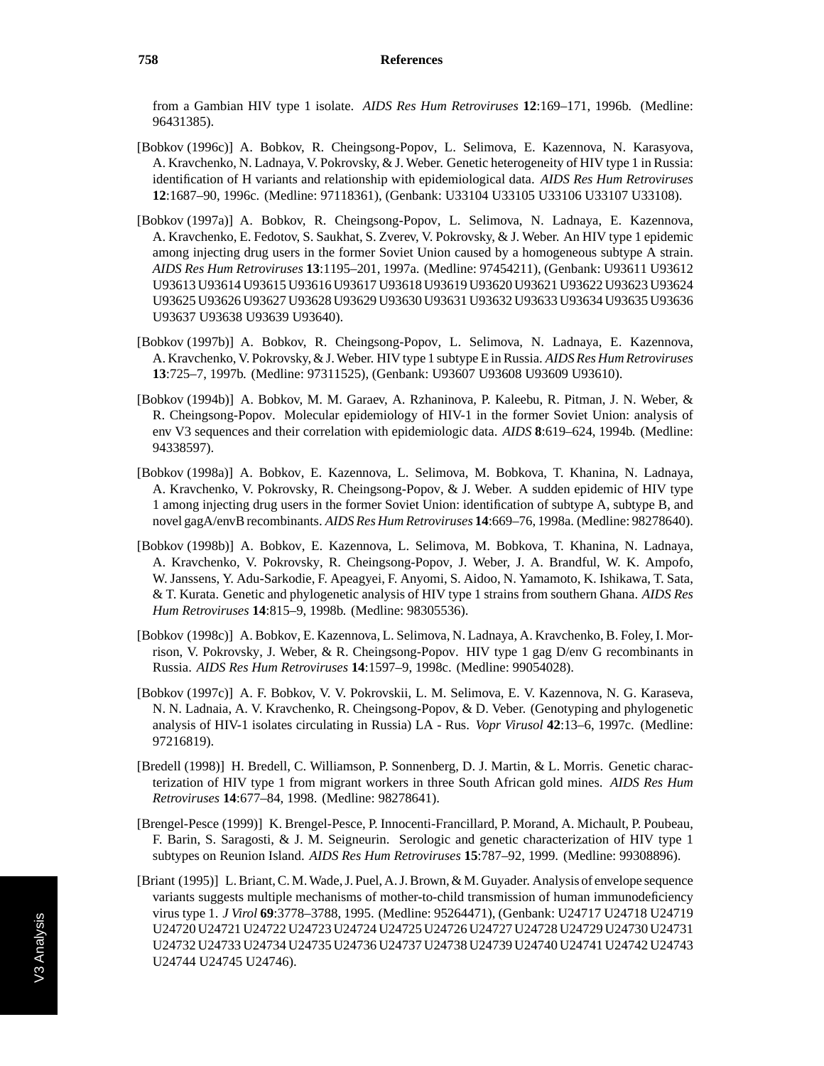from a Gambian HIV type 1 isolate. *AIDS Res Hum Retroviruses* **12**:169–171, 1996b. (Medline: 96431385).

[Bobkov (1996c)] A. Bobkov, R. Cheingsong-Popov, L. Selimova, E. Kazennova, N. Karasyova, A. Kravchenko, N. Ladnaya, V. Pokrovsky, & J. Weber. Genetic heterogeneity of HIV type 1 in Russia: identification of H variants and relationship with epidemiological data. *AIDS Res Hum Retroviruses* **12**:1687–90, 1996c. (Medline: 97118361), (Genbank: U33104 U33105 U33106 U33107 U33108).

[Bobkov (1997a)] A. Bobkov, R. Cheingsong-Popov, L. Selimova, N. Ladnaya, E. Kazennova, A. Kravchenko, E. Fedotov, S. Saukhat, S. Zverev, V. Pokrovsky, & J. Weber. An HIV type 1 epidemic among injecting drug users in the former Soviet Union caused by a homogeneous subtype A strain. *AIDS Res Hum Retroviruses* **13**:1195–201, 1997a. (Medline: 97454211), (Genbank: U93611 U93612 U93613 U93614 U93615 U93616 U93617 U93618 U93619 U93620 U93621 U93622 U93623 U93624 U93625 U93626 U93627 U93628 U93629 U93630 U93631 U93632 U93633 U93634 U93635 U93636 U93637 U93638 U93639 U93640).

[Bobkov (1997b)] A. Bobkov, R. Cheingsong-Popov, L. Selimova, N. Ladnaya, E. Kazennova, A. Kravchenko, V. Pokrovsky, & J. Weber. HIV type 1 subtype E in Russia. *AIDS Res Hum Retroviruses* **13**:725–7, 1997b. (Medline: 97311525), (Genbank: U93607 U93608 U93609 U93610).

[Bobkov (1994b)] A. Bobkov, M. M. Garaev, A. Rzhaninova, P. Kaleebu, R. Pitman, J. N. Weber, & R. Cheingsong-Popov. Molecular epidemiology of HIV-1 in the former Soviet Union: analysis of env V3 sequences and their correlation with epidemiologic data. *AIDS* **8**:619–624, 1994b. (Medline: 94338597).

[Bobkov (1998a)] A. Bobkov, E. Kazennova, L. Selimova, M. Bobkova, T. Khanina, N. Ladnaya, A. Kravchenko, V. Pokrovsky, R. Cheingsong-Popov, & J. Weber. A sudden epidemic of HIV type 1 among injecting drug users in the former Soviet Union: identification of subtype A, subtype B, and novel gagA/envB recombinants. *AIDS Res Hum Retroviruses* **14**:669–76, 1998a. (Medline: 98278640).

[Bobkov (1998b)] A. Bobkov, E. Kazennova, L. Selimova, M. Bobkova, T. Khanina, N. Ladnaya, A. Kravchenko, V. Pokrovsky, R. Cheingsong-Popov, J. Weber, J. A. Brandful, W. K. Ampofo, W. Janssens, Y. Adu-Sarkodie, F. Apeagyei, F. Anyomi, S. Aidoo, N. Yamamoto, K. Ishikawa, T. Sata, & T. Kurata. Genetic and phylogenetic analysis of HIV type 1 strains from southern Ghana. *AIDS Res Hum Retroviruses* **14**:815–9, 1998b. (Medline: 98305536).

[Bobkov (1998c)] A. Bobkov, E. Kazennova, L. Selimova, N. Ladnaya, A. Kravchenko, B. Foley, I. Morrison, V. Pokrovsky, J. Weber, & R. Cheingsong-Popov. HIV type 1 gag D/env G recombinants in Russia. *AIDS Res Hum Retroviruses* **14**:1597–9, 1998c. (Medline: 99054028).

[Bobkov (1997c)] A. F. Bobkov, V. V. Pokrovskii, L. M. Selimova, E. V. Kazennova, N. G. Karaseva, N. N. Ladnaia, A. V. Kravchenko, R. Cheingsong-Popov, & D. Veber. (Genotyping and phylogenetic analysis of HIV-1 isolates circulating in Russia) LA - Rus. *Vopr Virusol* **42**:13–6, 1997c. (Medline: 97216819).

[Bredell (1998)] H. Bredell, C. Williamson, P. Sonnenberg, D. J. Martin, & L. Morris. Genetic characterization of HIV type 1 from migrant workers in three South African gold mines. *AIDS Res Hum Retroviruses* **14**:677–84, 1998. (Medline: 98278641).

[Brengel-Pesce (1999)] K. Brengel-Pesce, P. Innocenti-Francillard, P. Morand, A. Michault, P. Poubeau, F. Barin, S. Saragosti, & J. M. Seigneurin. Serologic and genetic characterization of HIV type 1 subtypes on Reunion Island. *AIDS Res Hum Retroviruses* **15**:787–92, 1999. (Medline: 99308896).

[Briant (1995)] L. Briant, C. M. Wade, J. Puel, A. J. Brown, & M. Guyader. Analysis of envelope sequence variants suggests multiple mechanisms of mother-to-child transmission of human immunodeficiency virus type 1. *J Virol* **69**:3778–3788, 1995. (Medline: 95264471), (Genbank: U24717 U24718 U24719 U24720 U24721 U24722 U24723 U24724 U24725 U24726 U24727 U24728 U24729 U24730 U24731 U24732 U24733 U24734 U24735 U24736 U24737 U24738 U24739 U24740 U24741 U24742 U24743 U24744 U24745 U24746).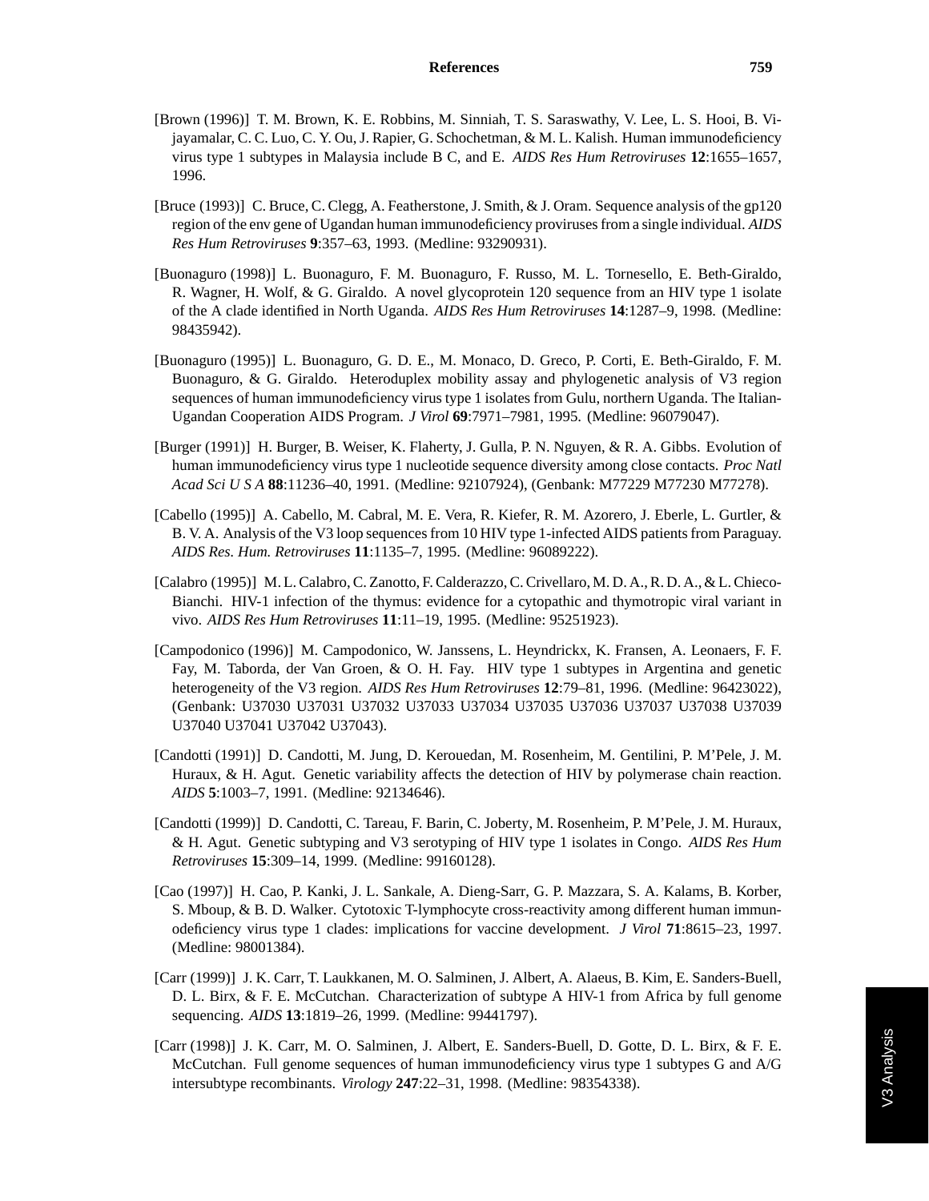[Brown (1996)] T. M. Brown, K. E. Robbins, M. Sinniah, T. S. Saraswathy, V. Lee, L. S. Hooi, B. Vijayamalar, C. C. Luo, C. Y. Ou, J. Rapier, G. Schochetman, & M. L. Kalish. Human immunodeficiency virus type 1 subtypes in Malaysia include B C, and E. *AIDS Res Hum Retroviruses* **12**:1655–1657, 1996.

[Bruce (1993)] C. Bruce, C. Clegg, A. Featherstone, J. Smith, & J. Oram. Sequence analysis of the gp120 region of the env gene of Ugandan human immunodeficiency proviruses from a single individual. *AIDS Res Hum Retroviruses* **9**:357–63, 1993. (Medline: 93290931).

[Buonaguro (1998)] L. Buonaguro, F. M. Buonaguro, F. Russo, M. L. Tornesello, E. Beth-Giraldo, R. Wagner, H. Wolf, & G. Giraldo. A novel glycoprotein 120 sequence from an HIV type 1 isolate of the A clade identified in North Uganda. *AIDS Res Hum Retroviruses* **14**:1287–9, 1998. (Medline: 98435942).

[Buonaguro (1995)] L. Buonaguro, G. D. E., M. Monaco, D. Greco, P. Corti, E. Beth-Giraldo, F. M. Buonaguro, & G. Giraldo. Heteroduplex mobility assay and phylogenetic analysis of V3 region sequences of human immunodeficiency virus type 1 isolates from Gulu, northern Uganda. The Italian-Ugandan Cooperation AIDS Program. *J Virol* **69**:7971–7981, 1995. (Medline: 96079047).

[Burger (1991)] H. Burger, B. Weiser, K. Flaherty, J. Gulla, P. N. Nguyen, & R. A. Gibbs. Evolution of human immunodeficiency virus type 1 nucleotide sequence diversity among close contacts. *Proc Natl Acad Sci U S A* **88**:11236–40, 1991. (Medline: 92107924), (Genbank: M77229 M77230 M77278).

[Cabello (1995)] A. Cabello, M. Cabral, M. E. Vera, R. Kiefer, R. M. Azorero, J. Eberle, L. Gurtler, & B. V. A. Analysis of the V3 loop sequences from 10 HIV type 1-infected AIDS patients from Paraguay. *AIDS Res. Hum. Retroviruses* **11**:1135–7, 1995. (Medline: 96089222).

[Calabro (1995)] M. L. Calabro, C. Zanotto, F. Calderazzo, C. Crivellaro, M. D. A., R. D. A., & L. Chieco-Bianchi. HIV-1 infection of the thymus: evidence for a cytopathic and thymotropic viral variant in vivo. *AIDS Res Hum Retroviruses* **11**:11–19, 1995. (Medline: 95251923).

[Campodonico (1996)] M. Campodonico, W. Janssens, L. Heyndrickx, K. Fransen, A. Leonaers, F. F. Fay, M. Taborda, der Van Groen, & O. H. Fay. HIV type 1 subtypes in Argentina and genetic heterogeneity of the V3 region. *AIDS Res Hum Retroviruses* **12**:79–81, 1996. (Medline: 96423022), (Genbank: U37030 U37031 U37032 U37033 U37034 U37035 U37036 U37037 U37038 U37039 U37040 U37041 U37042 U37043).

[Candotti (1991)] D. Candotti, M. Jung, D. Kerouedan, M. Rosenheim, M. Gentilini, P. M'Pele, J. M. Huraux, & H. Agut. Genetic variability affects the detection of HIV by polymerase chain reaction. *AIDS* **5**:1003–7, 1991. (Medline: 92134646).

[Candotti (1999)] D. Candotti, C. Tareau, F. Barin, C. Joberty, M. Rosenheim, P. M'Pele, J. M. Huraux, & H. Agut. Genetic subtyping and V3 serotyping of HIV type 1 isolates in Congo. *AIDS Res Hum Retroviruses* **15**:309–14, 1999. (Medline: 99160128).

[Cao (1997)] H. Cao, P. Kanki, J. L. Sankale, A. Dieng-Sarr, G. P. Mazzara, S. A. Kalams, B. Korber, S. Mboup, & B. D. Walker. Cytotoxic T-lymphocyte cross-reactivity among different human immunodeficiency virus type 1 clades: implications for vaccine development. *J Virol* **71**:8615–23, 1997. (Medline: 98001384).

[Carr (1999)] J. K. Carr, T. Laukkanen, M. O. Salminen, J. Albert, A. Alaeus, B. Kim, E. Sanders-Buell, D. L. Birx, & F. E. McCutchan. Characterization of subtype A HIV-1 from Africa by full genome sequencing. *AIDS* **13**:1819–26, 1999. (Medline: 99441797).

[Carr (1998)] J. K. Carr, M. O. Salminen, J. Albert, E. Sanders-Buell, D. Gotte, D. L. Birx, & F. E. McCutchan. Full genome sequences of human immunodeficiency virus type 1 subtypes G and A/G intersubtype recombinants. *Virology* **247**:22–31, 1998. (Medline: 98354338).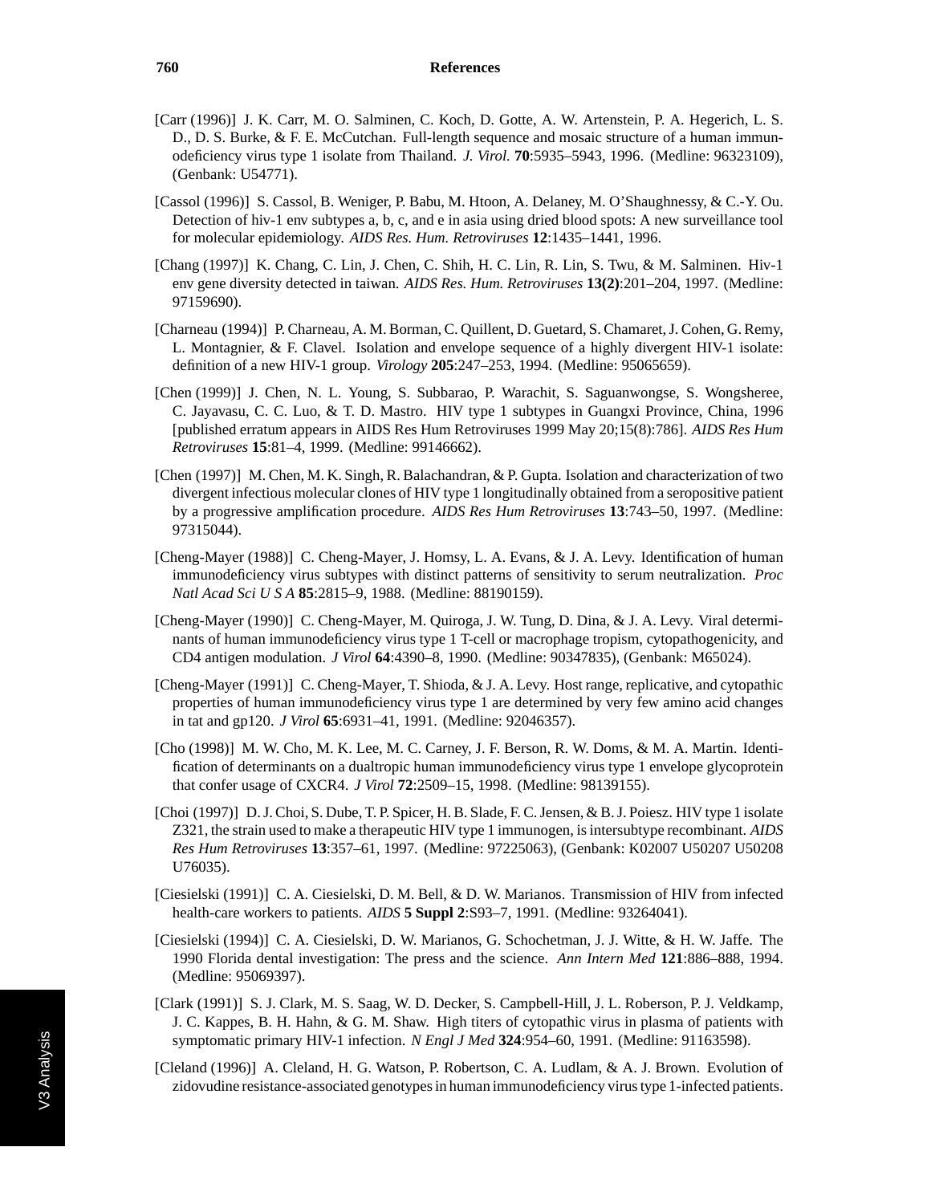[Carr (1996)] J. K. Carr, M. O. Salminen, C. Koch, D. Gotte, A. W. Artenstein, P. A. Hegerich, L. S. D., D. S. Burke, & F. E. McCutchan. Full-length sequence and mosaic structure of a human immunodeficiency virus type 1 isolate from Thailand. *J. Virol.* **70**:5935–5943, 1996. (Medline: 96323109), (Genbank: U54771).

[Cassol (1996)] S. Cassol, B. Weniger, P. Babu, M. Htoon, A. Delaney, M. O'Shaughnessy, & C.-Y. Ou. Detection of hiv-1 env subtypes a, b, c, and e in asia using dried blood spots: A new surveillance tool for molecular epidemiology. *AIDS Res. Hum. Retroviruses* **12**:1435–1441, 1996.

[Chang (1997)] K. Chang, C. Lin, J. Chen, C. Shih, H. C. Lin, R. Lin, S. Twu, & M. Salminen. Hiv-1 env gene diversity detected in taiwan. *AIDS Res. Hum. Retroviruses* **13(2)**:201–204, 1997. (Medline: 97159690).

[Charneau (1994)] P. Charneau, A. M. Borman, C. Quillent, D. Guetard, S. Chamaret, J. Cohen, G. Remy, L. Montagnier, & F. Clavel. Isolation and envelope sequence of a highly divergent HIV-1 isolate: definition of a new HIV-1 group. *Virology* **205**:247–253, 1994. (Medline: 95065659).

[Chen (1999)] J. Chen, N. L. Young, S. Subbarao, P. Warachit, S. Saguanwongse, S. Wongsheree, C. Jayavasu, C. C. Luo, & T. D. Mastro. HIV type 1 subtypes in Guangxi Province, China, 1996 [published erratum appears in AIDS Res Hum Retroviruses 1999 May 20;15(8):786]. *AIDS Res Hum Retroviruses* **15**:81–4, 1999. (Medline: 99146662).

[Chen (1997)] M. Chen, M. K. Singh, R. Balachandran, & P. Gupta. Isolation and characterization of two divergent infectious molecular clones of HIV type 1 longitudinally obtained from a seropositive patient by a progressive amplification procedure. *AIDS Res Hum Retroviruses* **13**:743–50, 1997. (Medline: 97315044).

[Cheng-Mayer (1988)] C. Cheng-Mayer, J. Homsy, L. A. Evans, & J. A. Levy. Identification of human immunodeficiency virus subtypes with distinct patterns of sensitivity to serum neutralization. *Proc Natl Acad Sci U S A* **85**:2815–9, 1988. (Medline: 88190159).

[Cheng-Mayer (1990)] C. Cheng-Mayer, M. Quiroga, J. W. Tung, D. Dina, & J. A. Levy. Viral determinants of human immunodeficiency virus type 1 T-cell or macrophage tropism, cytopathogenicity, and CD4 antigen modulation. *J Virol* **64**:4390–8, 1990. (Medline: 90347835), (Genbank: M65024).

[Cheng-Mayer (1991)] C. Cheng-Mayer, T. Shioda, & J. A. Levy. Host range, replicative, and cytopathic properties of human immunodeficiency virus type 1 are determined by very few amino acid changes in tat and gp120. *J Virol* **65**:6931–41, 1991. (Medline: 92046357).

[Cho (1998)] M. W. Cho, M. K. Lee, M. C. Carney, J. F. Berson, R. W. Doms, & M. A. Martin. Identification of determinants on a dualtropic human immunodeficiency virus type 1 envelope glycoprotein that confer usage of CXCR4. *J Virol* **72**:2509–15, 1998. (Medline: 98139155).

[Choi (1997)] D. J. Choi, S. Dube, T. P. Spicer, H. B. Slade, F. C. Jensen, & B. J. Poiesz. HIV type 1 isolate Z321, the strain used to make a therapeutic HIV type 1 immunogen, is intersubtype recombinant. *AIDS Res Hum Retroviruses* **13**:357–61, 1997. (Medline: 97225063), (Genbank: K02007 U50207 U50208 U76035).

[Ciesielski (1991)] C. A. Ciesielski, D. M. Bell, & D. W. Marianos. Transmission of HIV from infected health-care workers to patients. *AIDS* **5 Suppl 2**:S93–7, 1991. (Medline: 93264041).

[Ciesielski (1994)] C. A. Ciesielski, D. W. Marianos, G. Schochetman, J. J. Witte, & H. W. Jaffe. The 1990 Florida dental investigation: The press and the science. *Ann Intern Med* **121**:886–888, 1994. (Medline: 95069397).

[Clark (1991)] S. J. Clark, M. S. Saag, W. D. Decker, S. Campbell-Hill, J. L. Roberson, P. J. Veldkamp, J. C. Kappes, B. H. Hahn, & G. M. Shaw. High titers of cytopathic virus in plasma of patients with symptomatic primary HIV-1 infection. *N Engl J Med* **324**:954–60, 1991. (Medline: 91163598).

[Cleland (1996)] A. Cleland, H. G. Watson, P. Robertson, C. A. Ludlam, & A. J. Brown. Evolution of zidovudine resistance-associated genotypes in human immunodeficiency virus type 1-infected patients.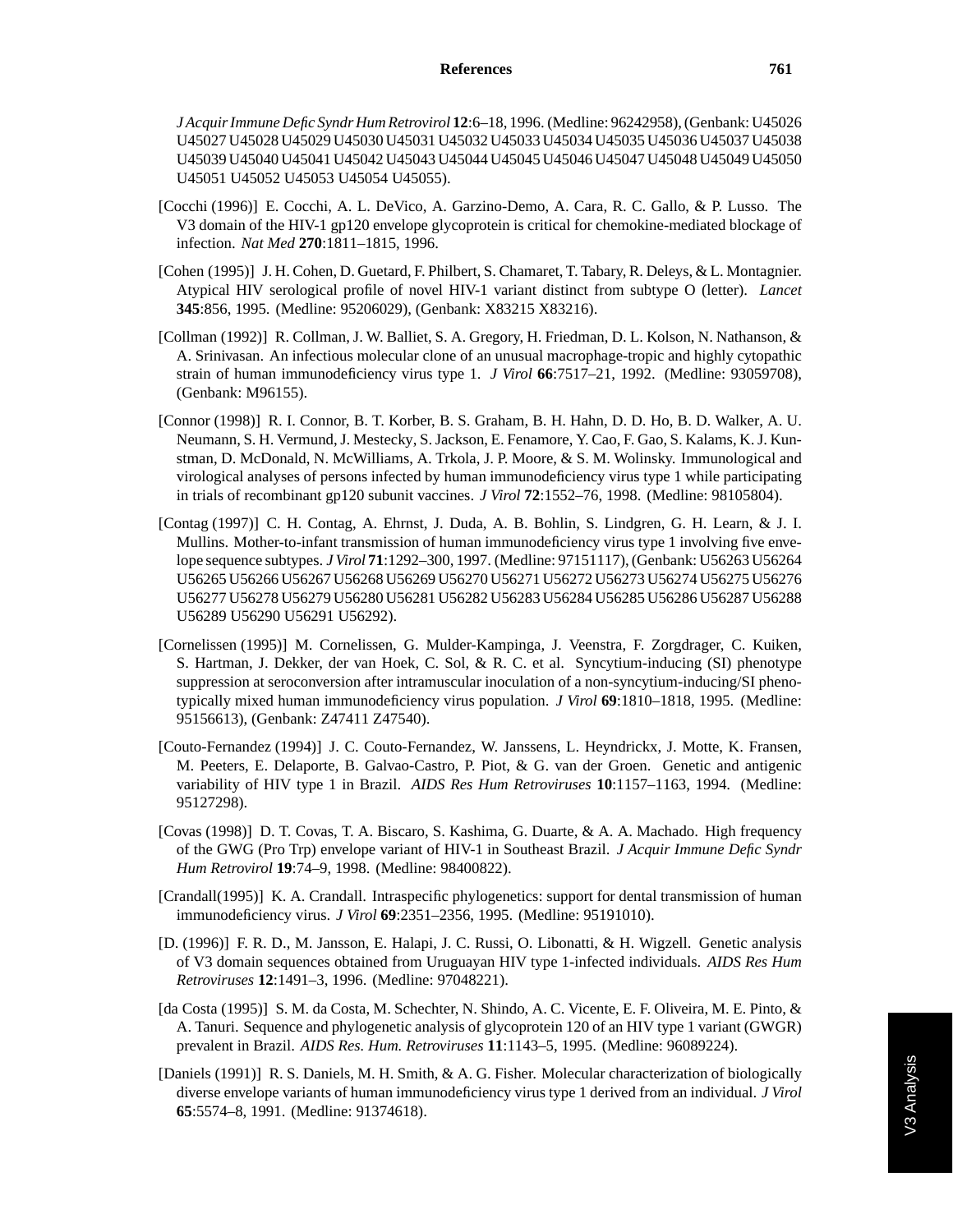*J Acquir Immune Defic Syndr Hum Retrovirol* **12**:6–18, 1996. (Medline: 96242958), (Genbank: U45026 U45027 U45028 U45029 U45030 U45031 U45032 U45033 U45034 U45035 U45036 U45037 U45038 U45039 U45040 U45041 U45042 U45043 U45044 U45045 U45046 U45047 U45048 U45049 U45050 U45051 U45052 U45053 U45054 U45055).

[Cocchi (1996)] E. Cocchi, A. L. DeVico, A. Garzino-Demo, A. Cara, R. C. Gallo, & P. Lusso. The V3 domain of the HIV-1 gp120 envelope glycoprotein is critical for chemokine-mediated blockage of infection. *Nat Med* **270**:1811–1815, 1996.

[Cohen (1995)] J. H. Cohen, D. Guetard, F. Philbert, S. Chamaret, T. Tabary, R. Deleys, & L. Montagnier. Atypical HIV serological profile of novel HIV-1 variant distinct from subtype O (letter). *Lancet* **345**:856, 1995. (Medline: 95206029), (Genbank: X83215 X83216).

[Collman (1992)] R. Collman, J. W. Balliet, S. A. Gregory, H. Friedman, D. L. Kolson, N. Nathanson, & A. Srinivasan. An infectious molecular clone of an unusual macrophage-tropic and highly cytopathic strain of human immunodeficiency virus type 1. *J Virol* **66**:7517–21, 1992. (Medline: 93059708), (Genbank: M96155).

[Connor (1998)] R. I. Connor, B. T. Korber, B. S. Graham, B. H. Hahn, D. D. Ho, B. D. Walker, A. U. Neumann, S. H. Vermund, J. Mestecky, S. Jackson, E. Fenamore, Y. Cao, F. Gao, S. Kalams, K. J. Kunstman, D. McDonald, N. McWilliams, A. Trkola, J. P. Moore, & S. M. Wolinsky. Immunological and virological analyses of persons infected by human immunodeficiency virus type 1 while participating in trials of recombinant gp120 subunit vaccines. *J Virol* **72**:1552–76, 1998. (Medline: 98105804).

[Contag (1997)] C. H. Contag, A. Ehrnst, J. Duda, A. B. Bohlin, S. Lindgren, G. H. Learn, & J. I. Mullins. Mother-to-infant transmission of human immunodeficiency virus type 1 involving five envelope sequence subtypes. *J Virol* **71**:1292–300, 1997. (Medline: 97151117), (Genbank: U56263 U56264 U56265 U56266 U56267 U56268 U56269 U56270 U56271 U56272 U56273 U56274 U56275 U56276 U56277 U56278 U56279 U56280 U56281 U56282 U56283 U56284 U56285 U56286 U56287 U56288 U56289 U56290 U56291 U56292).

[Cornelissen (1995)] M. Cornelissen, G. Mulder-Kampinga, J. Veenstra, F. Zorgdrager, C. Kuiken, S. Hartman, J. Dekker, der van Hoek, C. Sol, & R. C. et al. Syncytium-inducing (SI) phenotype suppression at seroconversion after intramuscular inoculation of a non-syncytium-inducing/SI phenotypically mixed human immunodeficiency virus population. *J Virol* **69**:1810–1818, 1995. (Medline: 95156613), (Genbank: Z47411 Z47540).

[Couto-Fernandez (1994)] J. C. Couto-Fernandez, W. Janssens, L. Heyndrickx, J. Motte, K. Fransen, M. Peeters, E. Delaporte, B. Galvao-Castro, P. Piot, & G. van der Groen. Genetic and antigenic variability of HIV type 1 in Brazil. *AIDS Res Hum Retroviruses* **10**:1157–1163, 1994. (Medline: 95127298).

[Covas (1998)] D. T. Covas, T. A. Biscaro, S. Kashima, G. Duarte, & A. A. Machado. High frequency of the GWG (Pro Trp) envelope variant of HIV-1 in Southeast Brazil. *J Acquir Immune Defic Syndr Hum Retrovirol* **19**:74–9, 1998. (Medline: 98400822).

[Crandall(1995)] K. A. Crandall. Intraspecific phylogenetics: support for dental transmission of human immunodeficiency virus. *J Virol* **69**:2351–2356, 1995. (Medline: 95191010).

[D. (1996)] F. R. D., M. Jansson, E. Halapi, J. C. Russi, O. Libonatti, & H. Wigzell. Genetic analysis of V3 domain sequences obtained from Uruguayan HIV type 1-infected individuals. *AIDS Res Hum Retroviruses* **12**:1491–3, 1996. (Medline: 97048221).

[da Costa (1995)] S. M. da Costa, M. Schechter, N. Shindo, A. C. Vicente, E. F. Oliveira, M. E. Pinto, & A. Tanuri. Sequence and phylogenetic analysis of glycoprotein 120 of an HIV type 1 variant (GWGR) prevalent in Brazil. *AIDS Res. Hum. Retroviruses* **11**:1143–5, 1995. (Medline: 96089224).

[Daniels (1991)] R. S. Daniels, M. H. Smith, & A. G. Fisher. Molecular characterization of biologically diverse envelope variants of human immunodeficiency virus type 1 derived from an individual. *J Virol* **65**:5574–8, 1991. (Medline: 91374618).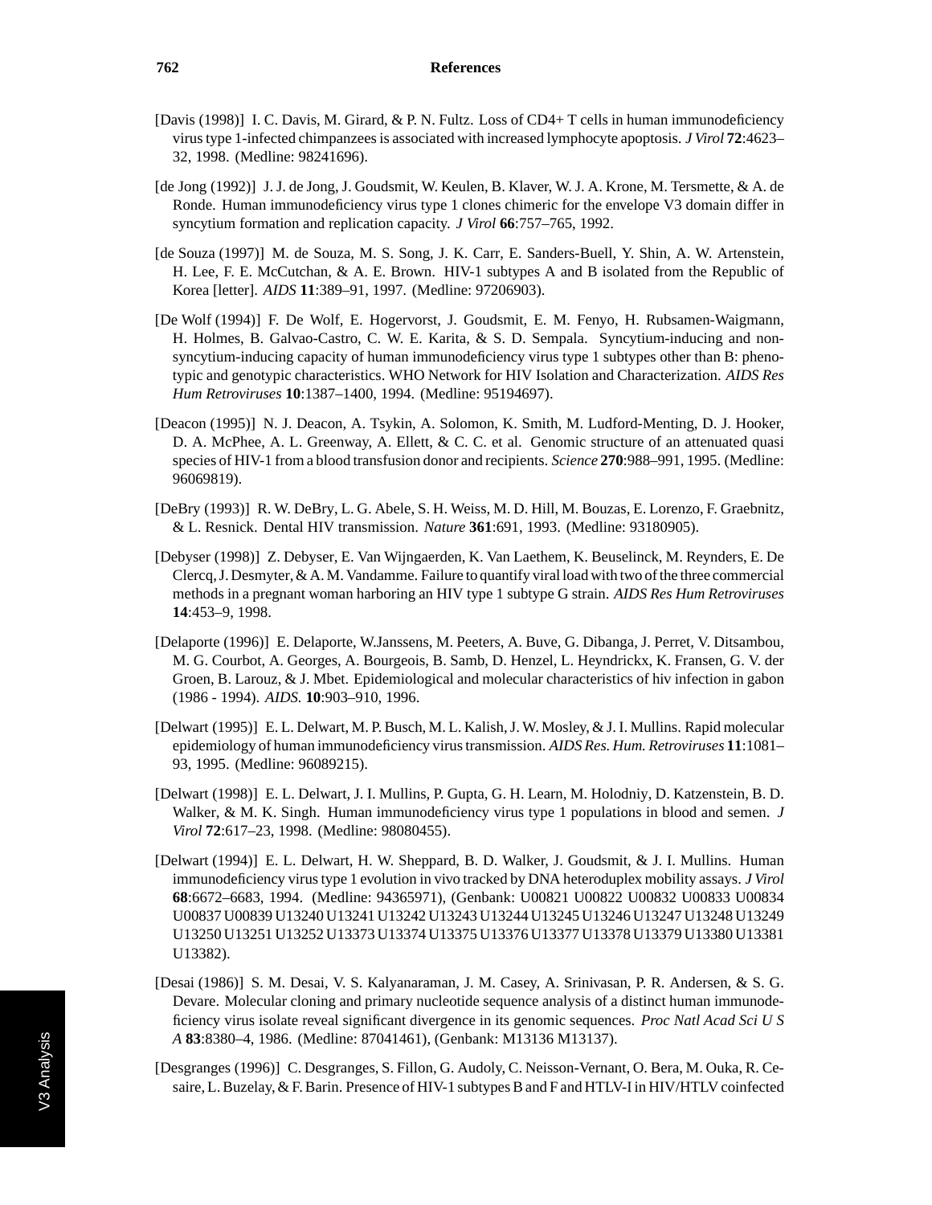[Davis (1998)] I. C. Davis, M. Girard, & P. N. Fultz. Loss of CD4+ T cells in human immunodeficiency virus type 1-infected chimpanzees is associated with increased lymphocyte apoptosis. *J Virol* **72**:4623–32, 1998. (Medline: 98241696).

[de Jong (1992)] J. J. de Jong, J. Goudsmit, W. Keulen, B. Klaver, W. J. A. Krone, M. Tersmette, & A. de Ronde. Human immunodeficiency virus type 1 clones chimeric for the envelope V3 domain differ in syncytium formation and replication capacity. *J Virol* **66**:757–765, 1992.

[de Souza (1997)] M. de Souza, M. S. Song, J. K. Carr, E. Sanders-Buell, Y. Shin, A. W. Artenstein, H. Lee, F. E. McCutchan, & A. E. Brown. HIV-1 subtypes A and B isolated from the Republic of Korea [letter]. *AIDS* **11**:389–91, 1997. (Medline: 97206903).

[De Wolf (1994)] F. De Wolf, E. Hogervorst, J. Goudsmit, E. M. Fenyo, H. Rubsamen-Waigmann, H. Holmes, B. Galvao-Castro, C. W. E. Karita, & S. D. Sempala. Syncytium-inducing and non-syncytium-inducing capacity of human immunodeficiency virus type 1 subtypes other than B: phenotypic and genotypic characteristics. WHO Network for HIV Isolation and Characterization. *AIDS Res Hum Retroviruses* **10**:1387–1400, 1994. (Medline: 95194697).

[Deacon (1995)] N. J. Deacon, A. Tsykin, A. Solomon, K. Smith, M. Ludford-Menting, D. J. Hooker, D. A. McPhee, A. L. Greenway, A. Ellett, & C. C. et al. Genomic structure of an attenuated quasi species of HIV-1 from a blood transfusion donor and recipients. *Science* **270**:988–991, 1995. (Medline: 96069819).

[DeBry (1993)] R. W. DeBry, L. G. Abele, S. H. Weiss, M. D. Hill, M. Bouzas, E. Lorenzo, F. Graebnitz, & L. Resnick. Dental HIV transmission. *Nature* **361**:691, 1993. (Medline: 93180905).

[Debyser (1998)] Z. Debyser, E. Van Wijngaerden, K. Van Laethem, K. Beuselinck, M. Reynders, E. De Clercq, J. Desmyter, & A. M. Vandamme. Failure to quantify viral load with two of the three commercial methods in a pregnant woman harboring an HIV type 1 subtype G strain. *AIDS Res Hum Retroviruses* **14**:453–9, 1998.

[Delaporte (1996)] E. Delaporte, W.Janssens, M. Peeters, A. Buve, G. Dibanga, J. Perret, V. Ditsambou, M. G. Courbot, A. Georges, A. Bourgeois, B. Samb, D. Henzel, L. Heyndrickx, K. Fransen, G. V. der Groen, B. Larouz, & J. Mbet. Epidemiological and molecular characteristics of hiv infection in gabon (1986 - 1994). *AIDS.* **10**:903–910, 1996.

[Delwart (1995)] E. L. Delwart, M. P. Busch, M. L. Kalish, J. W. Mosley, & J. I. Mullins. Rapid molecular epidemiology of human immunodeficiency virus transmission. *AIDS Res. Hum. Retroviruses* **11**:1081–93, 1995. (Medline: 96089215).

[Delwart (1998)] E. L. Delwart, J. I. Mullins, P. Gupta, G. H. Learn, M. Holodniy, D. Katzenstein, B. D. Walker, & M. K. Singh. Human immunodeficiency virus type 1 populations in blood and semen. *J Virol* **72**:617–23, 1998. (Medline: 98080455).

[Delwart (1994)] E. L. Delwart, H. W. Sheppard, B. D. Walker, J. Goudsmit, & J. I. Mullins. Human immunodeficiency virus type 1 evolution in vivo tracked by DNA heteroduplex mobility assays. *J Virol* **68**:6672–6683, 1994. (Medline: 94365971), (Genbank: U00821 U00822 U00832 U00833 U00834 U00837 U00839 U13240 U13241 U13242 U13243 U13244 U13245 U13246 U13247 U13248 U13249 U13250 U13251 U13252 U13373 U13374 U13375 U13376 U13377 U13378 U13379 U13380 U13381 U13382).

[Desai (1986)] S. M. Desai, V. S. Kalyanaraman, J. M. Casey, A. Srinivasan, P. R. Andersen, & S. G. Devare. Molecular cloning and primary nucleotide sequence analysis of a distinct human immunodeficiency virus isolate reveal significant divergence in its genomic sequences. *Proc Natl Acad Sci U S A* **83**:8380–4, 1986. (Medline: 87041461), (Genbank: M13136 M13137).

[Desgranges (1996)] C. Desgranges, S. Fillon, G. Audoly, C. Neisson-Vernant, O. Bera, M. Ouka, R. Cesaire, L. Buzelay, & F. Barin. Presence of HIV-1 subtypes B and F and HTLV-I in HIV/HTLV coinfected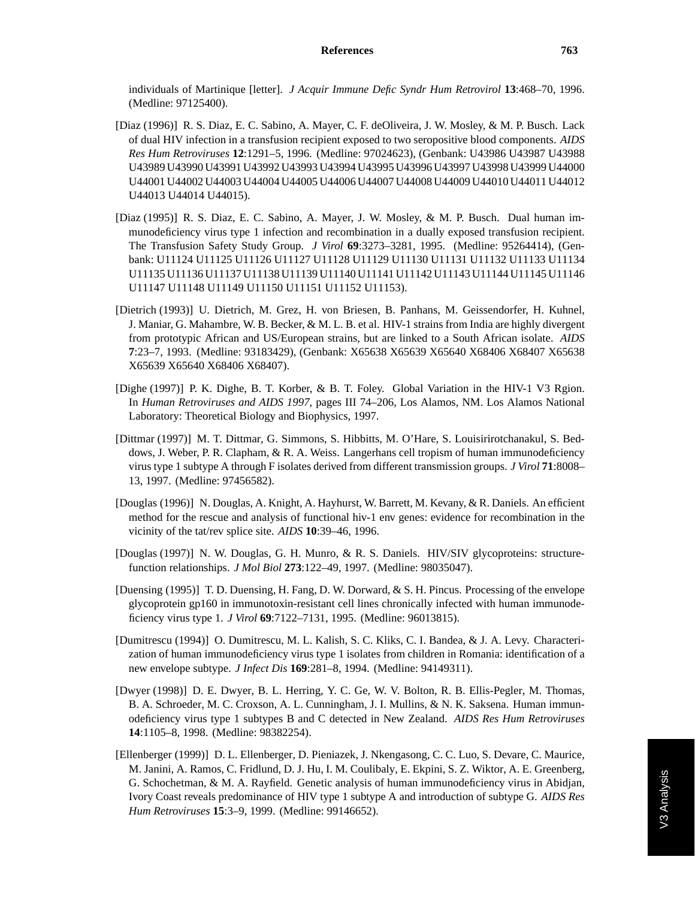individuals of Martinique [letter]. *J Acquir Immune Defic Syndr Hum Retrovirol* **13**:468–70, 1996. (Medline: 97125400).

[Diaz (1996)] R. S. Diaz, E. C. Sabino, A. Mayer, C. F. deOliveira, J. W. Mosley, & M. P. Busch. Lack of dual HIV infection in a transfusion recipient exposed to two seropositive blood components. *AIDS Res Hum Retroviruses* **12**:1291–5, 1996. (Medline: 97024623), (Genbank: U43986 U43987 U43988 U43989 U43990 U43991 U43992 U43993 U43994 U43995 U43996 U43997 U43998 U43999 U44000 U44001 U44002 U44003 U44004 U44005 U44006 U44007 U44008 U44009 U44010 U44011 U44012 U44013 U44014 U44015).

[Diaz (1995)] R. S. Diaz, E. C. Sabino, A. Mayer, J. W. Mosley, & M. P. Busch. Dual human immunodeficiency virus type 1 infection and recombination in a dually exposed transfusion recipient. The Transfusion Safety Study Group. *J Virol* **69**:3273–3281, 1995. (Medline: 95264414), (Genbank: U11124 U11125 U11126 U11127 U11128 U11129 U11130 U11131 U11132 U11133 U11134 U11135 U11136 U11137 U11138 U11139 U11140 U11141 U11142 U11143 U11144 U11145 U11146 U11147 U11148 U11149 U11150 U11151 U11152 U11153).

[Dietrich (1993)] U. Dietrich, M. Grez, H. von Briesen, B. Panhans, M. Geissendorfer, H. Kuhnel, J. Maniar, G. Mahambre, W. B. Becker, & M. L. B. et al. HIV-1 strains from India are highly divergent from prototypic African and US/European strains, but are linked to a South African isolate. *AIDS* **7**:23–7, 1993. (Medline: 93183429), (Genbank: X65638 X65639 X65640 X68406 X68407 X65638 X65639 X65640 X68406 X68407).

[Dighe (1997)] P. K. Dighe, B. T. Korber, & B. T. Foley. Global Variation in the HIV-1 V3 Rgion. In *Human Retroviruses and AIDS 1997*, pages III 74–206, Los Alamos, NM. Los Alamos National Laboratory: Theoretical Biology and Biophysics, 1997.

[Dittmar (1997)] M. T. Dittmar, G. Simmons, S. Hibbitts, M. O'Hare, S. Louisirirotchanakul, S. Beddows, J. Weber, P. R. Clapham, & R. A. Weiss. Langerhans cell tropism of human immunodeficiency virus type 1 subtype A through F isolates derived from different transmission groups. *J Virol* **71**:8008–13, 1997. (Medline: 97456582).

[Douglas (1996)] N. Douglas, A. Knight, A. Hayhurst, W. Barrett, M. Kevany, & R. Daniels. An efficient method for the rescue and analysis of functional hiv-1 env genes: evidence for recombination in the vicinity of the tat/rev splice site. *AIDS* **10**:39–46, 1996.

[Douglas (1997)] N. W. Douglas, G. H. Munro, & R. S. Daniels. HIV/SIV glycoproteins: structure-function relationships. *J Mol Biol* **273**:122–49, 1997. (Medline: 98035047).

[Duensing (1995)] T. D. Duensing, H. Fang, D. W. Dorward, & S. H. Pincus. Processing of the envelope glycoprotein gp160 in immunotoxin-resistant cell lines chronically infected with human immunodeficiency virus type 1. *J Virol* **69**:7122–7131, 1995. (Medline: 96013815).

[Dumitrescu (1994)] O. Dumitrescu, M. L. Kalish, S. C. Kliks, C. I. Bandea, & J. A. Levy. Characterization of human immunodeficiency virus type 1 isolates from children in Romania: identification of a new envelope subtype. *J Infect Dis* **169**:281–8, 1994. (Medline: 94149311).

[Dwyer (1998)] D. E. Dwyer, B. L. Herring, Y. C. Ge, W. V. Bolton, R. B. Ellis-Pegler, M. Thomas, B. A. Schroeder, M. C. Croxson, A. L. Cunningham, J. I. Mullins, & N. K. Saksena. Human immunodeficiency virus type 1 subtypes B and C detected in New Zealand. *AIDS Res Hum Retroviruses* **14**:1105–8, 1998. (Medline: 98382254).

[Ellenberger (1999)] D. L. Ellenberger, D. Pieniazek, J. Nkengasong, C. C. Luo, S. Devare, C. Maurice, M. Janini, A. Ramos, C. Fridlund, D. J. Hu, I. M. Coulibaly, E. Ekpini, S. Z. Wiktor, A. E. Greenberg, G. Schochetman, & M. A. Rayfield. Genetic analysis of human immunodeficiency virus in Abidjan, Ivory Coast reveals predominance of HIV type 1 subtype A and introduction of subtype G. *AIDS Res Hum Retroviruses* **15**:3–9, 1999. (Medline: 99146652).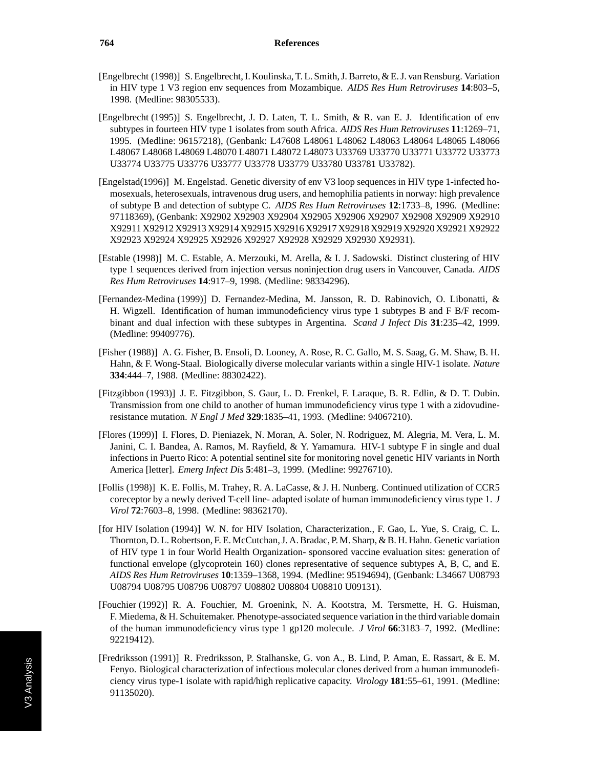[Engelbrecht (1998)] S. Engelbrecht, I. Koulinska, T. L. Smith, J. Barreto, & E. J. van Rensburg. Variation in HIV type 1 V3 region env sequences from Mozambique. *AIDS Res Hum Retroviruses* **14**:803–5, 1998. (Medline: 98305533).

[Engelbrecht (1995)] S. Engelbrecht, J. D. Laten, T. L. Smith, & R. van E. J. Identification of env subtypes in fourteen HIV type 1 isolates from south Africa. *AIDS Res Hum Retroviruses* **11**:1269–71, 1995. (Medline: 96157218), (Genbank: L47608 L48061 L48062 L48063 L48064 L48065 L48066 L48067 L48068 L48069 L48070 L48071 L48072 L48073 U33769 U33770 U33771 U33772 U33773 U33774 U33775 U33776 U33777 U33778 U33779 U33780 U33781 U33782).

[Engelstad(1996)] M. Engelstad. Genetic diversity of env V3 loop sequences in HIV type 1-infected homosexuals, heterosexuals, intravenous drug users, and hemophilia patients in norway: high prevalence of subtype B and detection of subtype C. *AIDS Res Hum Retroviruses* **12**:1733–8, 1996. (Medline: 97118369), (Genbank: X92902 X92903 X92904 X92905 X92906 X92907 X92908 X92909 X92910 X92911 X92912 X92913 X92914 X92915 X92916 X92917 X92918 X92919 X92920 X92921 X92922 X92923 X92924 X92925 X92926 X92927 X92928 X92929 X92930 X92931).

[Estable (1998)] M. C. Estable, A. Merzouki, M. Arella, & I. J. Sadowski. Distinct clustering of HIV type 1 sequences derived from injection versus noninjection drug users in Vancouver, Canada. *AIDS Res Hum Retroviruses* **14**:917–9, 1998. (Medline: 98334296).

[Fernandez-Medina (1999)] D. Fernandez-Medina, M. Jansson, R. D. Rabinovich, O. Libonatti, & H. Wigzell. Identification of human immunodeficiency virus type 1 subtypes B and F B/F recombinant and dual infection with these subtypes in Argentina. *Scand J Infect Dis* **31**:235–42, 1999. (Medline: 99409776).

[Fisher (1988)] A. G. Fisher, B. Ensoli, D. Looney, A. Rose, R. C. Gallo, M. S. Saag, G. M. Shaw, B. H. Hahn, & F. Wong-Staal. Biologically diverse molecular variants within a single HIV-1 isolate. *Nature* **334**:444–7, 1988. (Medline: 88302422).

[Fitzgibbon (1993)] J. E. Fitzgibbon, S. Gaur, L. D. Frenkel, F. Laraque, B. R. Edlin, & D. T. Dubin. Transmission from one child to another of human immunodeficiency virus type 1 with a zidovudine-resistance mutation. *N Engl J Med* **329**:1835–41, 1993. (Medline: 94067210).

[Flores (1999)] I. Flores, D. Pieniazek, N. Moran, A. Soler, N. Rodriguez, M. Alegria, M. Vera, L. M. Janini, C. I. Bandea, A. Ramos, M. Rayfield, & Y. Yamamura. HIV-1 subtype F in single and dual infections in Puerto Rico: A potential sentinel site for monitoring novel genetic HIV variants in North America [letter]. *Emerg Infect Dis* **5**:481–3, 1999. (Medline: 99276710).

[Follis (1998)] K. E. Follis, M. Trahey, R. A. LaCasse, & J. H. Nunberg. Continued utilization of CCR5 coreceptor by a newly derived T-cell line- adapted isolate of human immunodeficiency virus type 1. *J Virol* **72**:7603–8, 1998. (Medline: 98362170).

[for HIV Isolation (1994)] W. N. for HIV Isolation, Characterization., F. Gao, L. Yue, S. Craig, C. L. Thornton, D. L. Robertson, F. E. McCutchan, J. A. Bradac, P. M. Sharp, & B. H. Hahn. Genetic variation of HIV type 1 in four World Health Organization- sponsored vaccine evaluation sites: generation of functional envelope (glycoprotein 160) clones representative of sequence subtypes A, B, C, and E. *AIDS Res Hum Retroviruses* **10**:1359–1368, 1994. (Medline: 95194694), (Genbank: L34667 U08793 U08794 U08795 U08796 U08797 U08802 U08804 U08810 U09131).

[Fouchier (1992)] R. A. Fouchier, M. Groenink, N. A. Kootstra, M. Tersmette, H. G. Huisman, F. Miedema, & H. Schuitemaker. Phenotype-associated sequence variation in the third variable domain of the human immunodeficiency virus type 1 gp120 molecule. *J Virol* **66**:3183–7, 1992. (Medline: 92219412).

[Fredriksson (1991)] R. Fredriksson, P. Stalhanske, G. von A., B. Lind, P. Aman, E. Rassart, & E. M. Fenyo. Biological characterization of infectious molecular clones derived from a human immunodeficiency virus type-1 isolate with rapid/high replicative capacity. *Virology* **181**:55–61, 1991. (Medline: 91135020).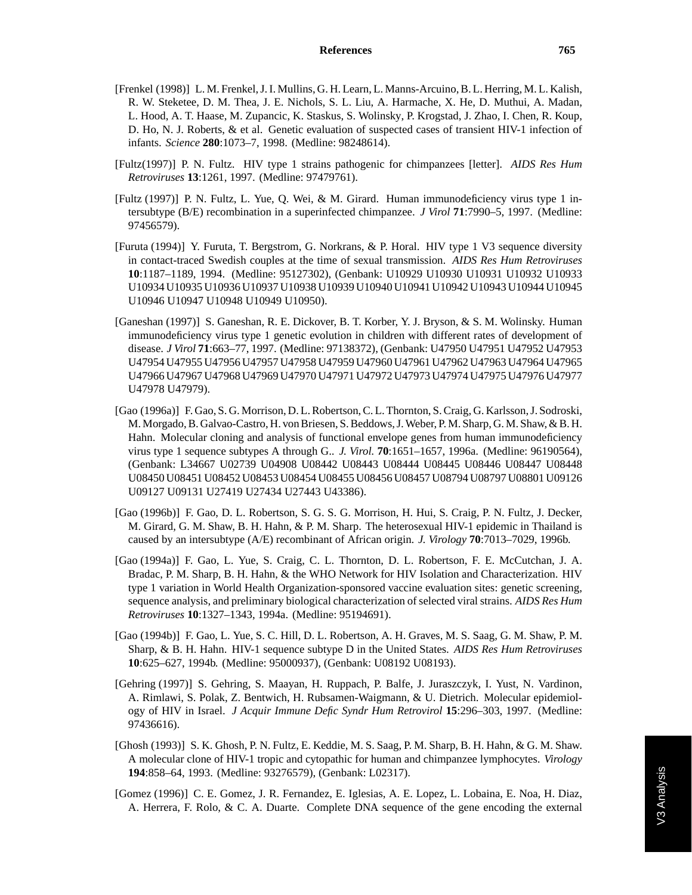[Frenkel (1998)] L. M. Frenkel, J. I. Mullins, G. H. Learn, L. Manns-Arcuino, B. L. Herring, M. L. Kalish, R. W. Steketee, D. M. Thea, J. E. Nichols, S. L. Liu, A. Harmache, X. He, D. Muthui, A. Madan, L. Hood, A. T. Haase, M. Zupancic, K. Staskus, S. Wolinsky, P. Krogstad, J. Zhao, I. Chen, R. Koup, D. Ho, N. J. Roberts, & et al. Genetic evaluation of suspected cases of transient HIV-1 infection of infants. *Science* **280**:1073–7, 1998. (Medline: 98248614).

[Fultz(1997)] P. N. Fultz. HIV type 1 strains pathogenic for chimpanzees [letter]. *AIDS Res Hum Retroviruses* **13**:1261, 1997. (Medline: 97479761).

[Fultz (1997)] P. N. Fultz, L. Yue, Q. Wei, & M. Girard. Human immunodeficiency virus type 1 intersubtype (B/E) recombination in a superinfected chimpanzee. *J Virol* **71**:7990–5, 1997. (Medline: 97456579).

[Furuta (1994)] Y. Furuta, T. Bergstrom, G. Norkrans, & P. Horal. HIV type 1 V3 sequence diversity in contact-traced Swedish couples at the time of sexual transmission. *AIDS Res Hum Retroviruses* **10**:1187–1189, 1994. (Medline: 95127302), (Genbank: U10929 U10930 U10931 U10932 U10933 U10934 U10935 U10936 U10937 U10938 U10939 U10940 U10941 U10942 U10943 U10944 U10945 U10946 U10947 U10948 U10949 U10950).

[Ganeshan (1997)] S. Ganeshan, R. E. Dickover, B. T. Korber, Y. J. Bryson, & S. M. Wolinsky. Human immunodeficiency virus type 1 genetic evolution in children with different rates of development of disease. *J Virol* **71**:663–77, 1997. (Medline: 97138372), (Genbank: U47950 U47951 U47952 U47953 U47954 U47955 U47956 U47957 U47958 U47959 U47960 U47961 U47962 U47963 U47964 U47965 U47966 U47967 U47968 U47969 U47970 U47971 U47972 U47973 U47974 U47975 U47976 U47977 U47978 U47979).

[Gao (1996a)] F. Gao, S. G. Morrison, D. L. Robertson, C. L. Thornton, S. Craig, G. Karlsson, J. Sodroski, M. Morgado, B. Galvao-Castro, H. von Briesen, S. Beddows, J. Weber, P. M. Sharp, G. M. Shaw, & B. H. Hahn. Molecular cloning and analysis of functional envelope genes from human immunodeficiency virus type 1 sequence subtypes A through G.. *J. Virol.* **70**:1651–1657, 1996a. (Medline: 96190564), (Genbank: L34667 U02739 U04908 U08442 U08443 U08444 U08445 U08446 U08447 U08448 U08450 U08451 U08452 U08453 U08454 U08455 U08456 U08457 U08794 U08797 U08801 U09126 U09127 U09131 U27419 U27434 U27443 U43386).

[Gao (1996b)] F. Gao, D. L. Robertson, S. G. S. G. Morrison, H. Hui, S. Craig, P. N. Fultz, J. Decker, M. Girard, G. M. Shaw, B. H. Hahn, & P. M. Sharp. The heterosexual HIV-1 epidemic in Thailand is caused by an intersubtype (A/E) recombinant of African origin. *J. Virology* **70**:7013–7029, 1996b.

[Gao (1994a)] F. Gao, L. Yue, S. Craig, C. L. Thornton, D. L. Robertson, F. E. McCutchan, J. A. Bradac, P. M. Sharp, B. H. Hahn, & the WHO Network for HIV Isolation and Characterization. HIV type 1 variation in World Health Organization-sponsored vaccine evaluation sites: genetic screening, sequence analysis, and preliminary biological characterization of selected viral strains. *AIDS Res Hum Retroviruses* **10**:1327–1343, 1994a. (Medline: 95194691).

[Gao (1994b)] F. Gao, L. Yue, S. C. Hill, D. L. Robertson, A. H. Graves, M. S. Saag, G. M. Shaw, P. M. Sharp, & B. H. Hahn. HIV-1 sequence subtype D in the United States. *AIDS Res Hum Retroviruses* **10**:625–627, 1994b. (Medline: 95000937), (Genbank: U08192 U08193).

[Gehring (1997)] S. Gehring, S. Maayan, H. Ruppach, P. Balfe, J. Juraszczyk, I. Yust, N. Vardinon, A. Rimlawi, S. Polak, Z. Bentwich, H. Rubsamen-Waigmann, & U. Dietrich. Molecular epidemiology of HIV in Israel. *J Acquir Immune Defic Syndr Hum Retrovirol* **15**:296–303, 1997. (Medline: 97436616).

[Ghosh (1993)] S. K. Ghosh, P. N. Fultz, E. Keddie, M. S. Saag, P. M. Sharp, B. H. Hahn, & G. M. Shaw. A molecular clone of HIV-1 tropic and cytopathic for human and chimpanzee lymphocytes. *Virology* **194**:858–64, 1993. (Medline: 93276579), (Genbank: L02317).

[Gomez (1996)] C. E. Gomez, J. R. Fernandez, E. Iglesias, A. E. Lopez, L. Lobaina, E. Noa, H. Diaz, A. Herrera, F. Rolo, & C. A. Duarte. Complete DNA sequence of the gene encoding the external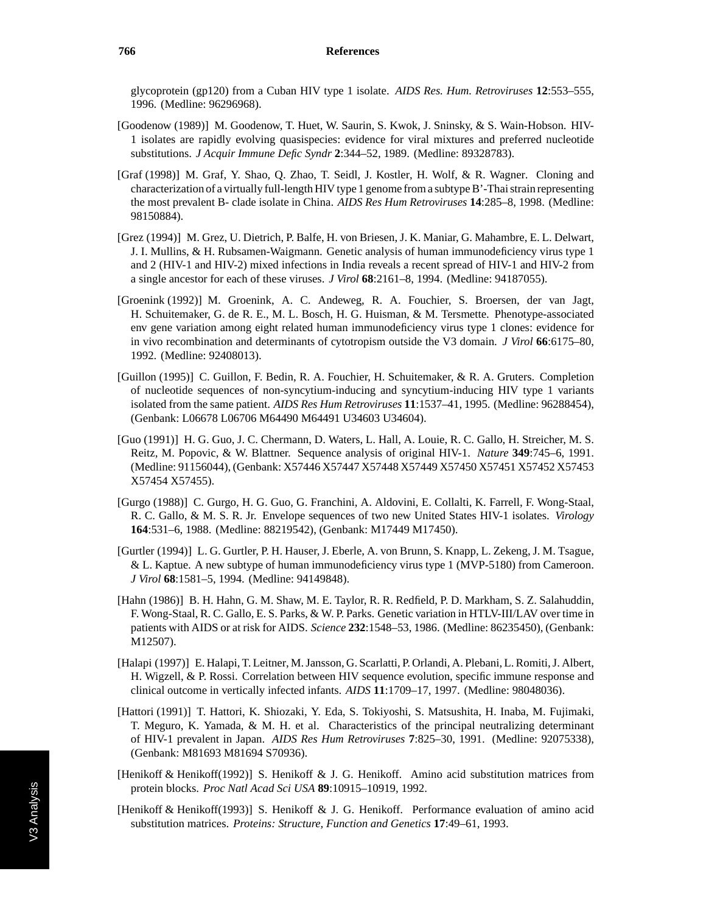glycoprotein (gp120) from a Cuban HIV type 1 isolate. *AIDS Res. Hum. Retroviruses* **12**:553–555, 1996. (Medline: 96296968).

[Goodenow (1989)] M. Goodenow, T. Huet, W. Saurin, S. Kwok, J. Sninsky, & S. Wain-Hobson. HIV-1 isolates are rapidly evolving quasispecies: evidence for viral mixtures and preferred nucleotide substitutions. *J Acquir Immune Defic Syndr* **2**:344–52, 1989. (Medline: 89328783).

[Graf (1998)] M. Graf, Y. Shao, Q. Zhao, T. Seidl, J. Kostler, H. Wolf, & R. Wagner. Cloning and characterization of a virtually full-length HIV type 1 genome from a subtype B'-Thai strain representing the most prevalent B- clade isolate in China. *AIDS Res Hum Retroviruses* **14**:285–8, 1998. (Medline: 98150884).

[Grez (1994)] M. Grez, U. Dietrich, P. Balfe, H. von Briesen, J. K. Maniar, G. Mahambre, E. L. Delwart, J. I. Mullins, & H. Rubsamen-Waigmann. Genetic analysis of human immunodeficiency virus type 1 and 2 (HIV-1 and HIV-2) mixed infections in India reveals a recent spread of HIV-1 and HIV-2 from a single ancestor for each of these viruses. *J Virol* **68**:2161–8, 1994. (Medline: 94187055).

[Groenink (1992)] M. Groenink, A. C. Andeweg, R. A. Fouchier, S. Broersen, der van Jagt, H. Schuitemaker, G. de R. E., M. L. Bosch, H. G. Huisman, & M. Tersmette. Phenotype-associated env gene variation among eight related human immunodeficiency virus type 1 clones: evidence for in vivo recombination and determinants of cytotropism outside the V3 domain. *J Virol* **66**:6175–80, 1992. (Medline: 92408013).

[Guillon (1995)] C. Guillon, F. Bedin, R. A. Fouchier, H. Schuitemaker, & R. A. Gruters. Completion of nucleotide sequences of non-syncytium-inducing and syncytium-inducing HIV type 1 variants isolated from the same patient. *AIDS Res Hum Retroviruses* **11**:1537–41, 1995. (Medline: 96288454), (Genbank: L06678 L06706 M64490 M64491 U34603 U34604).

[Guo (1991)] H. G. Guo, J. C. Chermann, D. Waters, L. Hall, A. Louie, R. C. Gallo, H. Streicher, M. S. Reitz, M. Popovic, & W. Blattner. Sequence analysis of original HIV-1. *Nature* **349**:745–6, 1991. (Medline: 91156044), (Genbank: X57446 X57447 X57448 X57449 X57450 X57451 X57452 X57453 X57454 X57455).

[Gurgo (1988)] C. Gurgo, H. G. Guo, G. Franchini, A. Aldovini, E. Collalti, K. Farrell, F. Wong-Staal, R. C. Gallo, & M. S. R. Jr. Envelope sequences of two new United States HIV-1 isolates. *Virology* **164**:531–6, 1988. (Medline: 88219542), (Genbank: M17449 M17450).

[Gurtler (1994)] L. G. Gurtler, P. H. Hauser, J. Eberle, A. von Brunn, S. Knapp, L. Zekeng, J. M. Tsague, & L. Kaptue. A new subtype of human immunodeficiency virus type 1 (MVP-5180) from Cameroon. *J Virol* **68**:1581–5, 1994. (Medline: 94149848).

[Hahn (1986)] B. H. Hahn, G. M. Shaw, M. E. Taylor, R. R. Redfield, P. D. Markham, S. Z. Salahuddin, F. Wong-Staal, R. C. Gallo, E. S. Parks, & W. P. Parks. Genetic variation in HTLV-III/LAV over time in patients with AIDS or at risk for AIDS. *Science* **232**:1548–53, 1986. (Medline: 86235450), (Genbank: M12507).

[Halapi (1997)] E. Halapi, T. Leitner, M. Jansson, G. Scarlatti, P. Orlandi, A. Plebani, L. Romiti, J. Albert, H. Wigzell, & P. Rossi. Correlation between HIV sequence evolution, specific immune response and clinical outcome in vertically infected infants. *AIDS* **11**:1709–17, 1997. (Medline: 98048036).

[Hattori (1991)] T. Hattori, K. Shiozaki, Y. Eda, S. Tokiyoshi, S. Matsushita, H. Inaba, M. Fujimaki, T. Meguro, K. Yamada, & M. H. et al. Characteristics of the principal neutralizing determinant of HIV-1 prevalent in Japan. *AIDS Res Hum Retroviruses* **7**:825–30, 1991. (Medline: 92075338), (Genbank: M81693 M81694 S70936).

[Henikoff & Henikoff(1992)] S. Henikoff & J. G. Henikoff. Amino acid substitution matrices from protein blocks. *Proc Natl Acad Sci USA* **89**:10915–10919, 1992.

[Henikoff & Henikoff(1993)] S. Henikoff & J. G. Henikoff. Performance evaluation of amino acid substitution matrices. *Proteins: Structure, Function and Genetics* **17**:49–61, 1993.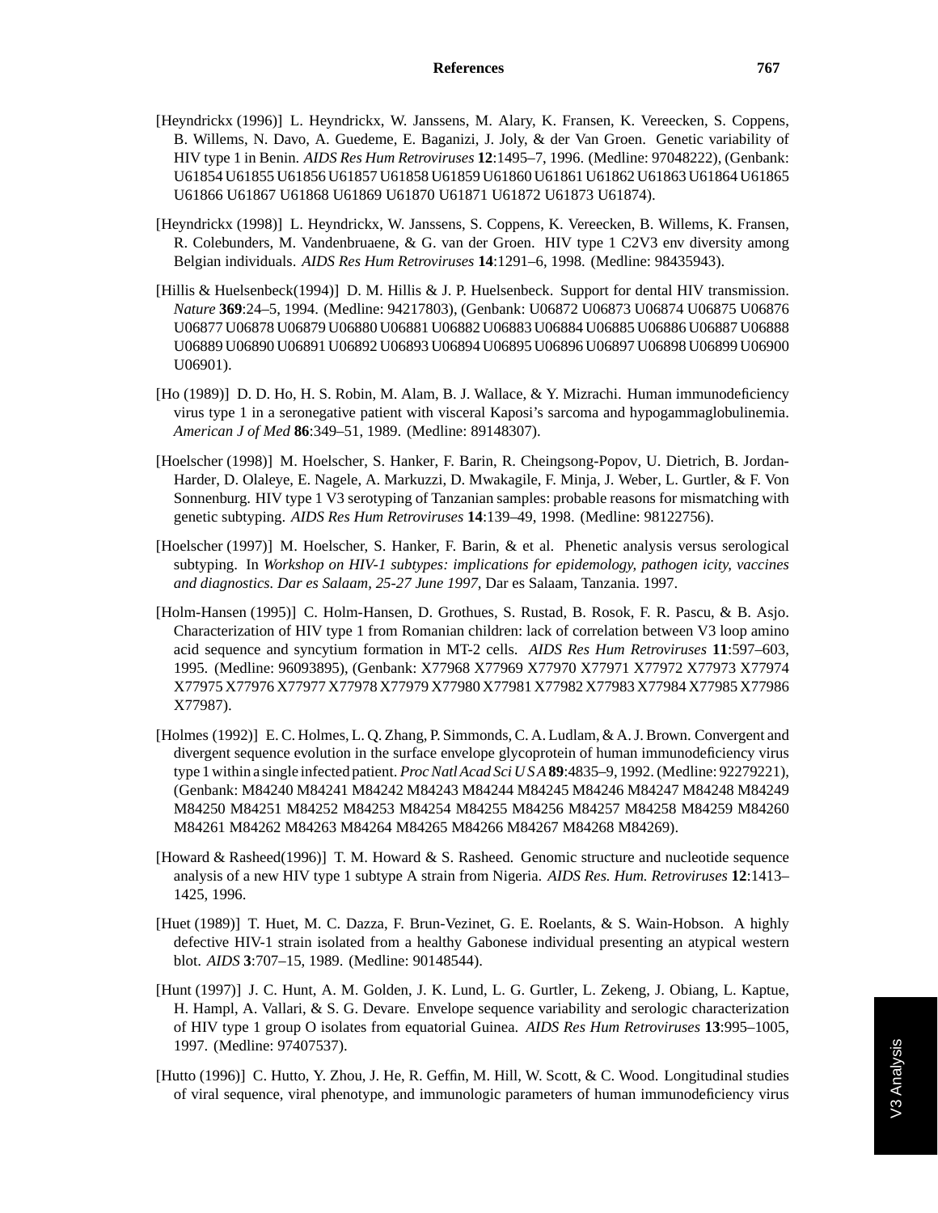[Heyndrickx (1996)] L. Heyndrickx, W. Janssens, M. Alary, K. Fransen, K. Vereecken, S. Coppens, B. Willems, N. Davo, A. Guedeme, E. Baganizi, J. Joly, & der Van Groen. Genetic variability of HIV type 1 in Benin. *AIDS Res Hum Retroviruses* **12**:1495–7, 1996. (Medline: 97048222), (Genbank: U61854 U61855 U61856 U61857 U61858 U61859 U61860 U61861 U61862 U61863 U61864 U61865 U61866 U61867 U61868 U61869 U61870 U61871 U61872 U61873 U61874).

[Heyndrickx (1998)] L. Heyndrickx, W. Janssens, S. Coppens, K. Vereecken, B. Willems, K. Fransen, R. Colebunders, M. Vandenbruaene, & G. van der Groen. HIV type 1 C2V3 env diversity among Belgian individuals. *AIDS Res Hum Retroviruses* **14**:1291–6, 1998. (Medline: 98435943).

[Hillis & Huelsenbeck(1994)] D. M. Hillis & J. P. Huelsenbeck. Support for dental HIV transmission. *Nature* **369**:24–5, 1994. (Medline: 94217803), (Genbank: U06872 U06873 U06874 U06875 U06876 U06877 U06878 U06879 U06880 U06881 U06882 U06883 U06884 U06885 U06886 U06887 U06888 U06889 U06890 U06891 U06892 U06893 U06894 U06895 U06896 U06897 U06898 U06899 U06900 U06901).

[Ho (1989)] D. D. Ho, H. S. Robin, M. Alam, B. J. Wallace, & Y. Mizrachi. Human immunodeficiency virus type 1 in a seronegative patient with visceral Kaposi's sarcoma and hypogammaglobulinemia. *American J of Med* **86**:349–51, 1989. (Medline: 89148307).

[Hoelscher (1998)] M. Hoelscher, S. Hanker, F. Barin, R. Cheingsong-Popov, U. Dietrich, B. Jordan-Harder, D. Olaleye, E. Nagele, A. Markuzzi, D. Mwakagile, F. Minja, J. Weber, L. Gurtler, & F. Von Sonnenburg. HIV type 1 V3 serotyping of Tanzanian samples: probable reasons for mismatching with genetic subtyping. *AIDS Res Hum Retroviruses* **14**:139–49, 1998. (Medline: 98122756).

[Hoelscher (1997)] M. Hoelscher, S. Hanker, F. Barin, & et al. Phenetic analysis versus serological subtyping. In *Workshop on HIV-1 subtypes: implications for epidemology, pathogen icity, vaccines and diagnostics. Dar es Salaam, 25-27 June 1997*, Dar es Salaam, Tanzania. 1997.

[Holm-Hansen (1995)] C. Holm-Hansen, D. Grothues, S. Rustad, B. Rosok, F. R. Pascu, & B. Asjo. Characterization of HIV type 1 from Romanian children: lack of correlation between V3 loop amino acid sequence and syncytium formation in MT-2 cells. *AIDS Res Hum Retroviruses* **11**:597–603, 1995. (Medline: 96093895), (Genbank: X77968 X77969 X77970 X77971 X77972 X77973 X77974 X77975 X77976 X77977 X77978 X77979 X77980 X77981 X77982 X77983 X77984 X77985 X77986 X77987).

[Holmes (1992)] E. C. Holmes, L. Q. Zhang, P. Simmonds, C. A. Ludlam, & A. J. Brown. Convergent and divergent sequence evolution in the surface envelope glycoprotein of human immunodeficiency virus type 1 within a single infected patient. *Proc Natl Acad Sci U S A* **89**:4835–9, 1992. (Medline: 92279221), (Genbank: M84240 M84241 M84242 M84243 M84244 M84245 M84246 M84247 M84248 M84249 M84250 M84251 M84252 M84253 M84254 M84255 M84256 M84257 M84258 M84259 M84260 M84261 M84262 M84263 M84264 M84265 M84266 M84267 M84268 M84269).

[Howard & Rasheed(1996)] T. M. Howard & S. Rasheed. Genomic structure and nucleotide sequence analysis of a new HIV type 1 subtype A strain from Nigeria. *AIDS Res. Hum. Retroviruses* **12**:1413–1425, 1996.

[Huet (1989)] T. Huet, M. C. Dazza, F. Brun-Vezinet, G. E. Roelants, & S. Wain-Hobson. A highly defective HIV-1 strain isolated from a healthy Gabonese individual presenting an atypical western blot. *AIDS* **3**:707–15, 1989. (Medline: 90148544).

[Hunt (1997)] J. C. Hunt, A. M. Golden, J. K. Lund, L. G. Gurtler, L. Zekeng, J. Obiang, L. Kaptue, H. Hampl, A. Vallari, & S. G. Devare. Envelope sequence variability and serologic characterization of HIV type 1 group O isolates from equatorial Guinea. *AIDS Res Hum Retroviruses* **13**:995–1005, 1997. (Medline: 97407537).

[Hutto (1996)] C. Hutto, Y. Zhou, J. He, R. Geffin, M. Hill, W. Scott, & C. Wood. Longitudinal studies of viral sequence, viral phenotype, and immunologic parameters of human immunodeficiency virus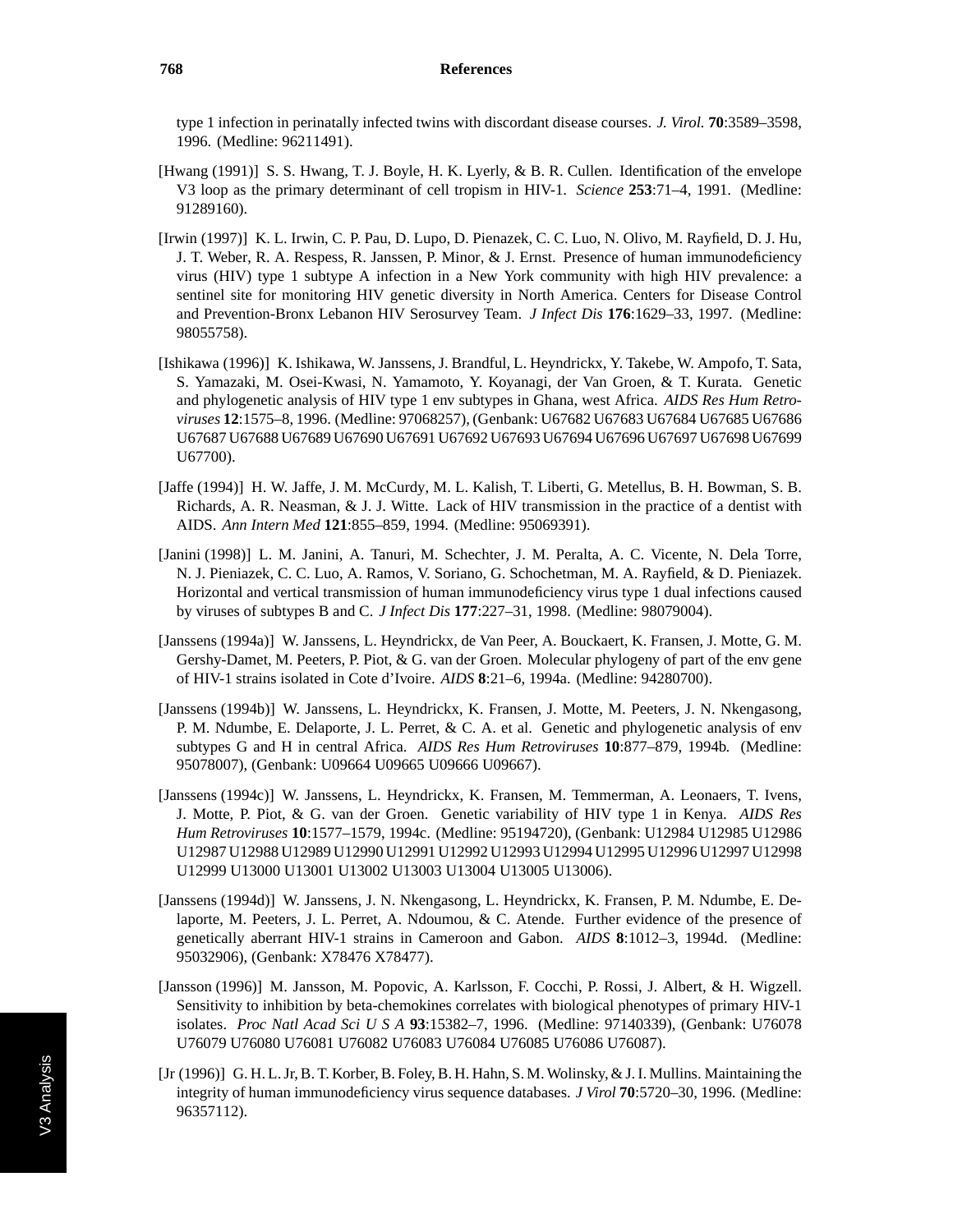type 1 infection in perinatally infected twins with discordant disease courses. *J. Virol.* **70**:3589–3598, 1996. (Medline: 96211491).

[Hwang (1991)] S. S. Hwang, T. J. Boyle, H. K. Lyerly, & B. R. Cullen. Identification of the envelope V3 loop as the primary determinant of cell tropism in HIV-1. *Science* **253**:71–4, 1991. (Medline: 91289160).

[Irwin (1997)] K. L. Irwin, C. P. Pau, D. Lupo, D. Pienazek, C. C. Luo, N. Olivo, M. Rayfield, D. J. Hu, J. T. Weber, R. A. Respess, R. Janssen, P. Minor, & J. Ernst. Presence of human immunodeficiency virus (HIV) type 1 subtype A infection in a New York community with high HIV prevalence: a sentinel site for monitoring HIV genetic diversity in North America. Centers for Disease Control and Prevention-Bronx Lebanon HIV Serosurvey Team. *J Infect Dis* **176**:1629–33, 1997. (Medline: 98055758).

[Ishikawa (1996)] K. Ishikawa, W. Janssens, J. Brandful, L. Heyndrickx, Y. Takebe, W. Ampofo, T. Sata, S. Yamazaki, M. Osei-Kwasi, N. Yamamoto, Y. Koyanagi, der Van Groen, & T. Kurata. Genetic and phylogenetic analysis of HIV type 1 env subtypes in Ghana, west Africa. *AIDS Res Hum Retroviruses* **12**:1575–8, 1996. (Medline: 97068257), (Genbank: U67682 U67683 U67684 U67685 U67686 U67687 U67688 U67689 U67690 U67691 U67692 U67693 U67694 U67696 U67697 U67698 U67699 U67700).

[Jaffe (1994)] H. W. Jaffe, J. M. McCurdy, M. L. Kalish, T. Liberti, G. Metellus, B. H. Bowman, S. B. Richards, A. R. Neasman, & J. J. Witte. Lack of HIV transmission in the practice of a dentist with AIDS. *Ann Intern Med* **121**:855–859, 1994. (Medline: 95069391).

[Janini (1998)] L. M. Janini, A. Tanuri, M. Schechter, J. M. Peralta, A. C. Vicente, N. Dela Torre, N. J. Pieniazek, C. C. Luo, A. Ramos, V. Soriano, G. Schochetman, M. A. Rayfield, & D. Pieniazek. Horizontal and vertical transmission of human immunodeficiency virus type 1 dual infections caused by viruses of subtypes B and C. *J Infect Dis* **177**:227–31, 1998. (Medline: 98079004).

[Janssens (1994a)] W. Janssens, L. Heyndrickx, de Van Peer, A. Bouckaert, K. Fransen, J. Motte, G. M. Gershy-Damet, M. Peeters, P. Piot, & G. van der Groen. Molecular phylogeny of part of the env gene of HIV-1 strains isolated in Cote d'Ivoire. *AIDS* **8**:21–6, 1994a. (Medline: 94280700).

[Janssens (1994b)] W. Janssens, L. Heyndrickx, K. Fransen, J. Motte, M. Peeters, J. N. Nkengasong, P. M. Ndumbe, E. Delaporte, J. L. Perret, & C. A. et al. Genetic and phylogenetic analysis of env subtypes G and H in central Africa. *AIDS Res Hum Retroviruses* **10**:877–879, 1994b. (Medline: 95078007), (Genbank: U09664 U09665 U09666 U09667).

[Janssens (1994c)] W. Janssens, L. Heyndrickx, K. Fransen, M. Temmerman, A. Leonaers, T. Ivens, J. Motte, P. Piot, & G. van der Groen. Genetic variability of HIV type 1 in Kenya. *AIDS Res Hum Retroviruses* **10**:1577–1579, 1994c. (Medline: 95194720), (Genbank: U12984 U12985 U12986 U12987 U12988 U12989 U12990 U12991 U12992 U12993 U12994 U12995 U12996 U12997 U12998 U12999 U13000 U13001 U13002 U13003 U13004 U13005 U13006).

[Janssens (1994d)] W. Janssens, J. N. Nkengasong, L. Heyndrickx, K. Fransen, P. M. Ndumbe, E. Delaporte, M. Peeters, J. L. Perret, A. Ndoumou, & C. Atende. Further evidence of the presence of genetically aberrant HIV-1 strains in Cameroon and Gabon. *AIDS* **8**:1012–3, 1994d. (Medline: 95032906), (Genbank: X78476 X78477).

[Jansson (1996)] M. Jansson, M. Popovic, A. Karlsson, F. Cocchi, P. Rossi, J. Albert, & H. Wigzell. Sensitivity to inhibition by beta-chemokines correlates with biological phenotypes of primary HIV-1 isolates. *Proc Natl Acad Sci U S A* **93**:15382–7, 1996. (Medline: 97140339), (Genbank: U76078 U76079 U76080 U76081 U76082 U76083 U76084 U76085 U76086 U76087).

[Jr (1996)] G. H. L. Jr, B. T. Korber, B. Foley, B. H. Hahn, S. M. Wolinsky, & J. I. Mullins. Maintaining the integrity of human immunodeficiency virus sequence databases. *J Virol* **70**:5720–30, 1996. (Medline: 96357112).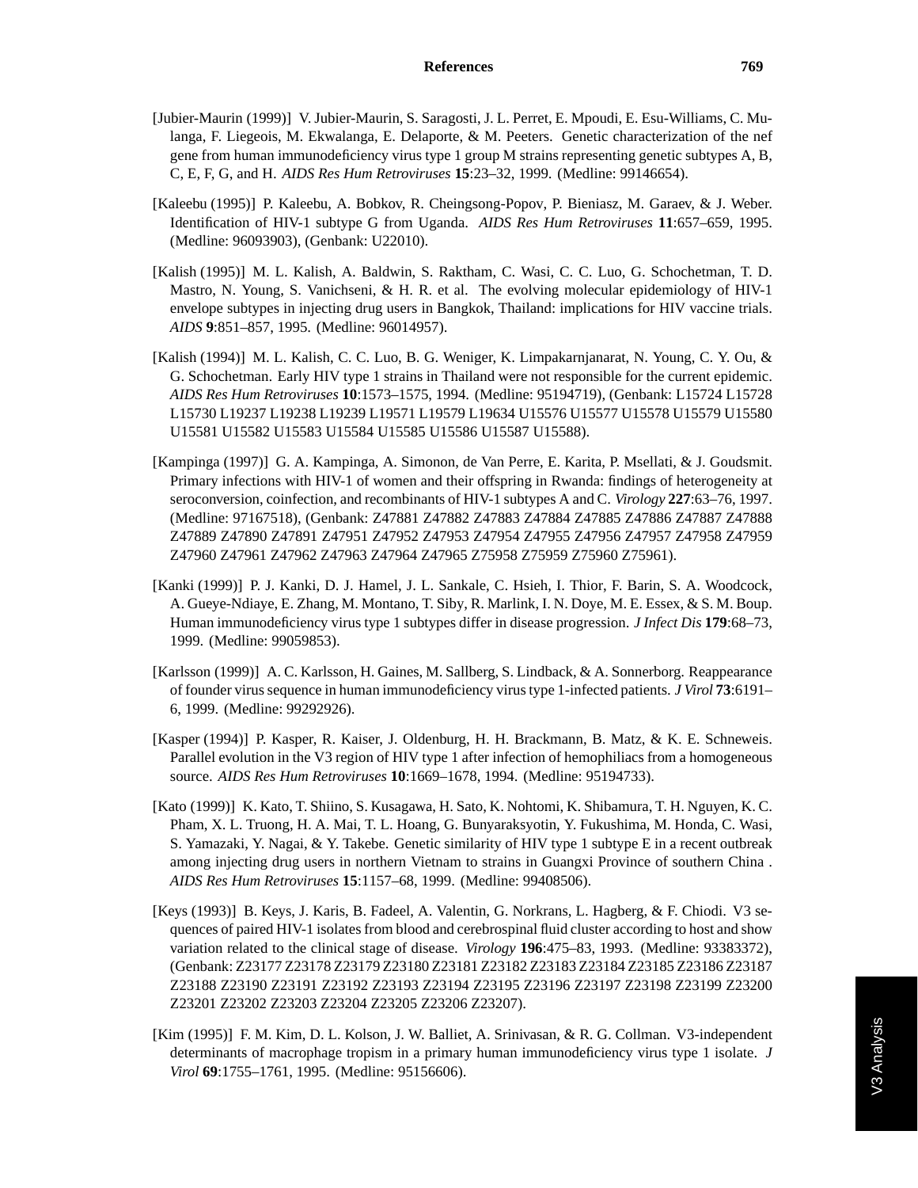[Jubier-Maurin (1999)] V. Jubier-Maurin, S. Saragosti, J. L. Perret, E. Mpoudi, E. Esu-Williams, C. Mulanga, F. Liegeois, M. Ekwalanga, E. Delaporte, & M. Peeters. Genetic characterization of the nef gene from human immunodeficiency virus type 1 group M strains representing genetic subtypes A, B, C, E, F, G, and H. *AIDS Res Hum Retroviruses* **15**:23–32, 1999. (Medline: 99146654).

[Kaleebu (1995)] P. Kaleebu, A. Bobkov, R. Cheingsong-Popov, P. Bieniasz, M. Garaev, & J. Weber. Identification of HIV-1 subtype G from Uganda. *AIDS Res Hum Retroviruses* **11**:657–659, 1995. (Medline: 96093903), (Genbank: U22010).

[Kalish (1995)] M. L. Kalish, A. Baldwin, S. Raktham, C. Wasi, C. C. Luo, G. Schochetman, T. D. Mastro, N. Young, S. Vanichseni, & H. R. et al. The evolving molecular epidemiology of HIV-1 envelope subtypes in injecting drug users in Bangkok, Thailand: implications for HIV vaccine trials. *AIDS* **9**:851–857, 1995. (Medline: 96014957).

[Kalish (1994)] M. L. Kalish, C. C. Luo, B. G. Weniger, K. Limpakarnjanarat, N. Young, C. Y. Ou, & G. Schochetman. Early HIV type 1 strains in Thailand were not responsible for the current epidemic. *AIDS Res Hum Retroviruses* **10**:1573–1575, 1994. (Medline: 95194719), (Genbank: L15724 L15728 L15730 L19237 L19238 L19239 L19571 L19579 L19634 U15576 U15577 U15578 U15579 U15580 U15581 U15582 U15583 U15584 U15585 U15586 U15587 U15588).

[Kampinga (1997)] G. A. Kampinga, A. Simonon, de Van Perre, E. Karita, P. Msellati, & J. Goudsmit. Primary infections with HIV-1 of women and their offspring in Rwanda: findings of heterogeneity at seroconversion, coinfection, and recombinants of HIV-1 subtypes A and C. *Virology* **227**:63–76, 1997. (Medline: 97167518), (Genbank: Z47881 Z47882 Z47883 Z47884 Z47885 Z47886 Z47887 Z47888 Z47889 Z47890 Z47891 Z47951 Z47952 Z47953 Z47954 Z47955 Z47956 Z47957 Z47958 Z47959 Z47960 Z47961 Z47962 Z47963 Z47964 Z47965 Z75958 Z75959 Z75960 Z75961).

[Kanki (1999)] P. J. Kanki, D. J. Hamel, J. L. Sankale, C. Hsieh, I. Thior, F. Barin, S. A. Woodcock, A. Gueye-Ndiaye, E. Zhang, M. Montano, T. Siby, R. Marlink, I. N. Doye, M. E. Essex, & S. M. Boup. Human immunodeficiency virus type 1 subtypes differ in disease progression. *J Infect Dis* **179**:68–73, 1999. (Medline: 99059853).

[Karlsson (1999)] A. C. Karlsson, H. Gaines, M. Sallberg, S. Lindback, & A. Sonnerborg. Reappearance of founder virus sequence in human immunodeficiency virus type 1-infected patients. *J Virol* **73**:6191–6, 1999. (Medline: 99292926).

[Kasper (1994)] P. Kasper, R. Kaiser, J. Oldenburg, H. H. Brackmann, B. Matz, & K. E. Schneweis. Parallel evolution in the V3 region of HIV type 1 after infection of hemophiliacs from a homogeneous source. *AIDS Res Hum Retroviruses* **10**:1669–1678, 1994. (Medline: 95194733).

[Kato (1999)] K. Kato, T. Shiino, S. Kusagawa, H. Sato, K. Nohtomi, K. Shibamura, T. H. Nguyen, K. C. Pham, X. L. Truong, H. A. Mai, T. L. Hoang, G. Bunyaraksyotin, Y. Fukushima, M. Honda, C. Wasi, S. Yamazaki, Y. Nagai, & Y. Takebe. Genetic similarity of HIV type 1 subtype E in a recent outbreak among injecting drug users in northern Vietnam to strains in Guangxi Province of southern China . *AIDS Res Hum Retroviruses* **15**:1157–68, 1999. (Medline: 99408506).

[Keys (1993)] B. Keys, J. Karis, B. Fadeel, A. Valentin, G. Norkrans, L. Hagberg, & F. Chiodi. V3 sequences of paired HIV-1 isolates from blood and cerebrospinal fluid cluster according to host and show variation related to the clinical stage of disease. *Virology* **196**:475–83, 1993. (Medline: 93383372), (Genbank: Z23177 Z23178 Z23179 Z23180 Z23181 Z23182 Z23183 Z23184 Z23185 Z23186 Z23187 Z23188 Z23190 Z23191 Z23192 Z23193 Z23194 Z23195 Z23196 Z23197 Z23198 Z23199 Z23200 Z23201 Z23202 Z23203 Z23204 Z23205 Z23206 Z23207).

[Kim (1995)] F. M. Kim, D. L. Kolson, J. W. Balliet, A. Srinivasan, & R. G. Collman. V3-independent determinants of macrophage tropism in a primary human immunodeficiency virus type 1 isolate. *J Virol* **69**:1755–1761, 1995. (Medline: 95156606).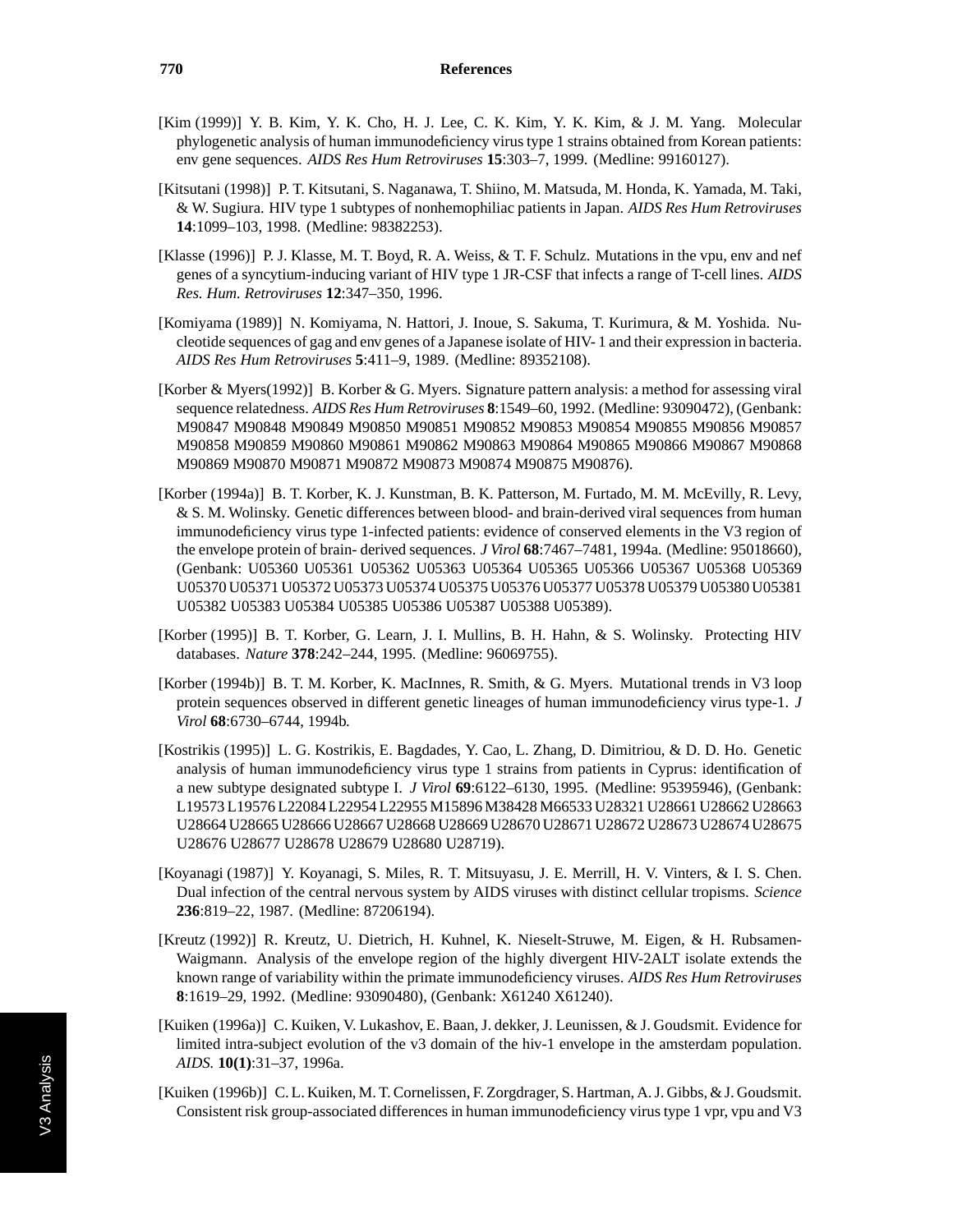[Kim (1999)] Y. B. Kim, Y. K. Cho, H. J. Lee, C. K. Kim, Y. K. Kim, & J. M. Yang. Molecular phylogenetic analysis of human immunodeficiency virus type 1 strains obtained from Korean patients: env gene sequences. *AIDS Res Hum Retroviruses* **15**:303–7, 1999. (Medline: 99160127).

[Kitsutani (1998)] P. T. Kitsutani, S. Naganawa, T. Shiino, M. Matsuda, M. Honda, K. Yamada, M. Taki, & W. Sugiura. HIV type 1 subtypes of nonhemophiliac patients in Japan. *AIDS Res Hum Retroviruses* **14**:1099–103, 1998. (Medline: 98382253).

[Klasse (1996)] P. J. Klasse, M. T. Boyd, R. A. Weiss, & T. F. Schulz. Mutations in the vpu, env and nef genes of a syncytium-inducing variant of HIV type 1 JR-CSF that infects a range of T-cell lines. *AIDS Res. Hum. Retroviruses* **12**:347–350, 1996.

[Komiyama (1989)] N. Komiyama, N. Hattori, J. Inoue, S. Sakuma, T. Kurimura, & M. Yoshida. Nucleotide sequences of gag and env genes of a Japanese isolate of HIV- 1 and their expression in bacteria. *AIDS Res Hum Retroviruses* **5**:411–9, 1989. (Medline: 89352108).

[Korber & Myers(1992)] B. Korber & G. Myers. Signature pattern analysis: a method for assessing viral sequence relatedness. *AIDS Res Hum Retroviruses* **8**:1549–60, 1992. (Medline: 93090472), (Genbank: M90847 M90848 M90849 M90850 M90851 M90852 M90853 M90854 M90855 M90856 M90857 M90858 M90859 M90860 M90861 M90862 M90863 M90864 M90865 M90866 M90867 M90868 M90869 M90870 M90871 M90872 M90873 M90874 M90875 M90876).

[Korber (1994a)] B. T. Korber, K. J. Kunstman, B. K. Patterson, M. Furtado, M. M. McEvilly, R. Levy, & S. M. Wolinsky. Genetic differences between blood- and brain-derived viral sequences from human immunodeficiency virus type 1-infected patients: evidence of conserved elements in the V3 region of the envelope protein of brain- derived sequences. *J Virol* **68**:7467–7481, 1994a. (Medline: 95018660), (Genbank: U05360 U05361 U05362 U05363 U05364 U05365 U05366 U05367 U05368 U05369 U05370 U05371 U05372 U05373 U05374 U05375 U05376 U05377 U05378 U05379 U05380 U05381 U05382 U05383 U05384 U05385 U05386 U05387 U05388 U05389).

[Korber (1995)] B. T. Korber, G. Learn, J. I. Mullins, B. H. Hahn, & S. Wolinsky. Protecting HIV databases. *Nature* **378**:242–244, 1995. (Medline: 96069755).

[Korber (1994b)] B. T. M. Korber, K. MacInnes, R. Smith, & G. Myers. Mutational trends in V3 loop protein sequences observed in different genetic lineages of human immunodeficiency virus type-1. *J Virol* **68**:6730–6744, 1994b.

[Kostrikis (1995)] L. G. Kostrikis, E. Bagdades, Y. Cao, L. Zhang, D. Dimitriou, & D. D. Ho. Genetic analysis of human immunodeficiency virus type 1 strains from patients in Cyprus: identification of a new subtype designated subtype I. *J Virol* **69**:6122–6130, 1995. (Medline: 95395946), (Genbank: L19573 L19576 L22084 L22954 L22955 M15896 M38428 M66533 U28321 U28661 U28662 U28663 U28664 U28665 U28666 U28667 U28668 U28669 U28670 U28671 U28672 U28673 U28674 U28675 U28676 U28677 U28678 U28679 U28680 U28719).

[Koyanagi (1987)] Y. Koyanagi, S. Miles, R. T. Mitsuyasu, J. E. Merrill, H. V. Vinters, & I. S. Chen. Dual infection of the central nervous system by AIDS viruses with distinct cellular tropisms. *Science* **236**:819–22, 1987. (Medline: 87206194).

[Kreutz (1992)] R. Kreutz, U. Dietrich, H. Kuhnel, K. Nieselt-Struwe, M. Eigen, & H. Rubsamen-Waigmann. Analysis of the envelope region of the highly divergent HIV-2ALT isolate extends the known range of variability within the primate immunodeficiency viruses. *AIDS Res Hum Retroviruses* **8**:1619–29, 1992. (Medline: 93090480), (Genbank: X61240 X61240).

[Kuiken (1996a)] C. Kuiken, V. Lukashov, E. Baan, J. dekker, J. Leunissen, & J. Goudsmit. Evidence for limited intra-subject evolution of the v3 domain of the hiv-1 envelope in the amsterdam population. *AIDS.* **10(1)**:31–37, 1996a.

[Kuiken (1996b)] C. L. Kuiken, M. T. Cornelissen, F. Zorgdrager, S. Hartman, A. J. Gibbs, & J. Goudsmit. Consistent risk group-associated differences in human immunodeficiency virus type 1 vpr, vpu and V3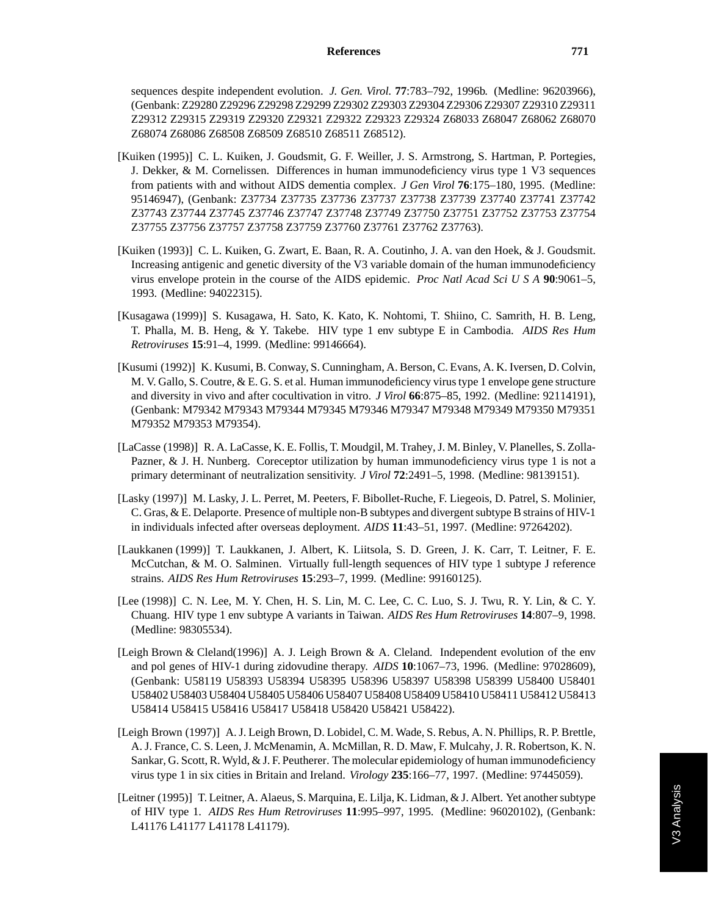sequences despite independent evolution. *J. Gen. Virol.* **77**:783–792, 1996b. (Medline: 96203966), (Genbank: Z29280 Z29296 Z29298 Z29299 Z29302 Z29303 Z29304 Z29306 Z29307 Z29310 Z29311 Z29312 Z29315 Z29319 Z29320 Z29321 Z29322 Z29323 Z29324 Z68033 Z68047 Z68062 Z68070 Z68074 Z68086 Z68508 Z68509 Z68510 Z68511 Z68512).

[Kuiken (1995)] C. L. Kuiken, J. Goudsmit, G. F. Weiller, J. S. Armstrong, S. Hartman, P. Portegies, J. Dekker, & M. Cornelissen. Differences in human immunodeficiency virus type 1 V3 sequences from patients with and without AIDS dementia complex. *J Gen Virol* **76**:175–180, 1995. (Medline: 95146947), (Genbank: Z37734 Z37735 Z37736 Z37737 Z37738 Z37739 Z37740 Z37741 Z37742 Z37743 Z37744 Z37745 Z37746 Z37747 Z37748 Z37749 Z37750 Z37751 Z37752 Z37753 Z37754 Z37755 Z37756 Z37757 Z37758 Z37759 Z37760 Z37761 Z37762 Z37763).

[Kuiken (1993)] C. L. Kuiken, G. Zwart, E. Baan, R. A. Coutinho, J. A. van den Hoek, & J. Goudsmit. Increasing antigenic and genetic diversity of the V3 variable domain of the human immunodeficiency virus envelope protein in the course of the AIDS epidemic. *Proc Natl Acad Sci U S A* **90**:9061–5, 1993. (Medline: 94022315).

[Kusagawa (1999)] S. Kusagawa, H. Sato, K. Kato, K. Nohtomi, T. Shiino, C. Samrith, H. B. Leng, T. Phalla, M. B. Heng, & Y. Takebe. HIV type 1 env subtype E in Cambodia. *AIDS Res Hum Retroviruses* **15**:91–4, 1999. (Medline: 99146664).

[Kusumi (1992)] K. Kusumi, B. Conway, S. Cunningham, A. Berson, C. Evans, A. K. Iversen, D. Colvin, M. V. Gallo, S. Coutre, & E. G. S. et al. Human immunodeficiency virus type 1 envelope gene structure and diversity in vivo and after cocultivation in vitro. *J Virol* **66**:875–85, 1992. (Medline: 92114191), (Genbank: M79342 M79343 M79344 M79345 M79346 M79347 M79348 M79349 M79350 M79351 M79352 M79353 M79354).

[LaCasse (1998)] R. A. LaCasse, K. E. Follis, T. Moudgil, M. Trahey, J. M. Binley, V. Planelles, S. Zolla-Pazner, & J. H. Nunberg. Coreceptor utilization by human immunodeficiency virus type 1 is not a primary determinant of neutralization sensitivity. *J Virol* **72**:2491–5, 1998. (Medline: 98139151).

[Lasky (1997)] M. Lasky, J. L. Perret, M. Peeters, F. Bibollet-Ruche, F. Liegeois, D. Patrel, S. Molinier, C. Gras, & E. Delaporte. Presence of multiple non-B subtypes and divergent subtype B strains of HIV-1 in individuals infected after overseas deployment. *AIDS* **11**:43–51, 1997. (Medline: 97264202).

[Laukkanen (1999)] T. Laukkanen, J. Albert, K. Liitsola, S. D. Green, J. K. Carr, T. Leitner, F. E. McCutchan, & M. O. Salminen. Virtually full-length sequences of HIV type 1 subtype J reference strains. *AIDS Res Hum Retroviruses* **15**:293–7, 1999. (Medline: 99160125).

[Lee (1998)] C. N. Lee, M. Y. Chen, H. S. Lin, M. C. Lee, C. C. Luo, S. J. Twu, R. Y. Lin, & C. Y. Chuang. HIV type 1 env subtype A variants in Taiwan. *AIDS Res Hum Retroviruses* **14**:807–9, 1998. (Medline: 98305534).

[Leigh Brown & Cleland(1996)] A. J. Leigh Brown & A. Cleland. Independent evolution of the env and pol genes of HIV-1 during zidovudine therapy. *AIDS* **10**:1067–73, 1996. (Medline: 97028609), (Genbank: U58119 U58393 U58394 U58395 U58396 U58397 U58398 U58399 U58400 U58401 U58402 U58403 U58404 U58405 U58406 U58407 U58408 U58409 U58410 U58411 U58412 U58413 U58414 U58415 U58416 U58417 U58418 U58420 U58421 U58422).

[Leigh Brown (1997)] A. J. Leigh Brown, D. Lobidel, C. M. Wade, S. Rebus, A. N. Phillips, R. P. Brettle, A. J. France, C. S. Leen, J. McMenamin, A. McMillan, R. D. Maw, F. Mulcahy, J. R. Robertson, K. N. Sankar, G. Scott, R. Wyld, & J. F. Peutherer. The molecular epidemiology of human immunodeficiency virus type 1 in six cities in Britain and Ireland. *Virology* **235**:166–77, 1997. (Medline: 97445059).

[Leitner (1995)] T. Leitner, A. Alaeus, S. Marquina, E. Lilja, K. Lidman, & J. Albert. Yet another subtype of HIV type 1. *AIDS Res Hum Retroviruses* **11**:995–997, 1995. (Medline: 96020102), (Genbank: L41176 L41177 L41178 L41179).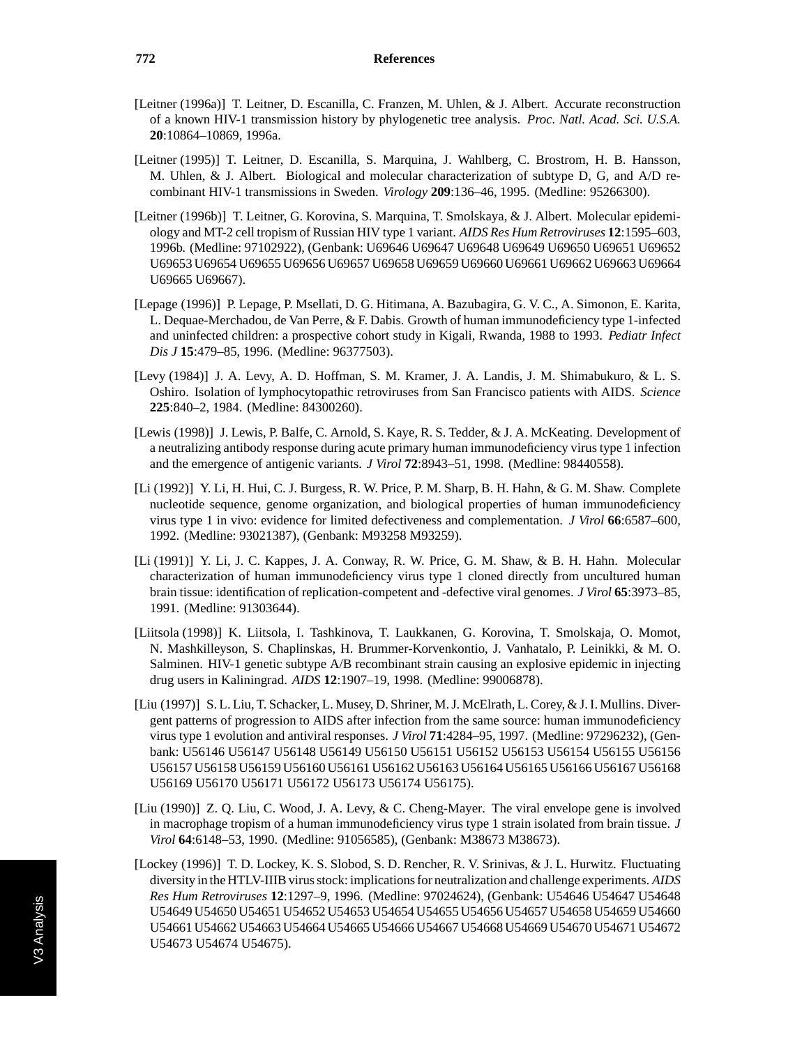[Leitner (1996a)] T. Leitner, D. Escanilla, C. Franzen, M. Uhlen, & J. Albert. Accurate reconstruction of a known HIV-1 transmission history by phylogenetic tree analysis. *Proc. Natl. Acad. Sci. U.S.A.* **20**:10864–10869, 1996a.

[Leitner (1995)] T. Leitner, D. Escanilla, S. Marquina, J. Wahlberg, C. Brostrom, H. B. Hansson, M. Uhlen, & J. Albert. Biological and molecular characterization of subtype D, G, and A/D recombinant HIV-1 transmissions in Sweden. *Virology* **209**:136–46, 1995. (Medline: 95266300).

[Leitner (1996b)] T. Leitner, G. Korovina, S. Marquina, T. Smolskaya, & J. Albert. Molecular epidemiology and MT-2 cell tropism of Russian HIV type 1 variant. *AIDS Res Hum Retroviruses* **12**:1595–603, 1996b. (Medline: 97102922), (Genbank: U69646 U69647 U69648 U69649 U69650 U69651 U69652 U69653 U69654 U69655 U69656 U69657 U69658 U69659 U69660 U69661 U69662 U69663 U69664 U69665 U69667).

[Lepage (1996)] P. Lepage, P. Msellati, D. G. Hitimana, A. Bazubagira, G. V. C., A. Simonon, E. Karita, L. Dequae-Merchadou, de Van Perre, & F. Dabis. Growth of human immunodeficiency type 1-infected and uninfected children: a prospective cohort study in Kigali, Rwanda, 1988 to 1993. *Pediatr Infect Dis J* **15**:479–85, 1996. (Medline: 96377503).

[Levy (1984)] J. A. Levy, A. D. Hoffman, S. M. Kramer, J. A. Landis, J. M. Shimabukuro, & L. S. Oshiro. Isolation of lymphocytopathic retroviruses from San Francisco patients with AIDS. *Science* **225**:840–2, 1984. (Medline: 84300260).

[Lewis (1998)] J. Lewis, P. Balfe, C. Arnold, S. Kaye, R. S. Tedder, & J. A. McKeating. Development of a neutralizing antibody response during acute primary human immunodeficiency virus type 1 infection and the emergence of antigenic variants. *J Virol* **72**:8943–51, 1998. (Medline: 98440558).

[Li (1992)] Y. Li, H. Hui, C. J. Burgess, R. W. Price, P. M. Sharp, B. H. Hahn, & G. M. Shaw. Complete nucleotide sequence, genome organization, and biological properties of human immunodeficiency virus type 1 in vivo: evidence for limited defectiveness and complementation. *J Virol* **66**:6587–600, 1992. (Medline: 93021387), (Genbank: M93258 M93259).

[Li (1991)] Y. Li, J. C. Kappes, J. A. Conway, R. W. Price, G. M. Shaw, & B. H. Hahn. Molecular characterization of human immunodeficiency virus type 1 cloned directly from uncultured human brain tissue: identification of replication-competent and -defective viral genomes. *J Virol* **65**:3973–85, 1991. (Medline: 91303644).

[Liitsola (1998)] K. Liitsola, I. Tashkinova, T. Laukkanen, G. Korovina, T. Smolskaja, O. Momot, N. Mashkilleyson, S. Chaplinskas, H. Brummer-Korvenkontio, J. Vanhatalo, P. Leinikki, & M. O. Salminen. HIV-1 genetic subtype A/B recombinant strain causing an explosive epidemic in injecting drug users in Kaliningrad. *AIDS* **12**:1907–19, 1998. (Medline: 99006878).

[Liu (1997)] S. L. Liu, T. Schacker, L. Musey, D. Shriner, M. J. McElrath, L. Corey, & J. I. Mullins. Divergent patterns of progression to AIDS after infection from the same source: human immunodeficiency virus type 1 evolution and antiviral responses. *J Virol* **71**:4284–95, 1997. (Medline: 97296232), (Genbank: U56146 U56147 U56148 U56149 U56150 U56151 U56152 U56153 U56154 U56155 U56156 U56157 U56158 U56159 U56160 U56161 U56162 U56163 U56164 U56165 U56166 U56167 U56168 U56169 U56170 U56171 U56172 U56173 U56174 U56175).

[Liu (1990)] Z. Q. Liu, C. Wood, J. A. Levy, & C. Cheng-Mayer. The viral envelope gene is involved in macrophage tropism of a human immunodeficiency virus type 1 strain isolated from brain tissue. *J Virol* **64**:6148–53, 1990. (Medline: 91056585), (Genbank: M38673 M38673).

[Lockey (1996)] T. D. Lockey, K. S. Slobod, S. D. Rencher, R. V. Srinivas, & J. L. Hurwitz. Fluctuating diversity in the HTLV-IIIB virus stock: implications for neutralization and challenge experiments. *AIDS Res Hum Retroviruses* **12**:1297–9, 1996. (Medline: 97024624), (Genbank: U54646 U54647 U54648 U54649 U54650 U54651 U54652 U54653 U54654 U54655 U54656 U54657 U54658 U54659 U54660 U54661 U54662 U54663 U54664 U54665 U54666 U54667 U54668 U54669 U54670 U54671 U54672 U54673 U54674 U54675).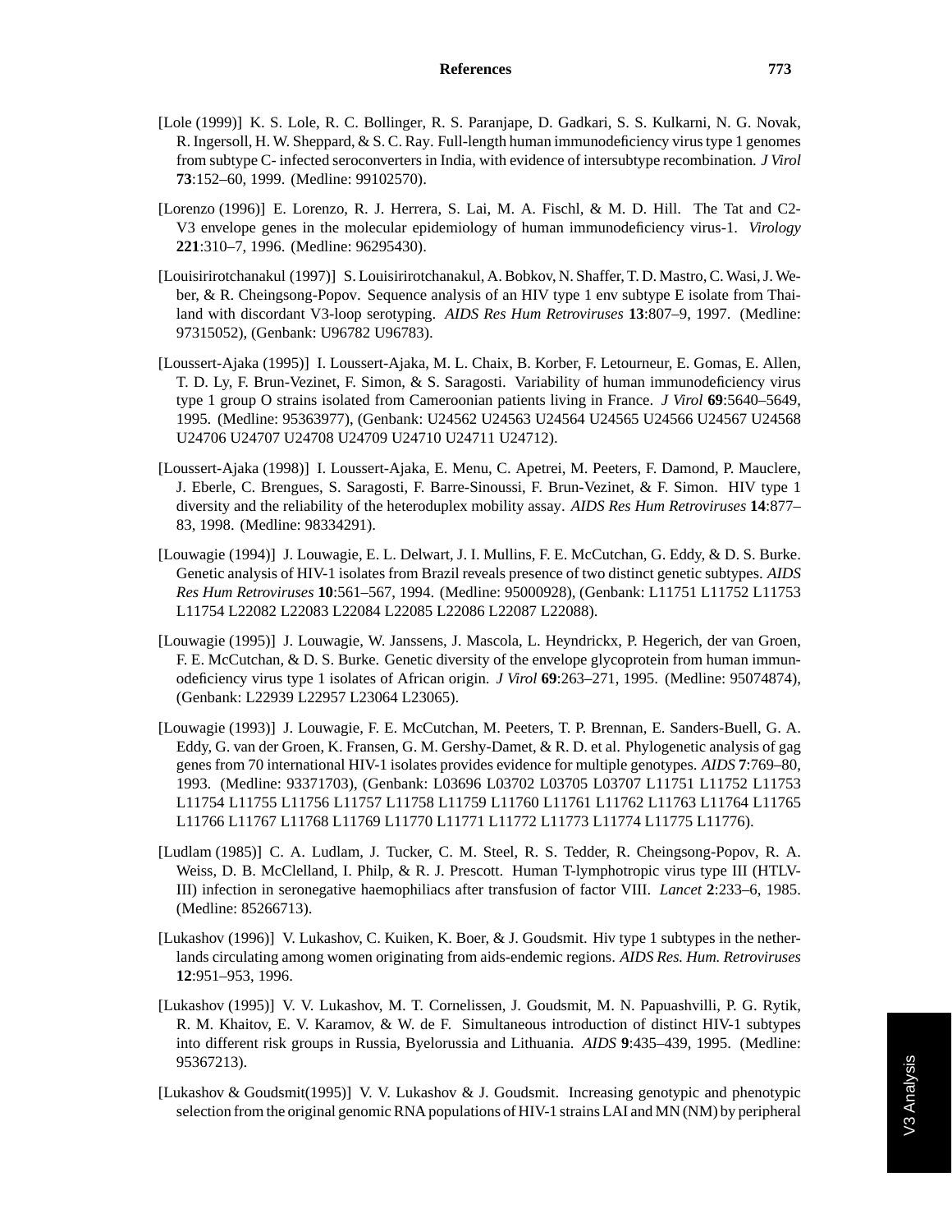[Lole (1999)] K. S. Lole, R. C. Bollinger, R. S. Paranjape, D. Gadkari, S. S. Kulkarni, N. G. Novak, R. Ingersoll, H. W. Sheppard, & S. C. Ray. Full-length human immunodeficiency virus type 1 genomes from subtype C- infected seroconverters in India, with evidence of intersubtype recombination. *J Virol* **73**:152–60, 1999. (Medline: 99102570).

[Lorenzo (1996)] E. Lorenzo, R. J. Herrera, S. Lai, M. A. Fischl, & M. D. Hill. The Tat and C2-V3 envelope genes in the molecular epidemiology of human immunodeficiency virus-1. *Virology* **221**:310–7, 1996. (Medline: 96295430).

[Louisirirotchanakul (1997)] S. Louisirirotchanakul, A. Bobkov, N. Shaffer, T. D. Mastro, C. Wasi, J. Weber, & R. Cheingsong-Popov. Sequence analysis of an HIV type 1 env subtype E isolate from Thailand with discordant V3-loop serotyping. *AIDS Res Hum Retroviruses* **13**:807–9, 1997. (Medline: 97315052), (Genbank: U96782 U96783).

[Loussert-Ajaka (1995)] I. Loussert-Ajaka, M. L. Chaix, B. Korber, F. Letourneur, E. Gomas, E. Allen, T. D. Ly, F. Brun-Vezinet, F. Simon, & S. Saragosti. Variability of human immunodeficiency virus type 1 group O strains isolated from Cameroonian patients living in France. *J Virol* **69**:5640–5649, 1995. (Medline: 95363977), (Genbank: U24562 U24563 U24564 U24565 U24566 U24567 U24568 U24706 U24707 U24708 U24709 U24710 U24711 U24712).

[Loussert-Ajaka (1998)] I. Loussert-Ajaka, E. Menu, C. Apetrei, M. Peeters, F. Damond, P. Mauclere, J. Eberle, C. Brengues, S. Saragosti, F. Barre-Sinoussi, F. Brun-Vezinet, & F. Simon. HIV type 1 diversity and the reliability of the heteroduplex mobility assay. *AIDS Res Hum Retroviruses* **14**:877–83, 1998. (Medline: 98334291).

[Louwagie (1994)] J. Louwagie, E. L. Delwart, J. I. Mullins, F. E. McCutchan, G. Eddy, & D. S. Burke. Genetic analysis of HIV-1 isolates from Brazil reveals presence of two distinct genetic subtypes. *AIDS Res Hum Retroviruses* **10**:561–567, 1994. (Medline: 95000928), (Genbank: L11751 L11752 L11753 L11754 L22082 L22083 L22084 L22085 L22086 L22087 L22088).

[Louwagie (1995)] J. Louwagie, W. Janssens, J. Mascola, L. Heyndrickx, P. Hegerich, der van Groen, F. E. McCutchan, & D. S. Burke. Genetic diversity of the envelope glycoprotein from human immunodeficiency virus type 1 isolates of African origin. *J Virol* **69**:263–271, 1995. (Medline: 95074874), (Genbank: L22939 L22957 L23064 L23065).

[Louwagie (1993)] J. Louwagie, F. E. McCutchan, M. Peeters, T. P. Brennan, E. Sanders-Buell, G. A. Eddy, G. van der Groen, K. Fransen, G. M. Gershy-Damet, & R. D. et al. Phylogenetic analysis of gag genes from 70 international HIV-1 isolates provides evidence for multiple genotypes. *AIDS* **7**:769–80, 1993. (Medline: 93371703), (Genbank: L03696 L03702 L03705 L03707 L11751 L11752 L11753 L11754 L11755 L11756 L11757 L11758 L11759 L11760 L11761 L11762 L11763 L11764 L11765 L11766 L11767 L11768 L11769 L11770 L11771 L11772 L11773 L11774 L11775 L11776).

[Ludlam (1985)] C. A. Ludlam, J. Tucker, C. M. Steel, R. S. Tedder, R. Cheingsong-Popov, R. A. Weiss, D. B. McClelland, I. Philp, & R. J. Prescott. Human T-lymphotropic virus type III (HTLV-III) infection in seronegative haemophiliacs after transfusion of factor VIII. *Lancet* **2**:233–6, 1985. (Medline: 85266713).

[Lukashov (1996)] V. Lukashov, C. Kuiken, K. Boer, & J. Goudsmit. Hiv type 1 subtypes in the netherlands circulating among women originating from aids-endemic regions. *AIDS Res. Hum. Retroviruses* **12**:951–953, 1996.

[Lukashov (1995)] V. V. Lukashov, M. T. Cornelissen, J. Goudsmit, M. N. Papuashvilli, P. G. Rytik, R. M. Khaitov, E. V. Karamov, & W. de F. Simultaneous introduction of distinct HIV-1 subtypes into different risk groups in Russia, Byelorussia and Lithuania. *AIDS* **9**:435–439, 1995. (Medline: 95367213).

[Lukashov & Goudsmit(1995)] V. V. Lukashov & J. Goudsmit. Increasing genotypic and phenotypic selection from the original genomic RNA populations of HIV-1 strains LAI and MN (NM) by peripheral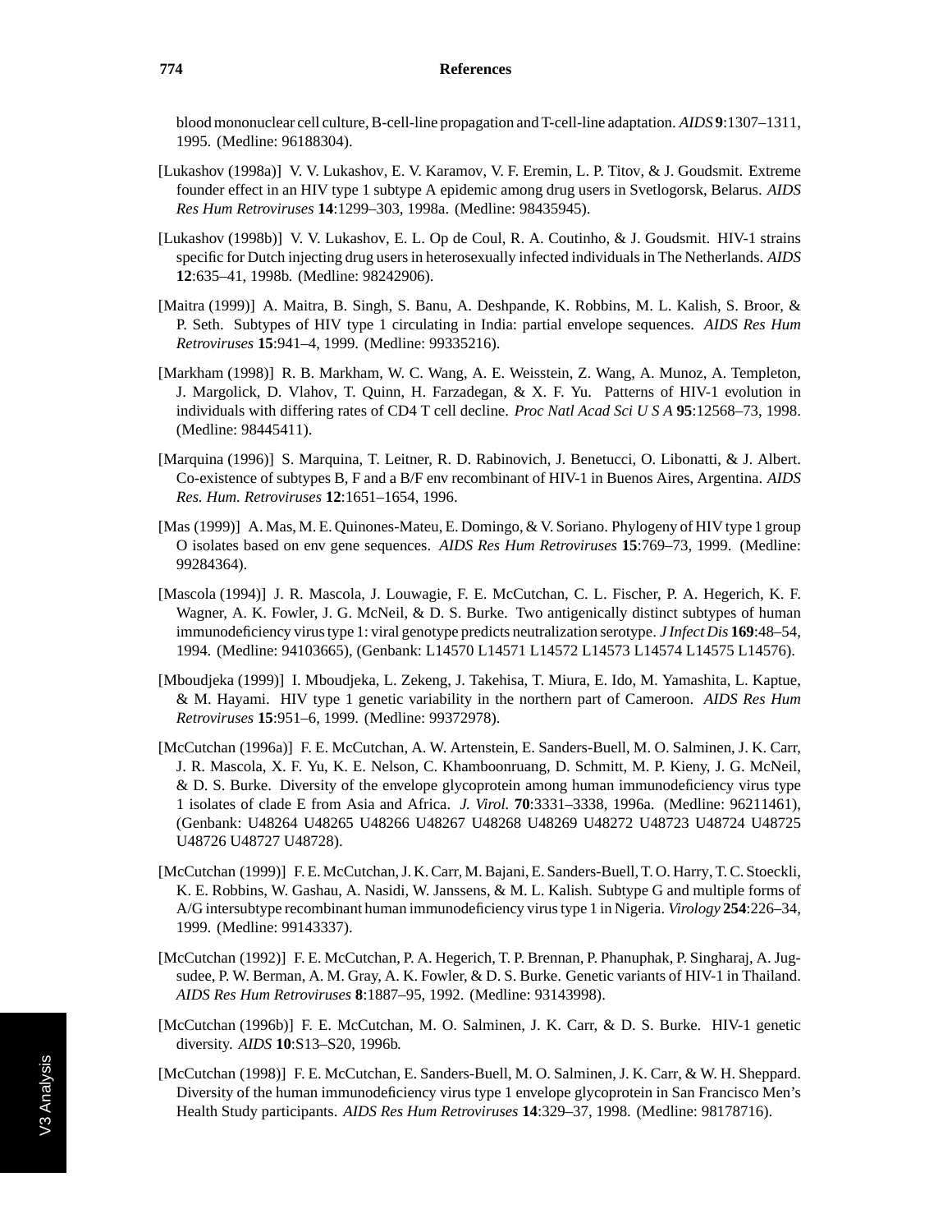blood mononuclear cell culture, B-cell-line propagation and T-cell-line adaptation. *AIDS* **9**:1307–1311, 1995. (Medline: 96188304).

[Lukashov (1998a)] V. V. Lukashov, E. V. Karamov, V. F. Eremin, L. P. Titov, & J. Goudsmit. Extreme founder effect in an HIV type 1 subtype A epidemic among drug users in Svetlogorsk, Belarus. *AIDS Res Hum Retroviruses* **14**:1299–303, 1998a. (Medline: 98435945).

[Lukashov (1998b)] V. V. Lukashov, E. L. Op de Coul, R. A. Coutinho, & J. Goudsmit. HIV-1 strains specific for Dutch injecting drug users in heterosexually infected individuals in The Netherlands. *AIDS* **12**:635–41, 1998b. (Medline: 98242906).

[Maitra (1999)] A. Maitra, B. Singh, S. Banu, A. Deshpande, K. Robbins, M. L. Kalish, S. Broor, & P. Seth. Subtypes of HIV type 1 circulating in India: partial envelope sequences. *AIDS Res Hum Retroviruses* **15**:941–4, 1999. (Medline: 99335216).

[Markham (1998)] R. B. Markham, W. C. Wang, A. E. Weisstein, Z. Wang, A. Munoz, A. Templeton, J. Margolick, D. Vlahov, T. Quinn, H. Farzadegan, & X. F. Yu. Patterns of HIV-1 evolution in individuals with differing rates of CD4 T cell decline. *Proc Natl Acad Sci U S A* **95**:12568–73, 1998. (Medline: 98445411).

[Marquina (1996)] S. Marquina, T. Leitner, R. D. Rabinovich, J. Benetucci, O. Libonatti, & J. Albert. Co-existence of subtypes B, F and a B/F env recombinant of HIV-1 in Buenos Aires, Argentina. *AIDS Res. Hum. Retroviruses* **12**:1651–1654, 1996.

[Mas (1999)] A. Mas, M. E. Quinones-Mateu, E. Domingo, & V. Soriano. Phylogeny of HIV type 1 group O isolates based on env gene sequences. *AIDS Res Hum Retroviruses* **15**:769–73, 1999. (Medline: 99284364).

[Mascola (1994)] J. R. Mascola, J. Louwagie, F. E. McCutchan, C. L. Fischer, P. A. Hegerich, K. F. Wagner, A. K. Fowler, J. G. McNeil, & D. S. Burke. Two antigenically distinct subtypes of human immunodeficiency virus type 1: viral genotype predicts neutralization serotype. *J Infect Dis* **169**:48–54, 1994. (Medline: 94103665), (Genbank: L14570 L14571 L14572 L14573 L14574 L14575 L14576).

[Mboudjeka (1999)] I. Mboudjeka, L. Zekeng, J. Takehisa, T. Miura, E. Ido, M. Yamashita, L. Kaptue, & M. Hayami. HIV type 1 genetic variability in the northern part of Cameroon. *AIDS Res Hum Retroviruses* **15**:951–6, 1999. (Medline: 99372978).

[McCutchan (1996a)] F. E. McCutchan, A. W. Artenstein, E. Sanders-Buell, M. O. Salminen, J. K. Carr, J. R. Mascola, X. F. Yu, K. E. Nelson, C. Khamboonruang, D. Schmitt, M. P. Kieny, J. G. McNeil, & D. S. Burke. Diversity of the envelope glycoprotein among human immunodeficiency virus type 1 isolates of clade E from Asia and Africa. *J. Virol.* **70**:3331–3338, 1996a. (Medline: 96211461), (Genbank: U48264 U48265 U48266 U48267 U48268 U48269 U48272 U48723 U48724 U48725 U48726 U48727 U48728).

[McCutchan (1999)] F. E. McCutchan, J. K. Carr, M. Bajani, E. Sanders-Buell, T. O. Harry, T. C. Stoeckli, K. E. Robbins, W. Gashau, A. Nasidi, W. Janssens, & M. L. Kalish. Subtype G and multiple forms of A/G intersubtype recombinant human immunodeficiency virus type 1 in Nigeria. *Virology* **254**:226–34, 1999. (Medline: 99143337).

[McCutchan (1992)] F. E. McCutchan, P. A. Hegerich, T. P. Brennan, P. Phanuphak, P. Singharaj, A. Jugsudee, P. W. Berman, A. M. Gray, A. K. Fowler, & D. S. Burke. Genetic variants of HIV-1 in Thailand. *AIDS Res Hum Retroviruses* **8**:1887–95, 1992. (Medline: 93143998).

[McCutchan (1996b)] F. E. McCutchan, M. O. Salminen, J. K. Carr, & D. S. Burke. HIV-1 genetic diversity. *AIDS* **10**:S13–S20, 1996b.

[McCutchan (1998)] F. E. McCutchan, E. Sanders-Buell, M. O. Salminen, J. K. Carr, & W. H. Sheppard. Diversity of the human immunodeficiency virus type 1 envelope glycoprotein in San Francisco Men's Health Study participants. *AIDS Res Hum Retroviruses* **14**:329–37, 1998. (Medline: 98178716).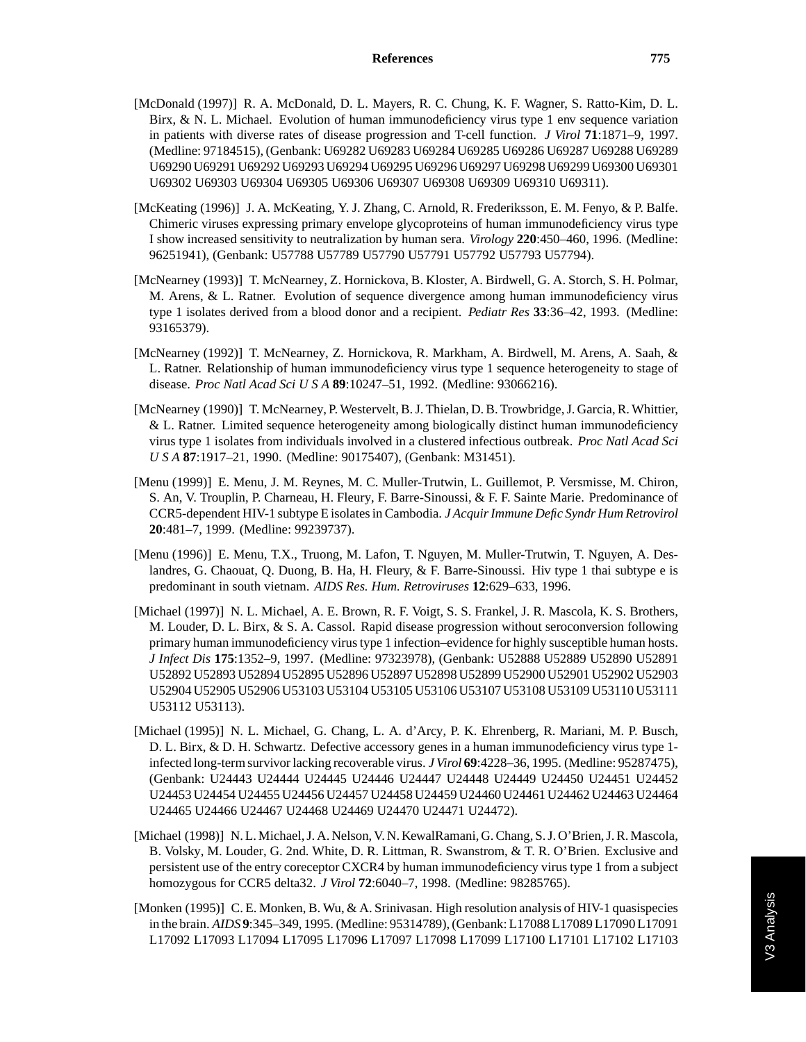[McDonald (1997)] R. A. McDonald, D. L. Mayers, R. C. Chung, K. F. Wagner, S. Ratto-Kim, D. L. Birx, & N. L. Michael. Evolution of human immunodeficiency virus type 1 env sequence variation in patients with diverse rates of disease progression and T-cell function. *J Virol* **71**:1871–9, 1997. (Medline: 97184515), (Genbank: U69282 U69283 U69284 U69285 U69286 U69287 U69288 U69289 U69290 U69291 U69292 U69293 U69294 U69295 U69296 U69297 U69298 U69299 U69300 U69301 U69302 U69303 U69304 U69305 U69306 U69307 U69308 U69309 U69310 U69311).

[McKeating (1996)] J. A. McKeating, Y. J. Zhang, C. Arnold, R. Frederiksson, E. M. Fenyo, & P. Balfe. Chimeric viruses expressing primary envelope glycoproteins of human immunodeficiency virus type I show increased sensitivity to neutralization by human sera. *Virology* **220**:450–460, 1996. (Medline: 96251941), (Genbank: U57788 U57789 U57790 U57791 U57792 U57793 U57794).

[McNearney (1993)] T. McNearney, Z. Hornickova, B. Kloster, A. Birdwell, G. A. Storch, S. H. Polmar, M. Arens, & L. Ratner. Evolution of sequence divergence among human immunodeficiency virus type 1 isolates derived from a blood donor and a recipient. *Pediatr Res* **33**:36–42, 1993. (Medline: 93165379).

[McNearney (1992)] T. McNearney, Z. Hornickova, R. Markham, A. Birdwell, M. Arens, A. Saah, & L. Ratner. Relationship of human immunodeficiency virus type 1 sequence heterogeneity to stage of disease. *Proc Natl Acad Sci U S A* **89**:10247–51, 1992. (Medline: 93066216).

[McNearney (1990)] T. McNearney, P. Westervelt, B. J. Thielan, D. B. Trowbridge, J. Garcia, R. Whittier, & L. Ratner. Limited sequence heterogeneity among biologically distinct human immunodeficiency virus type 1 isolates from individuals involved in a clustered infectious outbreak. *Proc Natl Acad Sci U S A* **87**:1917–21, 1990. (Medline: 90175407), (Genbank: M31451).

[Menu (1999)] E. Menu, J. M. Reynes, M. C. Muller-Trutwin, L. Guillemot, P. Versmisse, M. Chiron, S. An, V. Trouplin, P. Charneau, H. Fleury, F. Barre-Sinoussi, & F. F. Sainte Marie. Predominance of CCR5-dependent HIV-1 subtype E isolates in Cambodia. *J Acquir Immune Defic Syndr Hum Retrovirol* **20**:481–7, 1999. (Medline: 99239737).

[Menu (1996)] E. Menu, T.X., Truong, M. Lafon, T. Nguyen, M. Muller-Trutwin, T. Nguyen, A. Deslandres, G. Chaouat, Q. Duong, B. Ha, H. Fleury, & F. Barre-Sinoussi. Hiv type 1 thai subtype e is predominant in south vietnam. *AIDS Res. Hum. Retroviruses* **12**:629–633, 1996.

[Michael (1997)] N. L. Michael, A. E. Brown, R. F. Voigt, S. S. Frankel, J. R. Mascola, K. S. Brothers, M. Louder, D. L. Birx, & S. A. Cassol. Rapid disease progression without seroconversion following primary human immunodeficiency virus type 1 infection–evidence for highly susceptible human hosts. *J Infect Dis* **175**:1352–9, 1997. (Medline: 97323978), (Genbank: U52888 U52889 U52890 U52891 U52892 U52893 U52894 U52895 U52896 U52897 U52898 U52899 U52900 U52901 U52902 U52903 U52904 U52905 U52906 U53103 U53104 U53105 U53106 U53107 U53108 U53109 U53110 U53111 U53112 U53113).

[Michael (1995)] N. L. Michael, G. Chang, L. A. d'Arcy, P. K. Ehrenberg, R. Mariani, M. P. Busch, D. L. Birx, & D. H. Schwartz. Defective accessory genes in a human immunodeficiency virus type 1-infected long-term survivor lacking recoverable virus. *J Virol* **69**:4228–36, 1995. (Medline: 95287475), (Genbank: U24443 U24444 U24445 U24446 U24447 U24448 U24449 U24450 U24451 U24452 U24453 U24454 U24455 U24456 U24457 U24458 U24459 U24460 U24461 U24462 U24463 U24464 U24465 U24466 U24467 U24468 U24469 U24470 U24471 U24472).

[Michael (1998)] N. L. Michael, J. A. Nelson, V. N. KewalRamani, G. Chang, S. J. O'Brien, J. R. Mascola, B. Volsky, M. Louder, G. 2nd. White, D. R. Littman, R. Swanstrom, & T. R. O'Brien. Exclusive and persistent use of the entry coreceptor CXCR4 by human immunodeficiency virus type 1 from a subject homozygous for CCR5 delta32. *J Virol* **72**:6040–7, 1998. (Medline: 98285765).

[Monken (1995)] C. E. Monken, B. Wu, & A. Srinivasan. High resolution analysis of HIV-1 quasispecies in the brain. *AIDS* **9**:345–349, 1995. (Medline: 95314789), (Genbank: L17088 L17089 L17090 L17091 L17092 L17093 L17094 L17095 L17096 L17097 L17098 L17099 L17100 L17101 L17102 L17103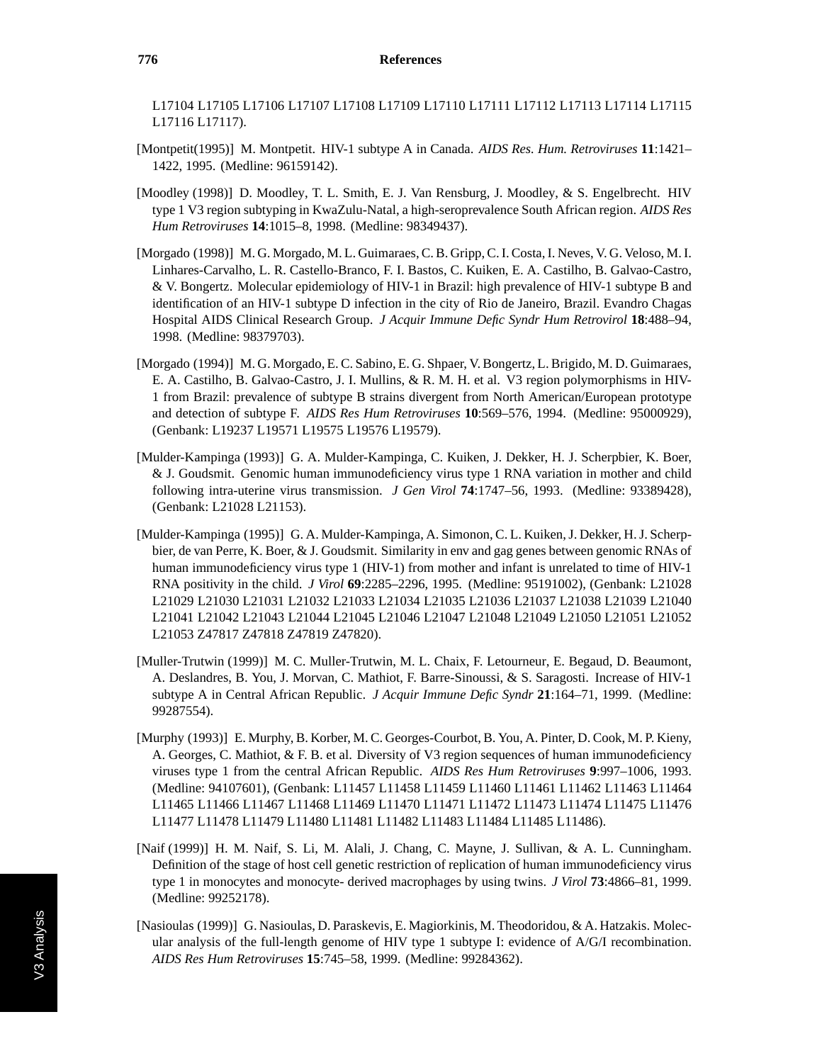L17104 L17105 L17106 L17107 L17108 L17109 L17110 L17111 L17112 L17113 L17114 L17115 L17116 L17117).

[Montpetit(1995)] M. Montpetit. HIV-1 subtype A in Canada. *AIDS Res. Hum. Retroviruses* **11**:1421–1422, 1995. (Medline: 96159142).

[Moodley (1998)] D. Moodley, T. L. Smith, E. J. Van Rensburg, J. Moodley, & S. Engelbrecht. HIV type 1 V3 region subtyping in KwaZulu-Natal, a high-seroprevalence South African region. *AIDS Res Hum Retroviruses* **14**:1015–8, 1998. (Medline: 98349437).

[Morgado (1998)] M. G. Morgado, M. L. Guimaraes, C. B. Gripp, C. I. Costa, I. Neves, V. G. Veloso, M. I. Linhares-Carvalho, L. R. Castello-Branco, F. I. Bastos, C. Kuiken, E. A. Castilho, B. Galvao-Castro, & V. Bongertz. Molecular epidemiology of HIV-1 in Brazil: high prevalence of HIV-1 subtype B and identification of an HIV-1 subtype D infection in the city of Rio de Janeiro, Brazil. Evandro Chagas Hospital AIDS Clinical Research Group. *J Acquir Immune Defic Syndr Hum Retrovirol* **18**:488–94, 1998. (Medline: 98379703).

[Morgado (1994)] M. G. Morgado, E. C. Sabino, E. G. Shpaer, V. Bongertz, L. Brigido, M. D. Guimaraes, E. A. Castilho, B. Galvao-Castro, J. I. Mullins, & R. M. H. et al. V3 region polymorphisms in HIV-1 from Brazil: prevalence of subtype B strains divergent from North American/European prototype and detection of subtype F. *AIDS Res Hum Retroviruses* **10**:569–576, 1994. (Medline: 95000929), (Genbank: L19237 L19571 L19575 L19576 L19579).

[Mulder-Kampinga (1993)] G. A. Mulder-Kampinga, C. Kuiken, J. Dekker, H. J. Scherpbier, K. Boer, & J. Goudsmit. Genomic human immunodeficiency virus type 1 RNA variation in mother and child following intra-uterine virus transmission. *J Gen Virol* **74**:1747–56, 1993. (Medline: 93389428), (Genbank: L21028 L21153).

[Mulder-Kampinga (1995)] G. A. Mulder-Kampinga, A. Simonon, C. L. Kuiken, J. Dekker, H. J. Scherpbier, de van Perre, K. Boer, & J. Goudsmit. Similarity in env and gag genes between genomic RNAs of human immunodeficiency virus type 1 (HIV-1) from mother and infant is unrelated to time of HIV-1 RNA positivity in the child. *J Virol* **69**:2285–2296, 1995. (Medline: 95191002), (Genbank: L21028 L21029 L21030 L21031 L21032 L21033 L21034 L21035 L21036 L21037 L21038 L21039 L21040 L21041 L21042 L21043 L21044 L21045 L21046 L21047 L21048 L21049 L21050 L21051 L21052 L21053 Z47817 Z47818 Z47819 Z47820).

[Muller-Trutwin (1999)] M. C. Muller-Trutwin, M. L. Chaix, F. Letourneur, E. Begaud, D. Beaumont, A. Deslandres, B. You, J. Morvan, C. Mathiot, F. Barre-Sinoussi, & S. Saragosti. Increase of HIV-1 subtype A in Central African Republic. *J Acquir Immune Defic Syndr* **21**:164–71, 1999. (Medline: 99287554).

[Murphy (1993)] E. Murphy, B. Korber, M. C. Georges-Courbot, B. You, A. Pinter, D. Cook, M. P. Kieny, A. Georges, C. Mathiot, & F. B. et al. Diversity of V3 region sequences of human immunodeficiency viruses type 1 from the central African Republic. *AIDS Res Hum Retroviruses* **9**:997–1006, 1993. (Medline: 94107601), (Genbank: L11457 L11458 L11459 L11460 L11461 L11462 L11463 L11464 L11465 L11466 L11467 L11468 L11469 L11470 L11471 L11472 L11473 L11474 L11475 L11476 L11477 L11478 L11479 L11480 L11481 L11482 L11483 L11484 L11485 L11486).

[Naif (1999)] H. M. Naif, S. Li, M. Alali, J. Chang, C. Mayne, J. Sullivan, & A. L. Cunningham. Definition of the stage of host cell genetic restriction of replication of human immunodeficiency virus type 1 in monocytes and monocyte- derived macrophages by using twins. *J Virol* **73**:4866–81, 1999. (Medline: 99252178).

[Nasioulas (1999)] G. Nasioulas, D. Paraskevis, E. Magiorkinis, M. Theodoridou, & A. Hatzakis. Molecular analysis of the full-length genome of HIV type 1 subtype I: evidence of A/G/I recombination. *AIDS Res Hum Retroviruses* **15**:745–58, 1999. (Medline: 99284362).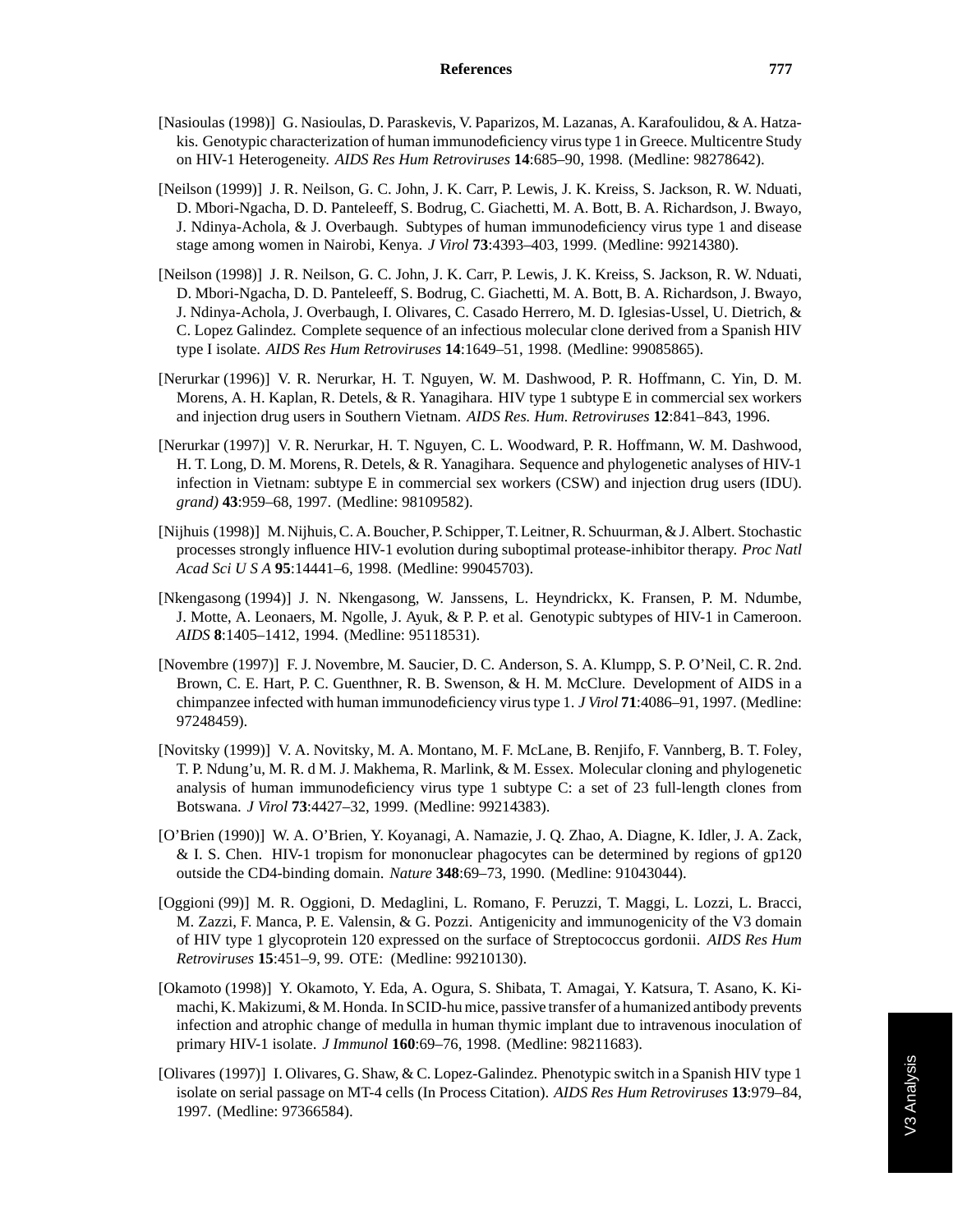[Nasioulas (1998)] G. Nasioulas, D. Paraskevis, V. Paparizos, M. Lazanas, A. Karafoulidou, & A. Hatzakis. Genotypic characterization of human immunodeficiency virus type 1 in Greece. Multicentre Study on HIV-1 Heterogeneity. *AIDS Res Hum Retroviruses* **14**:685–90, 1998. (Medline: 98278642).

[Neilson (1999)] J. R. Neilson, G. C. John, J. K. Carr, P. Lewis, J. K. Kreiss, S. Jackson, R. W. Nduati, D. Mbori-Ngacha, D. D. Panteleeff, S. Bodrug, C. Giachetti, M. A. Bott, B. A. Richardson, J. Bwayo, J. Ndinya-Achola, & J. Overbaugh. Subtypes of human immunodeficiency virus type 1 and disease stage among women in Nairobi, Kenya. *J Virol* **73**:4393–403, 1999. (Medline: 99214380).

[Neilson (1998)] J. R. Neilson, G. C. John, J. K. Carr, P. Lewis, J. K. Kreiss, S. Jackson, R. W. Nduati, D. Mbori-Ngacha, D. D. Panteleeff, S. Bodrug, C. Giachetti, M. A. Bott, B. A. Richardson, J. Bwayo, J. Ndinya-Achola, J. Overbaugh, I. Olivares, C. Casado Herrero, M. D. Iglesias-Ussel, U. Dietrich, & C. Lopez Galindez. Complete sequence of an infectious molecular clone derived from a Spanish HIV type I isolate. *AIDS Res Hum Retroviruses* **14**:1649–51, 1998. (Medline: 99085865).

[Nerurkar (1996)] V. R. Nerurkar, H. T. Nguyen, W. M. Dashwood, P. R. Hoffmann, C. Yin, D. M. Morens, A. H. Kaplan, R. Detels, & R. Yanagihara. HIV type 1 subtype E in commercial sex workers and injection drug users in Southern Vietnam. *AIDS Res. Hum. Retroviruses* **12**:841–843, 1996.

[Nerurkar (1997)] V. R. Nerurkar, H. T. Nguyen, C. L. Woodward, P. R. Hoffmann, W. M. Dashwood, H. T. Long, D. M. Morens, R. Detels, & R. Yanagihara. Sequence and phylogenetic analyses of HIV-1 infection in Vietnam: subtype E in commercial sex workers (CSW) and injection drug users (IDU). *grand)* **43**:959–68, 1997. (Medline: 98109582).

[Nijhuis (1998)] M. Nijhuis, C. A. Boucher, P. Schipper, T. Leitner, R. Schuurman, & J. Albert. Stochastic processes strongly influence HIV-1 evolution during suboptimal protease-inhibitor therapy. *Proc Natl Acad Sci U S A* **95**:14441–6, 1998. (Medline: 99045703).

[Nkengasong (1994)] J. N. Nkengasong, W. Janssens, L. Heyndrickx, K. Fransen, P. M. Ndumbe, J. Motte, A. Leonaers, M. Ngolle, J. Ayuk, & P. P. et al. Genotypic subtypes of HIV-1 in Cameroon. *AIDS* **8**:1405–1412, 1994. (Medline: 95118531).

[Novembre (1997)] F. J. Novembre, M. Saucier, D. C. Anderson, S. A. Klumpp, S. P. O'Neil, C. R. 2nd. Brown, C. E. Hart, P. C. Guenthner, R. B. Swenson, & H. M. McClure. Development of AIDS in a chimpanzee infected with human immunodeficiency virus type 1. *J Virol* **71**:4086–91, 1997. (Medline: 97248459).

[Novitsky (1999)] V. A. Novitsky, M. A. Montano, M. F. McLane, B. Renjifo, F. Vannberg, B. T. Foley, T. P. Ndung'u, M. R. d M. J. Makhema, R. Marlink, & M. Essex. Molecular cloning and phylogenetic analysis of human immunodeficiency virus type 1 subtype C: a set of 23 full-length clones from Botswana. *J Virol* **73**:4427–32, 1999. (Medline: 99214383).

[O'Brien (1990)] W. A. O'Brien, Y. Koyanagi, A. Namazie, J. Q. Zhao, A. Diagne, K. Idler, J. A. Zack, & I. S. Chen. HIV-1 tropism for mononuclear phagocytes can be determined by regions of gp120 outside the CD4-binding domain. *Nature* **348**:69–73, 1990. (Medline: 91043044).

[Oggioni (99)] M. R. Oggioni, D. Medaglini, L. Romano, F. Peruzzi, T. Maggi, L. Lozzi, L. Bracci, M. Zazzi, F. Manca, P. E. Valensin, & G. Pozzi. Antigenicity and immunogenicity of the V3 domain of HIV type 1 glycoprotein 120 expressed on the surface of Streptococcus gordonii. *AIDS Res Hum Retroviruses* **15**:451–9, 99. OTE: (Medline: 99210130).

[Okamoto (1998)] Y. Okamoto, Y. Eda, A. Ogura, S. Shibata, T. Amagai, Y. Katsura, T. Asano, K. Kimachi, K. Makizumi, & M. Honda. In SCID-hu mice, passive transfer of a humanized antibody prevents infection and atrophic change of medulla in human thymic implant due to intravenous inoculation of primary HIV-1 isolate. *J Immunol* **160**:69–76, 1998. (Medline: 98211683).

[Olivares (1997)] I. Olivares, G. Shaw, & C. Lopez-Galindez. Phenotypic switch in a Spanish HIV type 1 isolate on serial passage on MT-4 cells (In Process Citation). *AIDS Res Hum Retroviruses* **13**:979–84, 1997. (Medline: 97366584).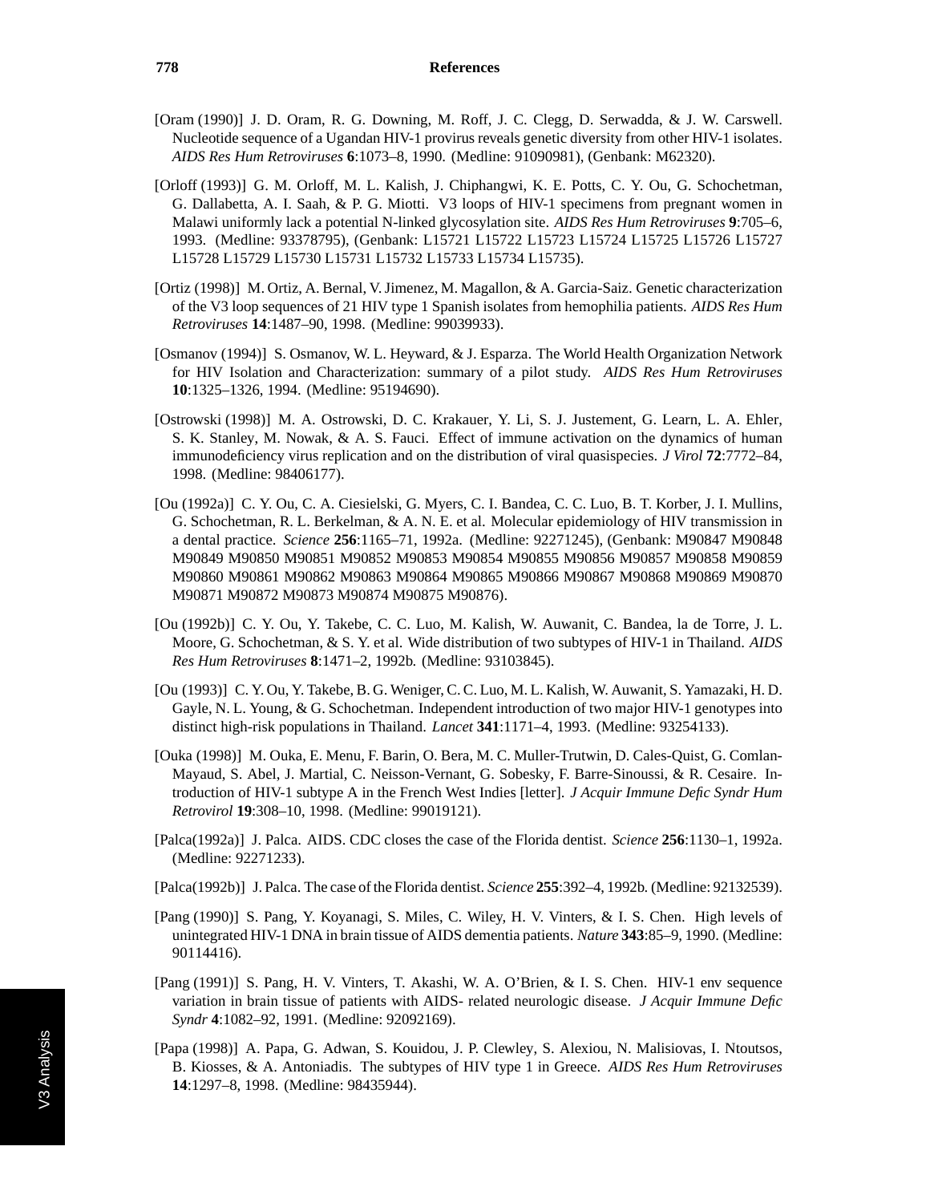[Oram (1990)] J. D. Oram, R. G. Downing, M. Roff, J. C. Clegg, D. Serwadda, & J. W. Carswell. Nucleotide sequence of a Ugandan HIV-1 provirus reveals genetic diversity from other HIV-1 isolates. *AIDS Res Hum Retroviruses* **6**:1073–8, 1990. (Medline: 91090981), (Genbank: M62320).

[Orloff (1993)] G. M. Orloff, M. L. Kalish, J. Chiphangwi, K. E. Potts, C. Y. Ou, G. Schochetman, G. Dallabetta, A. I. Saah, & P. G. Miotti. V3 loops of HIV-1 specimens from pregnant women in Malawi uniformly lack a potential N-linked glycosylation site. *AIDS Res Hum Retroviruses* **9**:705–6, 1993. (Medline: 93378795), (Genbank: L15721 L15722 L15723 L15724 L15725 L15726 L15727 L15728 L15729 L15730 L15731 L15732 L15733 L15734 L15735).

[Ortiz (1998)] M. Ortiz, A. Bernal, V. Jimenez, M. Magallon, & A. Garcia-Saiz. Genetic characterization of the V3 loop sequences of 21 HIV type 1 Spanish isolates from hemophilia patients. *AIDS Res Hum Retroviruses* **14**:1487–90, 1998. (Medline: 99039933).

[Osmanov (1994)] S. Osmanov, W. L. Heyward, & J. Esparza. The World Health Organization Network for HIV Isolation and Characterization: summary of a pilot study. *AIDS Res Hum Retroviruses* **10**:1325–1326, 1994. (Medline: 95194690).

[Ostrowski (1998)] M. A. Ostrowski, D. C. Krakauer, Y. Li, S. J. Justement, G. Learn, L. A. Ehler, S. K. Stanley, M. Nowak, & A. S. Fauci. Effect of immune activation on the dynamics of human immunodeficiency virus replication and on the distribution of viral quasispecies. *J Virol* **72**:7772–84, 1998. (Medline: 98406177).

[Ou (1992a)] C. Y. Ou, C. A. Ciesielski, G. Myers, C. I. Bandea, C. C. Luo, B. T. Korber, J. I. Mullins, G. Schochetman, R. L. Berkelman, & A. N. E. et al. Molecular epidemiology of HIV transmission in a dental practice. *Science* **256**:1165–71, 1992a. (Medline: 92271245), (Genbank: M90847 M90848 M90849 M90850 M90851 M90852 M90853 M90854 M90855 M90856 M90857 M90858 M90859 M90860 M90861 M90862 M90863 M90864 M90865 M90866 M90867 M90868 M90869 M90870 M90871 M90872 M90873 M90874 M90875 M90876).

[Ou (1992b)] C. Y. Ou, Y. Takebe, C. C. Luo, M. Kalish, W. Auwanit, C. Bandea, la de Torre, J. L. Moore, G. Schochetman, & S. Y. et al. Wide distribution of two subtypes of HIV-1 in Thailand. *AIDS Res Hum Retroviruses* **8**:1471–2, 1992b. (Medline: 93103845).

[Ou (1993)] C. Y. Ou, Y. Takebe, B. G. Weniger, C. C. Luo, M. L. Kalish, W. Auwanit, S. Yamazaki, H. D. Gayle, N. L. Young, & G. Schochetman. Independent introduction of two major HIV-1 genotypes into distinct high-risk populations in Thailand. *Lancet* **341**:1171–4, 1993. (Medline: 93254133).

[Ouka (1998)] M. Ouka, E. Menu, F. Barin, O. Bera, M. C. Muller-Trutwin, D. Cales-Quist, G. Comlan-Mayaud, S. Abel, J. Martial, C. Neisson-Vernant, G. Sobesky, F. Barre-Sinoussi, & R. Cesaire. Introduction of HIV-1 subtype A in the French West Indies [letter]. *J Acquir Immune Defic Syndr Hum Retrovirol* **19**:308–10, 1998. (Medline: 99019121).

[Palca(1992a)] J. Palca. AIDS. CDC closes the case of the Florida dentist. *Science* **256**:1130–1, 1992a. (Medline: 92271233).

[Palca(1992b)] J. Palca. The case of the Florida dentist. *Science* **255**:392–4, 1992b. (Medline: 92132539).

[Pang (1990)] S. Pang, Y. Koyanagi, S. Miles, C. Wiley, H. V. Vinters, & I. S. Chen. High levels of unintegrated HIV-1 DNA in brain tissue of AIDS dementia patients. *Nature* **343**:85–9, 1990. (Medline: 90114416).

[Pang (1991)] S. Pang, H. V. Vinters, T. Akashi, W. A. O'Brien, & I. S. Chen. HIV-1 env sequence variation in brain tissue of patients with AIDS- related neurologic disease. *J Acquir Immune Defic Syndr* **4**:1082–92, 1991. (Medline: 92092169).

[Papa (1998)] A. Papa, G. Adwan, S. Kouidou, J. P. Clewley, S. Alexiou, N. Malisiovas, I. Ntoutsos, B. Kiosses, & A. Antoniadis. The subtypes of HIV type 1 in Greece. *AIDS Res Hum Retroviruses* **14**:1297–8, 1998. (Medline: 98435944).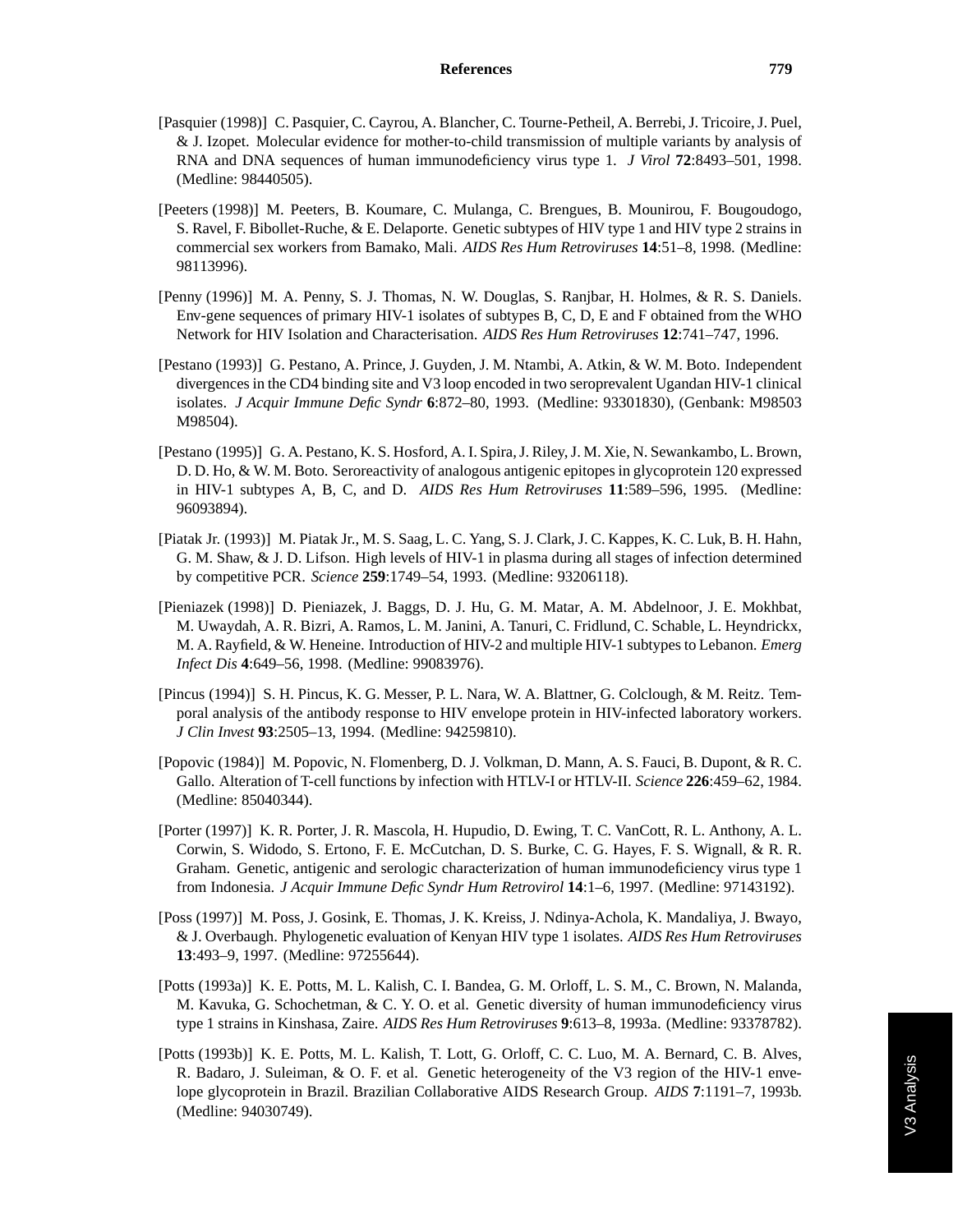[Pasquier (1998)] C. Pasquier, C. Cayrou, A. Blancher, C. Tourne-Petheil, A. Berrebi, J. Tricoire, J. Puel, & J. Izopet. Molecular evidence for mother-to-child transmission of multiple variants by analysis of RNA and DNA sequences of human immunodeficiency virus type 1. *J Virol* **72**:8493–501, 1998. (Medline: 98440505).

[Peeters (1998)] M. Peeters, B. Koumare, C. Mulanga, C. Brengues, B. Mounirou, F. Bougoudogo, S. Ravel, F. Bibollet-Ruche, & E. Delaporte. Genetic subtypes of HIV type 1 and HIV type 2 strains in commercial sex workers from Bamako, Mali. *AIDS Res Hum Retroviruses* **14**:51–8, 1998. (Medline: 98113996).

[Penny (1996)] M. A. Penny, S. J. Thomas, N. W. Douglas, S. Ranjbar, H. Holmes, & R. S. Daniels. Env-gene sequences of primary HIV-1 isolates of subtypes B, C, D, E and F obtained from the WHO Network for HIV Isolation and Characterisation. *AIDS Res Hum Retroviruses* **12**:741–747, 1996.

[Pestano (1993)] G. Pestano, A. Prince, J. Guyden, J. M. Ntambi, A. Atkin, & W. M. Boto. Independent divergences in the CD4 binding site and V3 loop encoded in two seroprevalent Ugandan HIV-1 clinical isolates. *J Acquir Immune Defic Syndr* **6**:872–80, 1993. (Medline: 93301830), (Genbank: M98503 M98504).

[Pestano (1995)] G. A. Pestano, K. S. Hosford, A. I. Spira, J. Riley, J. M. Xie, N. Sewankambo, L. Brown, D. D. Ho, & W. M. Boto. Seroreactivity of analogous antigenic epitopes in glycoprotein 120 expressed in HIV-1 subtypes A, B, C, and D. *AIDS Res Hum Retroviruses* **11**:589–596, 1995. (Medline: 96093894).

[Piatak Jr. (1993)] M. Piatak Jr., M. S. Saag, L. C. Yang, S. J. Clark, J. C. Kappes, K. C. Luk, B. H. Hahn, G. M. Shaw, & J. D. Lifson. High levels of HIV-1 in plasma during all stages of infection determined by competitive PCR. *Science* **259**:1749–54, 1993. (Medline: 93206118).

[Pieniazek (1998)] D. Pieniazek, J. Baggs, D. J. Hu, G. M. Matar, A. M. Abdelnoor, J. E. Mokhbat, M. Uwaydah, A. R. Bizri, A. Ramos, L. M. Janini, A. Tanuri, C. Fridlund, C. Schable, L. Heyndrickx, M. A. Rayfield, & W. Heneine. Introduction of HIV-2 and multiple HIV-1 subtypes to Lebanon. *Emerg Infect Dis* **4**:649–56, 1998. (Medline: 99083976).

[Pincus (1994)] S. H. Pincus, K. G. Messer, P. L. Nara, W. A. Blattner, G. Colclough, & M. Reitz. Temporal analysis of the antibody response to HIV envelope protein in HIV-infected laboratory workers. *J Clin Invest* **93**:2505–13, 1994. (Medline: 94259810).

[Popovic (1984)] M. Popovic, N. Flomenberg, D. J. Volkman, D. Mann, A. S. Fauci, B. Dupont, & R. C. Gallo. Alteration of T-cell functions by infection with HTLV-I or HTLV-II. *Science* **226**:459–62, 1984. (Medline: 85040344).

[Porter (1997)] K. R. Porter, J. R. Mascola, H. Hupudio, D. Ewing, T. C. VanCott, R. L. Anthony, A. L. Corwin, S. Widodo, S. Ertono, F. E. McCutchan, D. S. Burke, C. G. Hayes, F. S. Wignall, & R. R. Graham. Genetic, antigenic and serologic characterization of human immunodeficiency virus type 1 from Indonesia. *J Acquir Immune Defic Syndr Hum Retrovirol* **14**:1–6, 1997. (Medline: 97143192).

[Poss (1997)] M. Poss, J. Gosink, E. Thomas, J. K. Kreiss, J. Ndinya-Achola, K. Mandaliya, J. Bwayo, & J. Overbaugh. Phylogenetic evaluation of Kenyan HIV type 1 isolates. *AIDS Res Hum Retroviruses* **13**:493–9, 1997. (Medline: 97255644).

[Potts (1993a)] K. E. Potts, M. L. Kalish, C. I. Bandea, G. M. Orloff, L. S. M., C. Brown, N. Malanda, M. Kavuka, G. Schochetman, & C. Y. O. et al. Genetic diversity of human immunodeficiency virus type 1 strains in Kinshasa, Zaire. *AIDS Res Hum Retroviruses* **9**:613–8, 1993a. (Medline: 93378782).

[Potts (1993b)] K. E. Potts, M. L. Kalish, T. Lott, G. Orloff, C. C. Luo, M. A. Bernard, C. B. Alves, R. Badaro, J. Suleiman, & O. F. et al. Genetic heterogeneity of the V3 region of the HIV-1 envelope glycoprotein in Brazil. Brazilian Collaborative AIDS Research Group. *AIDS* **7**:1191–7, 1993b. (Medline: 94030749).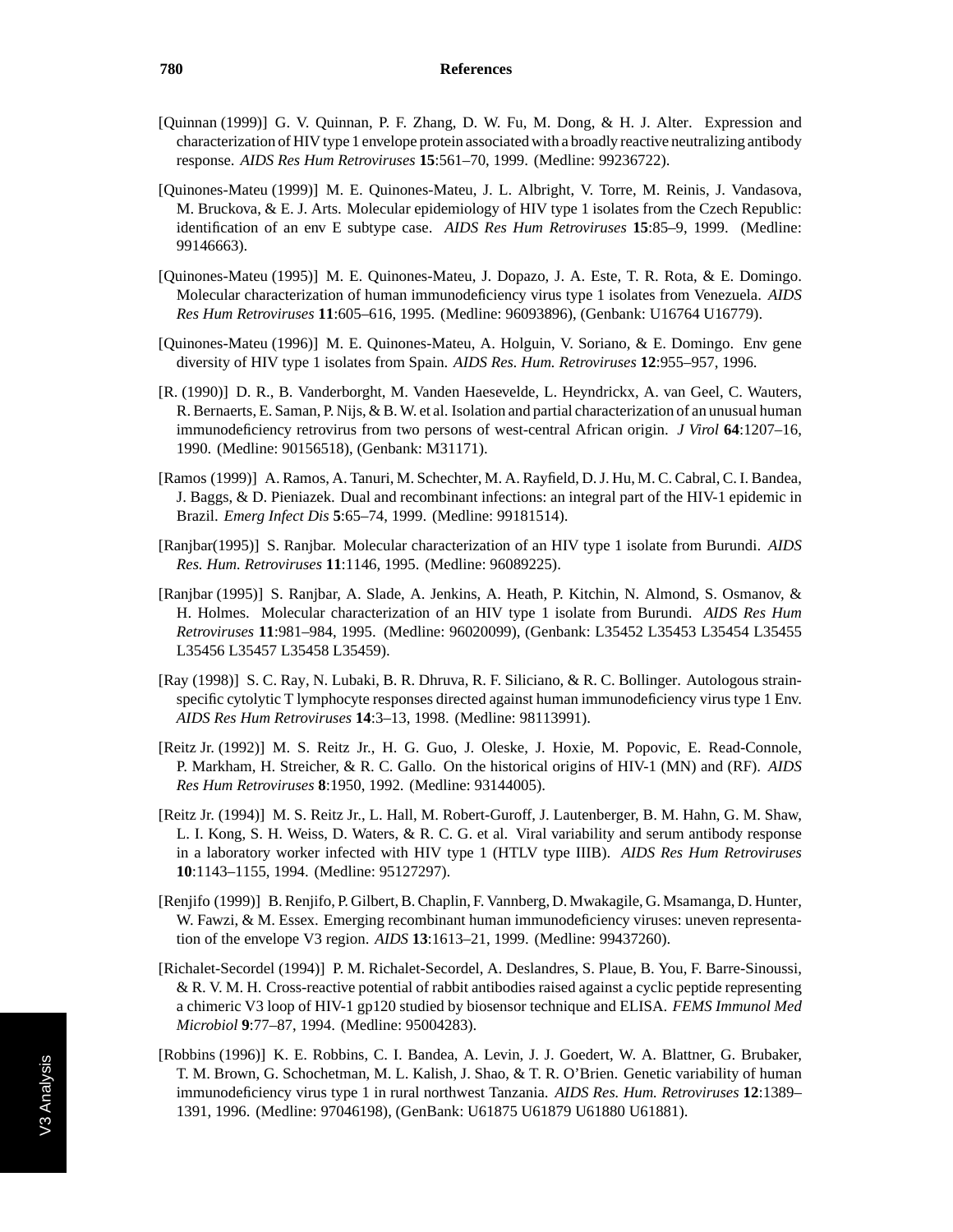[Quinnan (1999)] G. V. Quinnan, P. F. Zhang, D. W. Fu, M. Dong, & H. J. Alter. Expression and characterization of HIV type 1 envelope protein associated with a broadly reactive neutralizing antibody response. *AIDS Res Hum Retroviruses* **15**:561–70, 1999. (Medline: 99236722).

[Quinones-Mateu (1999)] M. E. Quinones-Mateu, J. L. Albright, V. Torre, M. Reinis, J. Vandasova, M. Bruckova, & E. J. Arts. Molecular epidemiology of HIV type 1 isolates from the Czech Republic: identification of an env E subtype case. *AIDS Res Hum Retroviruses* **15**:85–9, 1999. (Medline: 99146663).

[Quinones-Mateu (1995)] M. E. Quinones-Mateu, J. Dopazo, J. A. Este, T. R. Rota, & E. Domingo. Molecular characterization of human immunodeficiency virus type 1 isolates from Venezuela. *AIDS Res Hum Retroviruses* **11**:605–616, 1995. (Medline: 96093896), (Genbank: U16764 U16779).

[Quinones-Mateu (1996)] M. E. Quinones-Mateu, A. Holguin, V. Soriano, & E. Domingo. Env gene diversity of HIV type 1 isolates from Spain. *AIDS Res. Hum. Retroviruses* **12**:955–957, 1996.

[R. (1990)] D. R., B. Vanderborght, M. Vanden Haesevelde, L. Heyndrickx, A. van Geel, C. Wauters, R. Bernaerts, E. Saman, P. Nijs, & B. W. et al. Isolation and partial characterization of an unusual human immunodeficiency retrovirus from two persons of west-central African origin. *J Virol* **64**:1207–16, 1990. (Medline: 90156518), (Genbank: M31171).

[Ramos (1999)] A. Ramos, A. Tanuri, M. Schechter, M. A. Rayfield, D. J. Hu, M. C. Cabral, C. I. Bandea, J. Baggs, & D. Pieniazek. Dual and recombinant infections: an integral part of the HIV-1 epidemic in Brazil. *Emerg Infect Dis* **5**:65–74, 1999. (Medline: 99181514).

[Ranjbar(1995)] S. Ranjbar. Molecular characterization of an HIV type 1 isolate from Burundi. *AIDS Res. Hum. Retroviruses* **11**:1146, 1995. (Medline: 96089225).

[Ranjbar (1995)] S. Ranjbar, A. Slade, A. Jenkins, A. Heath, P. Kitchin, N. Almond, S. Osmanov, & H. Holmes. Molecular characterization of an HIV type 1 isolate from Burundi. *AIDS Res Hum Retroviruses* **11**:981–984, 1995. (Medline: 96020099), (Genbank: L35452 L35453 L35454 L35455 L35456 L35457 L35458 L35459).

[Ray (1998)] S. C. Ray, N. Lubaki, B. R. Dhruva, R. F. Siliciano, & R. C. Bollinger. Autologous strain-specific cytolytic T lymphocyte responses directed against human immunodeficiency virus type 1 Env. *AIDS Res Hum Retroviruses* **14**:3–13, 1998. (Medline: 98113991).

[Reitz Jr. (1992)] M. S. Reitz Jr., H. G. Guo, J. Oleske, J. Hoxie, M. Popovic, E. Read-Connole, P. Markham, H. Streicher, & R. C. Gallo. On the historical origins of HIV-1 (MN) and (RF). *AIDS Res Hum Retroviruses* **8**:1950, 1992. (Medline: 93144005).

[Reitz Jr. (1994)] M. S. Reitz Jr., L. Hall, M. Robert-Guroff, J. Lautenberger, B. M. Hahn, G. M. Shaw, L. I. Kong, S. H. Weiss, D. Waters, & R. C. G. et al. Viral variability and serum antibody response in a laboratory worker infected with HIV type 1 (HTLV type IIIB). *AIDS Res Hum Retroviruses* **10**:1143–1155, 1994. (Medline: 95127297).

[Renjifo (1999)] B. Renjifo, P. Gilbert, B. Chaplin, F. Vannberg, D. Mwakagile, G. Msamanga, D. Hunter, W. Fawzi, & M. Essex. Emerging recombinant human immunodeficiency viruses: uneven representation of the envelope V3 region. *AIDS* **13**:1613–21, 1999. (Medline: 99437260).

[Richalet-Secordel (1994)] P. M. Richalet-Secordel, A. Deslandres, S. Plaue, B. You, F. Barre-Sinoussi, & R. V. M. H. Cross-reactive potential of rabbit antibodies raised against a cyclic peptide representing a chimeric V3 loop of HIV-1 gp120 studied by biosensor technique and ELISA. *FEMS Immunol Med Microbiol* **9**:77–87, 1994. (Medline: 95004283).

[Robbins (1996)] K. E. Robbins, C. I. Bandea, A. Levin, J. J. Goedert, W. A. Blattner, G. Brubaker, T. M. Brown, G. Schochetman, M. L. Kalish, J. Shao, & T. R. O'Brien. Genetic variability of human immunodeficiency virus type 1 in rural northwest Tanzania. *AIDS Res. Hum. Retroviruses* **12**:1389–1391, 1996. (Medline: 97046198), (GenBank: U61875 U61879 U61880 U61881).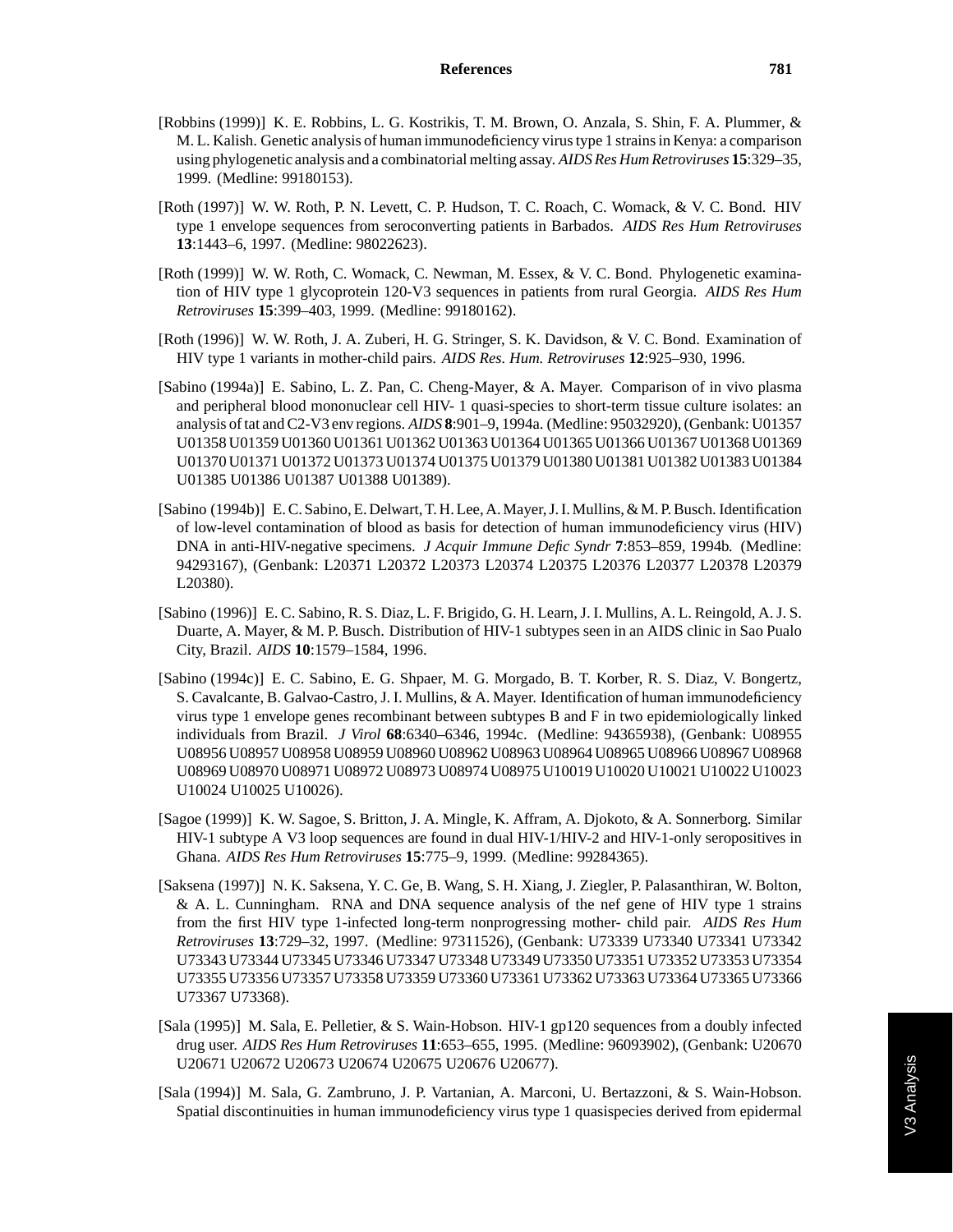[Robbins (1999)] K. E. Robbins, L. G. Kostrikis, T. M. Brown, O. Anzala, S. Shin, F. A. Plummer, & M. L. Kalish. Genetic analysis of human immunodeficiency virus type 1 strains in Kenya: a comparison using phylogenetic analysis and a combinatorial melting assay. *AIDS Res Hum Retroviruses* **15**:329–35, 1999. (Medline: 99180153).

[Roth (1997)] W. W. Roth, P. N. Levett, C. P. Hudson, T. C. Roach, C. Womack, & V. C. Bond. HIV type 1 envelope sequences from seroconverting patients in Barbados. *AIDS Res Hum Retroviruses* **13**:1443–6, 1997. (Medline: 98022623).

[Roth (1999)] W. W. Roth, C. Womack, C. Newman, M. Essex, & V. C. Bond. Phylogenetic examination of HIV type 1 glycoprotein 120-V3 sequences in patients from rural Georgia. *AIDS Res Hum Retroviruses* **15**:399–403, 1999. (Medline: 99180162).

[Roth (1996)] W. W. Roth, J. A. Zuberi, H. G. Stringer, S. K. Davidson, & V. C. Bond. Examination of HIV type 1 variants in mother-child pairs. *AIDS Res. Hum. Retroviruses* **12**:925–930, 1996.

[Sabino (1994a)] E. Sabino, L. Z. Pan, C. Cheng-Mayer, & A. Mayer. Comparison of in vivo plasma and peripheral blood mononuclear cell HIV- 1 quasi-species to short-term tissue culture isolates: an analysis of tat and C2-V3 env regions. *AIDS* **8**:901–9, 1994a. (Medline: 95032920), (Genbank: U01357 U01358 U01359 U01360 U01361 U01362 U01363 U01364 U01365 U01366 U01367 U01368 U01369 U01370 U01371 U01372 U01373 U01374 U01375 U01379 U01380 U01381 U01382 U01383 U01384 U01385 U01386 U01387 U01388 U01389).

[Sabino (1994b)] E. C. Sabino, E. Delwart, T. H. Lee, A. Mayer, J. I. Mullins, & M. P. Busch. Identification of low-level contamination of blood as basis for detection of human immunodeficiency virus (HIV) DNA in anti-HIV-negative specimens. *J Acquir Immune Defic Syndr* **7**:853–859, 1994b. (Medline: 94293167), (Genbank: L20371 L20372 L20373 L20374 L20375 L20376 L20377 L20378 L20379 L20380).

[Sabino (1996)] E. C. Sabino, R. S. Diaz, L. F. Brigido, G. H. Learn, J. I. Mullins, A. L. Reingold, A. J. S. Duarte, A. Mayer, & M. P. Busch. Distribution of HIV-1 subtypes seen in an AIDS clinic in Sao Pualo City, Brazil. *AIDS* **10**:1579–1584, 1996.

[Sabino (1994c)] E. C. Sabino, E. G. Shpaer, M. G. Morgado, B. T. Korber, R. S. Diaz, V. Bongertz, S. Cavalcante, B. Galvao-Castro, J. I. Mullins, & A. Mayer. Identification of human immunodeficiency virus type 1 envelope genes recombinant between subtypes B and F in two epidemiologically linked individuals from Brazil. *J Virol* **68**:6340–6346, 1994c. (Medline: 94365938), (Genbank: U08955 U08956 U08957 U08958 U08959 U08960 U08962 U08963 U08964 U08965 U08966 U08967 U08968 U08969 U08970 U08971 U08972 U08973 U08974 U08975 U10019 U10020 U10021 U10022 U10023 U10024 U10025 U10026).

[Sagoe (1999)] K. W. Sagoe, S. Britton, J. A. Mingle, K. Affram, A. Djokoto, & A. Sonnerborg. Similar HIV-1 subtype A V3 loop sequences are found in dual HIV-1/HIV-2 and HIV-1-only seropositives in Ghana. *AIDS Res Hum Retroviruses* **15**:775–9, 1999. (Medline: 99284365).

[Saksena (1997)] N. K. Saksena, Y. C. Ge, B. Wang, S. H. Xiang, J. Ziegler, P. Palasanthiran, W. Bolton, & A. L. Cunningham. RNA and DNA sequence analysis of the nef gene of HIV type 1 strains from the first HIV type 1-infected long-term nonprogressing mother- child pair. *AIDS Res Hum Retroviruses* **13**:729–32, 1997. (Medline: 97311526), (Genbank: U73339 U73340 U73341 U73342 U73343 U73344 U73345 U73346 U73347 U73348 U73349 U73350 U73351 U73352 U73353 U73354 U73355 U73356 U73357 U73358 U73359 U73360 U73361 U73362 U73363 U73364 U73365 U73366 U73367 U73368).

[Sala (1995)] M. Sala, E. Pelletier, & S. Wain-Hobson. HIV-1 gp120 sequences from a doubly infected drug user. *AIDS Res Hum Retroviruses* **11**:653–655, 1995. (Medline: 96093902), (Genbank: U20670 U20671 U20672 U20673 U20674 U20675 U20676 U20677).

[Sala (1994)] M. Sala, G. Zambruno, J. P. Vartanian, A. Marconi, U. Bertazzoni, & S. Wain-Hobson. Spatial discontinuities in human immunodeficiency virus type 1 quasispecies derived from epidermal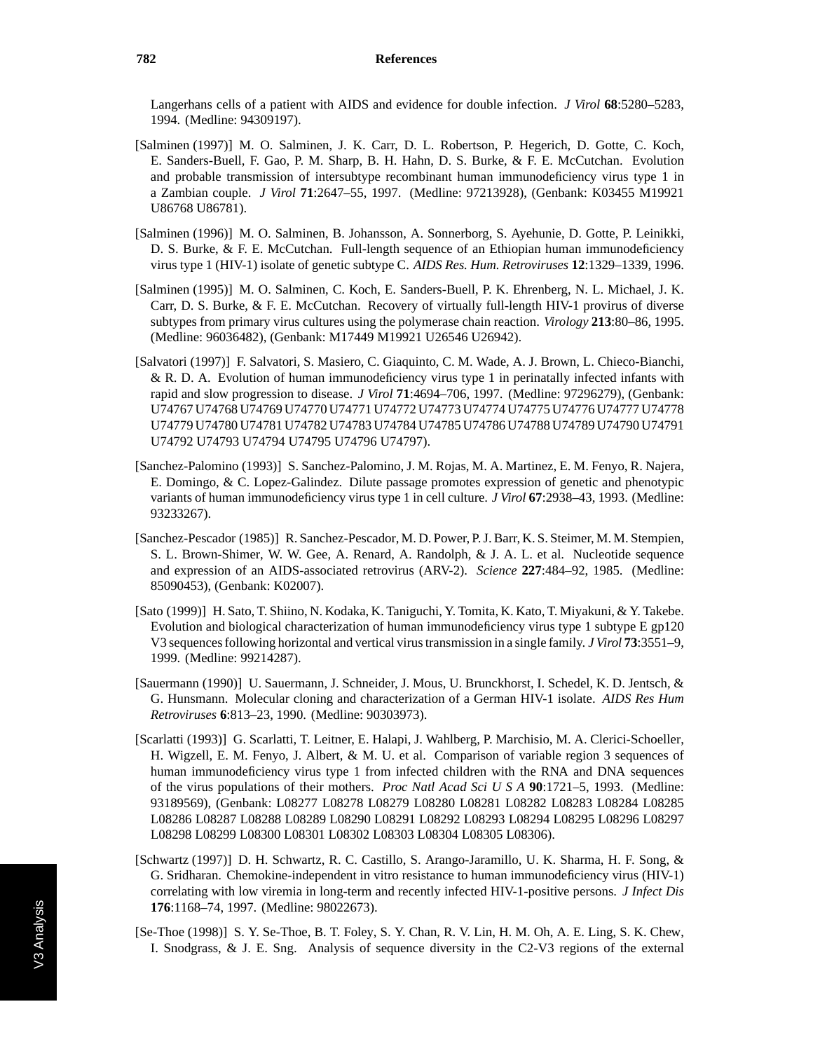Langerhans cells of a patient with AIDS and evidence for double infection. *J Virol* **68**:5280–5283, 1994. (Medline: 94309197).

[Salminen (1997)] M. O. Salminen, J. K. Carr, D. L. Robertson, P. Hegerich, D. Gotte, C. Koch, E. Sanders-Buell, F. Gao, P. M. Sharp, B. H. Hahn, D. S. Burke, & F. E. McCutchan. Evolution and probable transmission of intersubtype recombinant human immunodeficiency virus type 1 in a Zambian couple. *J Virol* **71**:2647–55, 1997. (Medline: 97213928), (Genbank: K03455 M19921 U86768 U86781).

[Salminen (1996)] M. O. Salminen, B. Johansson, A. Sonnerborg, S. Ayehunie, D. Gotte, P. Leinikki, D. S. Burke, & F. E. McCutchan. Full-length sequence of an Ethiopian human immunodeficiency virus type 1 (HIV-1) isolate of genetic subtype C. *AIDS Res. Hum. Retroviruses* **12**:1329–1339, 1996.

[Salminen (1995)] M. O. Salminen, C. Koch, E. Sanders-Buell, P. K. Ehrenberg, N. L. Michael, J. K. Carr, D. S. Burke, & F. E. McCutchan. Recovery of virtually full-length HIV-1 provirus of diverse subtypes from primary virus cultures using the polymerase chain reaction. *Virology* **213**:80–86, 1995. (Medline: 96036482), (Genbank: M17449 M19921 U26546 U26942).

[Salvatori (1997)] F. Salvatori, S. Masiero, C. Giaquinto, C. M. Wade, A. J. Brown, L. Chieco-Bianchi, & R. D. A. Evolution of human immunodeficiency virus type 1 in perinatally infected infants with rapid and slow progression to disease. *J Virol* **71**:4694–706, 1997. (Medline: 97296279), (Genbank: U74767 U74768 U74769 U74770 U74771 U74772 U74773 U74774 U74775 U74776 U74777 U74778 U74779 U74780 U74781 U74782 U74783 U74784 U74785 U74786 U74788 U74789 U74790 U74791 U74792 U74793 U74794 U74795 U74796 U74797).

[Sanchez-Palomino (1993)] S. Sanchez-Palomino, J. M. Rojas, M. A. Martinez, E. M. Fenyo, R. Najera, E. Domingo, & C. Lopez-Galindez. Dilute passage promotes expression of genetic and phenotypic variants of human immunodeficiency virus type 1 in cell culture. *J Virol* **67**:2938–43, 1993. (Medline: 93233267).

[Sanchez-Pescador (1985)] R. Sanchez-Pescador, M. D. Power, P. J. Barr, K. S. Steimer, M. M. Stempien, S. L. Brown-Shimer, W. W. Gee, A. Renard, A. Randolph, & J. A. L. et al. Nucleotide sequence and expression of an AIDS-associated retrovirus (ARV-2). *Science* **227**:484–92, 1985. (Medline: 85090453), (Genbank: K02007).

[Sato (1999)] H. Sato, T. Shiino, N. Kodaka, K. Taniguchi, Y. Tomita, K. Kato, T. Miyakuni, & Y. Takebe. Evolution and biological characterization of human immunodeficiency virus type 1 subtype E gp120 V3 sequences following horizontal and vertical virus transmission in a single family. *J Virol* **73**:3551–9, 1999. (Medline: 99214287).

[Sauermann (1990)] U. Sauermann, J. Schneider, J. Mous, U. Brunckhorst, I. Schedel, K. D. Jentsch, & G. Hunsmann. Molecular cloning and characterization of a German HIV-1 isolate. *AIDS Res Hum Retroviruses* **6**:813–23, 1990. (Medline: 90303973).

[Scarlatti (1993)] G. Scarlatti, T. Leitner, E. Halapi, J. Wahlberg, P. Marchisio, M. A. Clerici-Schoeller, H. Wigzell, E. M. Fenyo, J. Albert, & M. U. et al. Comparison of variable region 3 sequences of human immunodeficiency virus type 1 from infected children with the RNA and DNA sequences of the virus populations of their mothers. *Proc Natl Acad Sci U S A* **90**:1721–5, 1993. (Medline: 93189569), (Genbank: L08277 L08278 L08279 L08280 L08281 L08282 L08283 L08284 L08285 L08286 L08287 L08288 L08289 L08290 L08291 L08292 L08293 L08294 L08295 L08296 L08297 L08298 L08299 L08300 L08301 L08302 L08303 L08304 L08305 L08306).

[Schwartz (1997)] D. H. Schwartz, R. C. Castillo, S. Arango-Jaramillo, U. K. Sharma, H. F. Song, & G. Sridharan. Chemokine-independent in vitro resistance to human immunodeficiency virus (HIV-1) correlating with low viremia in long-term and recently infected HIV-1-positive persons. *J Infect Dis* **176**:1168–74, 1997. (Medline: 98022673).

[Se-Thoe (1998)] S. Y. Se-Thoe, B. T. Foley, S. Y. Chan, R. V. Lin, H. M. Oh, A. E. Ling, S. K. Chew, I. Snodgrass, & J. E. Sng. Analysis of sequence diversity in the C2-V3 regions of the external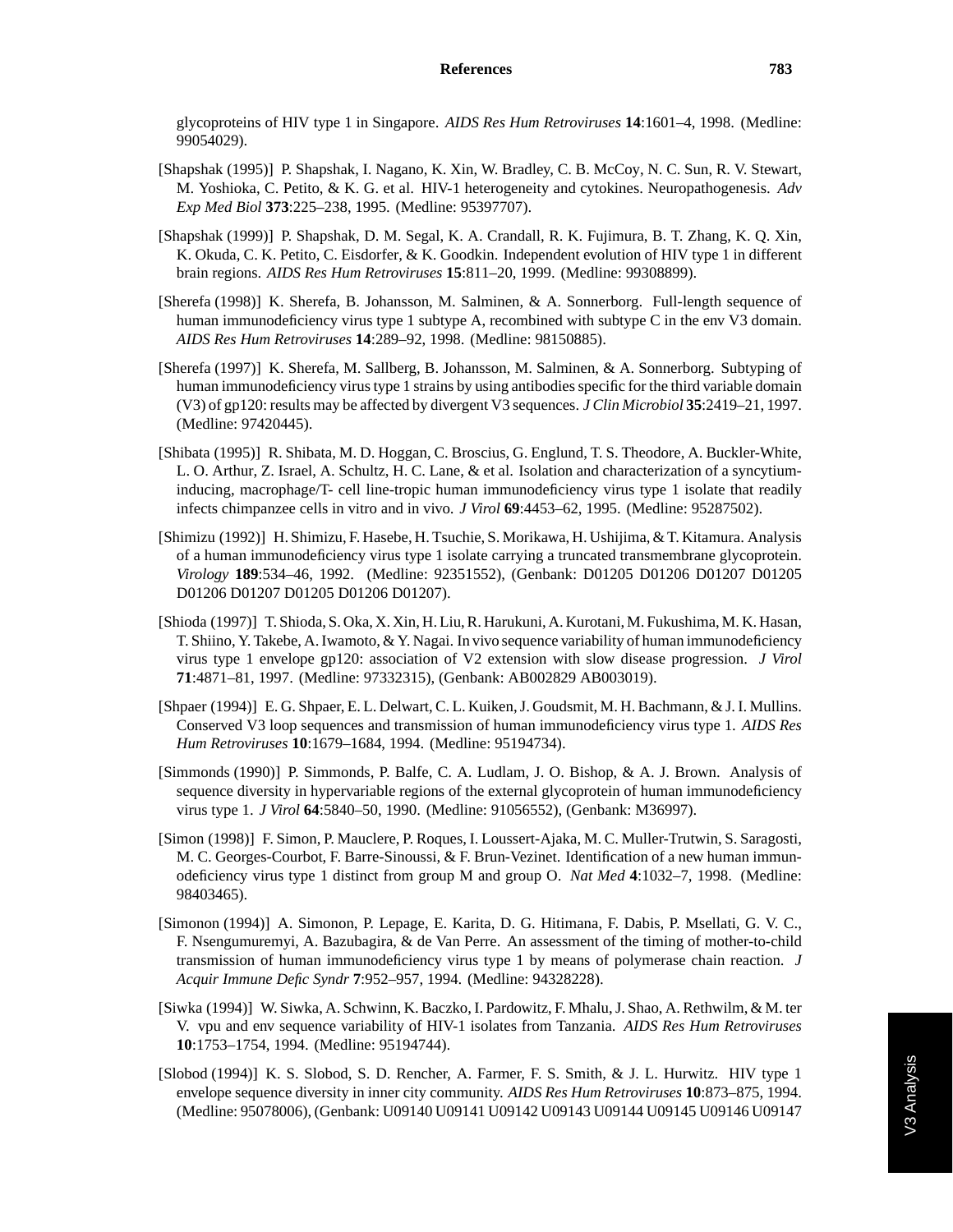glycoproteins of HIV type 1 in Singapore. *AIDS Res Hum Retroviruses* **14**:1601–4, 1998. (Medline: 99054029).

[Shapshak (1995)] P. Shapshak, I. Nagano, K. Xin, W. Bradley, C. B. McCoy, N. C. Sun, R. V. Stewart, M. Yoshioka, C. Petito, & K. G. et al. HIV-1 heterogeneity and cytokines. Neuropathogenesis. *Adv Exp Med Biol* **373**:225–238, 1995. (Medline: 95397707).

[Shapshak (1999)] P. Shapshak, D. M. Segal, K. A. Crandall, R. K. Fujimura, B. T. Zhang, K. Q. Xin, K. Okuda, C. K. Petito, C. Eisdorfer, & K. Goodkin. Independent evolution of HIV type 1 in different brain regions. *AIDS Res Hum Retroviruses* **15**:811–20, 1999. (Medline: 99308899).

[Sherefa (1998)] K. Sherefa, B. Johansson, M. Salminen, & A. Sonnerborg. Full-length sequence of human immunodeficiency virus type 1 subtype A, recombined with subtype C in the env V3 domain. *AIDS Res Hum Retroviruses* **14**:289–92, 1998. (Medline: 98150885).

[Sherefa (1997)] K. Sherefa, M. Sallberg, B. Johansson, M. Salminen, & A. Sonnerborg. Subtyping of human immunodeficiency virus type 1 strains by using antibodies specific for the third variable domain (V3) of gp120: results may be affected by divergent V3 sequences. *J Clin Microbiol* **35**:2419–21, 1997. (Medline: 97420445).

[Shibata (1995)] R. Shibata, M. D. Hoggan, C. Broscius, G. Englund, T. S. Theodore, A. Buckler-White, L. O. Arthur, Z. Israel, A. Schultz, H. C. Lane, & et al. Isolation and characterization of a syncytium-inducing, macrophage/T- cell line-tropic human immunodeficiency virus type 1 isolate that readily infects chimpanzee cells in vitro and in vivo. *J Virol* **69**:4453–62, 1995. (Medline: 95287502).

[Shimizu (1992)] H. Shimizu, F. Hasebe, H. Tsuchie, S. Morikawa, H. Ushijima, & T. Kitamura. Analysis of a human immunodeficiency virus type 1 isolate carrying a truncated transmembrane glycoprotein. *Virology* **189**:534–46, 1992. (Medline: 92351552), (Genbank: D01205 D01206 D01207 D01205 D01206 D01207 D01205 D01206 D01207).

[Shioda (1997)] T. Shioda, S. Oka, X. Xin, H. Liu, R. Harukuni, A. Kurotani, M. Fukushima, M. K. Hasan, T. Shiino, Y. Takebe, A. Iwamoto, & Y. Nagai. In vivo sequence variability of human immunodeficiency virus type 1 envelope gp120: association of V2 extension with slow disease progression. *J Virol* **71**:4871–81, 1997. (Medline: 97332315), (Genbank: AB002829 AB003019).

[Shpaer (1994)] E. G. Shpaer, E. L. Delwart, C. L. Kuiken, J. Goudsmit, M. H. Bachmann, & J. I. Mullins. Conserved V3 loop sequences and transmission of human immunodeficiency virus type 1. *AIDS Res Hum Retroviruses* **10**:1679–1684, 1994. (Medline: 95194734).

[Simmonds (1990)] P. Simmonds, P. Balfe, C. A. Ludlam, J. O. Bishop, & A. J. Brown. Analysis of sequence diversity in hypervariable regions of the external glycoprotein of human immunodeficiency virus type 1. *J Virol* **64**:5840–50, 1990. (Medline: 91056552), (Genbank: M36997).

[Simon (1998)] F. Simon, P. Mauclere, P. Roques, I. Loussert-Ajaka, M. C. Muller-Trutwin, S. Saragosti, M. C. Georges-Courbot, F. Barre-Sinoussi, & F. Brun-Vezinet. Identification of a new human immunodeficiency virus type 1 distinct from group M and group O. *Nat Med* **4**:1032–7, 1998. (Medline: 98403465).

[Simonon (1994)] A. Simonon, P. Lepage, E. Karita, D. G. Hitimana, F. Dabis, P. Msellati, G. V. C., F. Nsengumuremyi, A. Bazubagira, & de Van Perre. An assessment of the timing of mother-to-child transmission of human immunodeficiency virus type 1 by means of polymerase chain reaction. *J Acquir Immune Defic Syndr* **7**:952–957, 1994. (Medline: 94328228).

[Siwka (1994)] W. Siwka, A. Schwinn, K. Baczko, I. Pardowitz, F. Mhalu, J. Shao, A. Rethwilm, & M. ter V. vpu and env sequence variability of HIV-1 isolates from Tanzania. *AIDS Res Hum Retroviruses* **10**:1753–1754, 1994. (Medline: 95194744).

[Slobod (1994)] K. S. Slobod, S. D. Rencher, A. Farmer, F. S. Smith, & J. L. Hurwitz. HIV type 1 envelope sequence diversity in inner city community. *AIDS Res Hum Retroviruses* **10**:873–875, 1994. (Medline: 95078006), (Genbank: U09140 U09141 U09142 U09143 U09144 U09145 U09146 U09147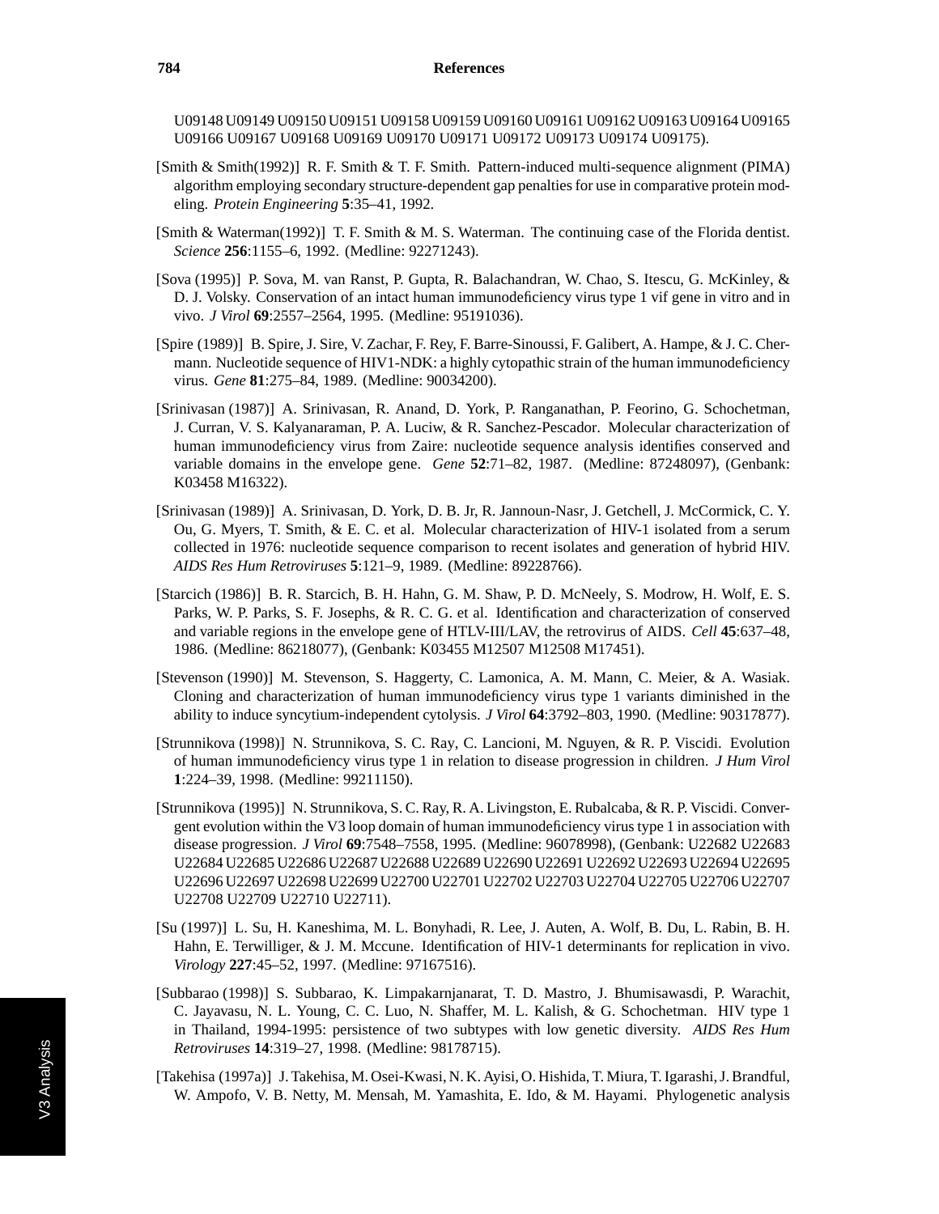U09148 U09149 U09150 U09151 U09158 U09159 U09160 U09161 U09162 U09163 U09164 U09165 U09166 U09167 U09168 U09169 U09170 U09171 U09172 U09173 U09174 U09175).

[Smith & Smith(1992)] R. F. Smith & T. F. Smith. Pattern-induced multi-sequence alignment (PIMA) algorithm employing secondary structure-dependent gap penalties for use in comparative protein modeling. *Protein Engineering* **5**:35–41, 1992.

[Smith & Waterman(1992)] T. F. Smith & M. S. Waterman. The continuing case of the Florida dentist. *Science* **256**:1155–6, 1992. (Medline: 92271243).

[Sova (1995)] P. Sova, M. van Ranst, P. Gupta, R. Balachandran, W. Chao, S. Itescu, G. McKinley, & D. J. Volsky. Conservation of an intact human immunodeficiency virus type 1 vif gene in vitro and in vivo. *J Virol* **69**:2557–2564, 1995. (Medline: 95191036).

[Spire (1989)] B. Spire, J. Sire, V. Zachar, F. Rey, F. Barre-Sinoussi, F. Galibert, A. Hampe, & J. C. Chermann. Nucleotide sequence of HIV1-NDK: a highly cytopathic strain of the human immunodeficiency virus. *Gene* **81**:275–84, 1989. (Medline: 90034200).

[Srinivasan (1987)] A. Srinivasan, R. Anand, D. York, P. Ranganathan, P. Feorino, G. Schochetman, J. Curran, V. S. Kalyanaraman, P. A. Luciw, & R. Sanchez-Pescador. Molecular characterization of human immunodeficiency virus from Zaire: nucleotide sequence analysis identifies conserved and variable domains in the envelope gene. *Gene* **52**:71–82, 1987. (Medline: 87248097), (Genbank: K03458 M16322).

[Srinivasan (1989)] A. Srinivasan, D. York, D. B. Jr, R. Jannoun-Nasr, J. Getchell, J. McCormick, C. Y. Ou, G. Myers, T. Smith, & E. C. et al. Molecular characterization of HIV-1 isolated from a serum collected in 1976: nucleotide sequence comparison to recent isolates and generation of hybrid HIV. *AIDS Res Hum Retroviruses* **5**:121–9, 1989. (Medline: 89228766).

[Starcich (1986)] B. R. Starcich, B. H. Hahn, G. M. Shaw, P. D. McNeely, S. Modrow, H. Wolf, E. S. Parks, W. P. Parks, S. F. Josephs, & R. C. G. et al. Identification and characterization of conserved and variable regions in the envelope gene of HTLV-III/LAV, the retrovirus of AIDS. *Cell* **45**:637–48, 1986. (Medline: 86218077), (Genbank: K03455 M12507 M12508 M17451).

[Stevenson (1990)] M. Stevenson, S. Haggerty, C. Lamonica, A. M. Mann, C. Meier, & A. Wasiak. Cloning and characterization of human immunodeficiency virus type 1 variants diminished in the ability to induce syncytium-independent cytolysis. *J Virol* **64**:3792–803, 1990. (Medline: 90317877).

[Strunnikova (1998)] N. Strunnikova, S. C. Ray, C. Lancioni, M. Nguyen, & R. P. Viscidi. Evolution of human immunodeficiency virus type 1 in relation to disease progression in children. *J Hum Virol* **1**:224–39, 1998. (Medline: 99211150).

[Strunnikova (1995)] N. Strunnikova, S. C. Ray, R. A. Livingston, E. Rubalcaba, & R. P. Viscidi. Convergent evolution within the V3 loop domain of human immunodeficiency virus type 1 in association with disease progression. *J Virol* **69**:7548–7558, 1995. (Medline: 96078998), (Genbank: U22682 U22683 U22684 U22685 U22686 U22687 U22688 U22689 U22690 U22691 U22692 U22693 U22694 U22695 U22696 U22697 U22698 U22699 U22700 U22701 U22702 U22703 U22704 U22705 U22706 U22707 U22708 U22709 U22710 U22711).

[Su (1997)] L. Su, H. Kaneshima, M. L. Bonyhadi, R. Lee, J. Auten, A. Wolf, B. Du, L. Rabin, B. H. Hahn, E. Terwilliger, & J. M. Mccune. Identification of HIV-1 determinants for replication in vivo. *Virology* **227**:45–52, 1997. (Medline: 97167516).

[Subbarao (1998)] S. Subbarao, K. Limpakarnjanarat, T. D. Mastro, J. Bhumisawasdi, P. Warachit, C. Jayavasu, N. L. Young, C. C. Luo, N. Shaffer, M. L. Kalish, & G. Schochetman. HIV type 1 in Thailand, 1994-1995: persistence of two subtypes with low genetic diversity. *AIDS Res Hum Retroviruses* **14**:319–27, 1998. (Medline: 98178715).

[Takehisa (1997a)] J. Takehisa, M. Osei-Kwasi, N. K. Ayisi, O. Hishida, T. Miura, T. Igarashi, J. Brandful, W. Ampofo, V. B. Netty, M. Mensah, M. Yamashita, E. Ido, & M. Hayami. Phylogenetic analysis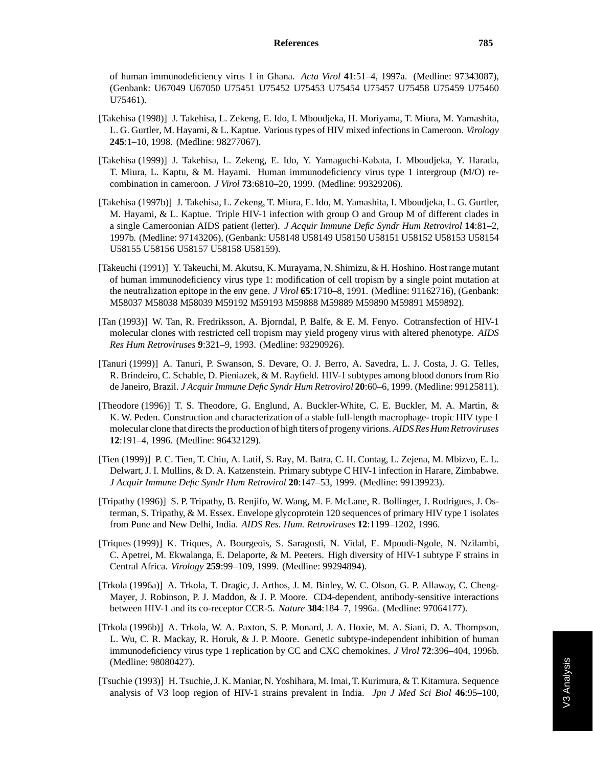of human immunodeficiency virus 1 in Ghana. *Acta Virol* **41**:51–4, 1997a. (Medline: 97343087), (Genbank: U67049 U67050 U75451 U75452 U75453 U75454 U75457 U75458 U75459 U75460 U75461).

[Takehisa (1998)] J. Takehisa, L. Zekeng, E. Ido, I. Mboudjeka, H. Moriyama, T. Miura, M. Yamashita, L. G. Gurtler, M. Hayami, & L. Kaptue. Various types of HIV mixed infections in Cameroon. *Virology* **245**:1–10, 1998. (Medline: 98277067).

[Takehisa (1999)] J. Takehisa, L. Zekeng, E. Ido, Y. Yamaguchi-Kabata, I. Mboudjeka, Y. Harada, T. Miura, L. Kaptu, & M. Hayami. Human immunodeficiency virus type 1 intergroup (M/O) recombination in cameroon. *J Virol* **73**:6810–20, 1999. (Medline: 99329206).

[Takehisa (1997b)] J. Takehisa, L. Zekeng, T. Miura, E. Ido, M. Yamashita, I. Mboudjeka, L. G. Gurtler, M. Hayami, & L. Kaptue. Triple HIV-1 infection with group O and Group M of different clades in a single Cameroonian AIDS patient (letter). *J Acquir Immune Defic Syndr Hum Retrovirol* **14**:81–2, 1997b. (Medline: 97143206), (Genbank: U58148 U58149 U58150 U58151 U58152 U58153 U58154 U58155 U58156 U58157 U58158 U58159).

[Takeuchi (1991)] Y. Takeuchi, M. Akutsu, K. Murayama, N. Shimizu, & H. Hoshino. Host range mutant of human immunodeficiency virus type 1: modification of cell tropism by a single point mutation at the neutralization epitope in the env gene. *J Virol* **65**:1710–8, 1991. (Medline: 91162716), (Genbank: M58037 M58038 M58039 M59192 M59193 M59888 M59889 M59890 M59891 M59892).

[Tan (1993)] W. Tan, R. Fredriksson, A. Bjorndal, P. Balfe, & E. M. Fenyo. Cotransfection of HIV-1 molecular clones with restricted cell tropism may yield progeny virus with altered phenotype. *AIDS Res Hum Retroviruses* **9**:321–9, 1993. (Medline: 93290926).

[Tanuri (1999)] A. Tanuri, P. Swanson, S. Devare, O. J. Berro, A. Savedra, L. J. Costa, J. G. Telles, R. Brindeiro, C. Schable, D. Pieniazek, & M. Rayfield. HIV-1 subtypes among blood donors from Rio de Janeiro, Brazil. *J Acquir Immune Defic Syndr Hum Retrovirol* **20**:60–6, 1999. (Medline: 99125811).

[Theodore (1996)] T. S. Theodore, G. Englund, A. Buckler-White, C. E. Buckler, M. A. Martin, & K. W. Peden. Construction and characterization of a stable full-length macrophage- tropic HIV type 1 molecular clone that directs the production of high titers of progeny virions. *AIDS Res Hum Retroviruses* **12**:191–4, 1996. (Medline: 96432129).

[Tien (1999)] P. C. Tien, T. Chiu, A. Latif, S. Ray, M. Batra, C. H. Contag, L. Zejena, M. Mbizvo, E. L. Delwart, J. I. Mullins, & D. A. Katzenstein. Primary subtype C HIV-1 infection in Harare, Zimbabwe. *J Acquir Immune Defic Syndr Hum Retrovirol* **20**:147–53, 1999. (Medline: 99139923).

[Tripathy (1996)] S. P. Tripathy, B. Renjifo, W. Wang, M. F. McLane, R. Bollinger, J. Rodrigues, J. Osterman, S. Tripathy, & M. Essex. Envelope glycoprotein 120 sequences of primary HIV type 1 isolates from Pune and New Delhi, India. *AIDS Res. Hum. Retroviruses* **12**:1199–1202, 1996.

[Triques (1999)] K. Triques, A. Bourgeois, S. Saragosti, N. Vidal, E. Mpoudi-Ngole, N. Nzilambi, C. Apetrei, M. Ekwalanga, E. Delaporte, & M. Peeters. High diversity of HIV-1 subtype F strains in Central Africa. *Virology* **259**:99–109, 1999. (Medline: 99294894).

[Trkola (1996a)] A. Trkola, T. Dragic, J. Arthos, J. M. Binley, W. C. Olson, G. P. Allaway, C. Cheng-Mayer, J. Robinson, P. J. Maddon, & J. P. Moore. CD4-dependent, antibody-sensitive interactions between HIV-1 and its co-receptor CCR-5. *Nature* **384**:184–7, 1996a. (Medline: 97064177).

[Trkola (1996b)] A. Trkola, W. A. Paxton, S. P. Monard, J. A. Hoxie, M. A. Siani, D. A. Thompson, L. Wu, C. R. Mackay, R. Horuk, & J. P. Moore. Genetic subtype-independent inhibition of human immunodeficiency virus type 1 replication by CC and CXC chemokines. *J Virol* **72**:396–404, 1996b. (Medline: 98080427).

[Tsuchie (1993)] H. Tsuchie, J. K. Maniar, N. Yoshihara, M. Imai, T. Kurimura, & T. Kitamura. Sequence analysis of V3 loop region of HIV-1 strains prevalent in India. *Jpn J Med Sci Biol* **46**:95–100,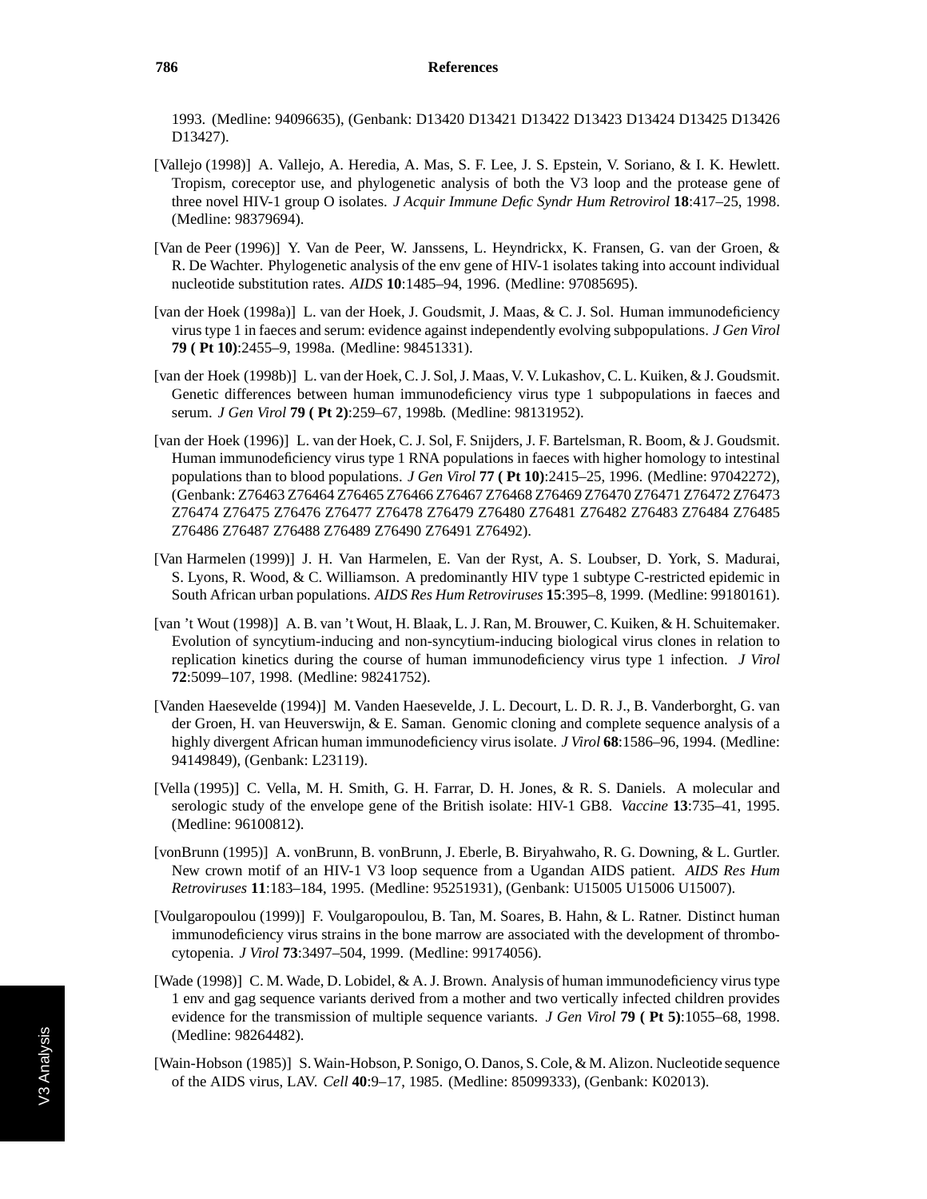1993. (Medline: 94096635), (Genbank: D13420 D13421 D13422 D13423 D13424 D13425 D13426 D13427).

[Vallejo (1998)] A. Vallejo, A. Heredia, A. Mas, S. F. Lee, J. S. Epstein, V. Soriano, & I. K. Hewlett. Tropism, coreceptor use, and phylogenetic analysis of both the V3 loop and the protease gene of three novel HIV-1 group O isolates. *J Acquir Immune Defic Syndr Hum Retrovirol* **18**:417–25, 1998. (Medline: 98379694).

[Van de Peer (1996)] Y. Van de Peer, W. Janssens, L. Heyndrickx, K. Fransen, G. van der Groen, & R. De Wachter. Phylogenetic analysis of the env gene of HIV-1 isolates taking into account individual nucleotide substitution rates. *AIDS* **10**:1485–94, 1996. (Medline: 97085695).

[van der Hoek (1998a)] L. van der Hoek, J. Goudsmit, J. Maas, & C. J. Sol. Human immunodeficiency virus type 1 in faeces and serum: evidence against independently evolving subpopulations. *J Gen Virol* **79 ( Pt 10)**:2455–9, 1998a. (Medline: 98451331).

[van der Hoek (1998b)] L. van der Hoek, C. J. Sol, J. Maas, V. V. Lukashov, C. L. Kuiken, & J. Goudsmit. Genetic differences between human immunodeficiency virus type 1 subpopulations in faeces and serum. *J Gen Virol* **79 ( Pt 2)**:259–67, 1998b. (Medline: 98131952).

[van der Hoek (1996)] L. van der Hoek, C. J. Sol, F. Snijders, J. F. Bartelsman, R. Boom, & J. Goudsmit. Human immunodeficiency virus type 1 RNA populations in faeces with higher homology to intestinal populations than to blood populations. *J Gen Virol* **77 ( Pt 10)**:2415–25, 1996. (Medline: 97042272), (Genbank: Z76463 Z76464 Z76465 Z76466 Z76467 Z76468 Z76469 Z76470 Z76471 Z76472 Z76473 Z76474 Z76475 Z76476 Z76477 Z76478 Z76479 Z76480 Z76481 Z76482 Z76483 Z76484 Z76485 Z76486 Z76487 Z76488 Z76489 Z76490 Z76491 Z76492).

[Van Harmelen (1999)] J. H. Van Harmelen, E. Van der Ryst, A. S. Loubser, D. York, S. Madurai, S. Lyons, R. Wood, & C. Williamson. A predominantly HIV type 1 subtype C-restricted epidemic in South African urban populations. *AIDS Res Hum Retroviruses* **15**:395–8, 1999. (Medline: 99180161).

[van 't Wout (1998)] A. B. van 't Wout, H. Blaak, L. J. Ran, M. Brouwer, C. Kuiken, & H. Schuitemaker. Evolution of syncytium-inducing and non-syncytium-inducing biological virus clones in relation to replication kinetics during the course of human immunodeficiency virus type 1 infection. *J Virol* **72**:5099–107, 1998. (Medline: 98241752).

[Vanden Haesevelde (1994)] M. Vanden Haesevelde, J. L. Decourt, L. D. R. J., B. Vanderborght, G. van der Groen, H. van Heuverswijn, & E. Saman. Genomic cloning and complete sequence analysis of a highly divergent African human immunodeficiency virus isolate. *J Virol* **68**:1586–96, 1994. (Medline: 94149849), (Genbank: L23119).

[Vella (1995)] C. Vella, M. H. Smith, G. H. Farrar, D. H. Jones, & R. S. Daniels. A molecular and serologic study of the envelope gene of the British isolate: HIV-1 GB8. *Vaccine* **13**:735–41, 1995. (Medline: 96100812).

[vonBrunn (1995)] A. vonBrunn, B. vonBrunn, J. Eberle, B. Biryahwaho, R. G. Downing, & L. Gurtler. New crown motif of an HIV-1 V3 loop sequence from a Ugandan AIDS patient. *AIDS Res Hum Retroviruses* **11**:183–184, 1995. (Medline: 95251931), (Genbank: U15005 U15006 U15007).

[Voulgaropoulou (1999)] F. Voulgaropoulou, B. Tan, M. Soares, B. Hahn, & L. Ratner. Distinct human immunodeficiency virus strains in the bone marrow are associated with the development of thrombocytopenia. *J Virol* **73**:3497–504, 1999. (Medline: 99174056).

[Wade (1998)] C. M. Wade, D. Lobidel, & A. J. Brown. Analysis of human immunodeficiency virus type 1 env and gag sequence variants derived from a mother and two vertically infected children provides evidence for the transmission of multiple sequence variants. *J Gen Virol* **79 ( Pt 5)**:1055–68, 1998. (Medline: 98264482).

[Wain-Hobson (1985)] S. Wain-Hobson, P. Sonigo, O. Danos, S. Cole, & M. Alizon. Nucleotide sequence of the AIDS virus, LAV. *Cell* **40**:9–17, 1985. (Medline: 85099333), (Genbank: K02013).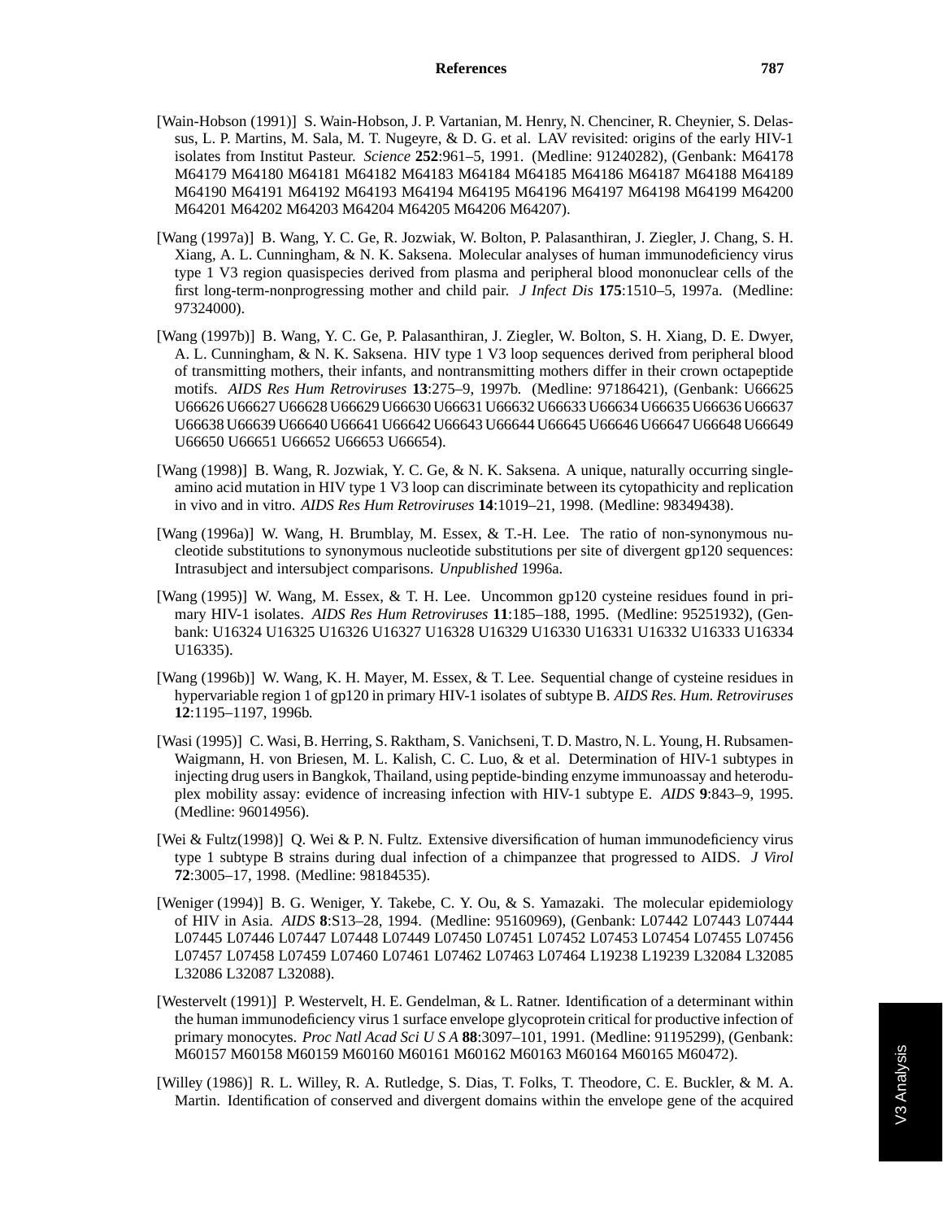[Wain-Hobson (1991)] S. Wain-Hobson, J. P. Vartanian, M. Henry, N. Chenciner, R. Cheynier, S. Delassus, L. P. Martins, M. Sala, M. T. Nugeyre, & D. G. et al. LAV revisited: origins of the early HIV-1 isolates from Institut Pasteur. *Science* **252**:961–5, 1991. (Medline: 91240282), (Genbank: M64178 M64179 M64180 M64181 M64182 M64183 M64184 M64185 M64186 M64187 M64188 M64189 M64190 M64191 M64192 M64193 M64194 M64195 M64196 M64197 M64198 M64199 M64200 M64201 M64202 M64203 M64204 M64205 M64206 M64207).

[Wang (1997a)] B. Wang, Y. C. Ge, R. Jozwiak, W. Bolton, P. Palasanthiran, J. Ziegler, J. Chang, S. H. Xiang, A. L. Cunningham, & N. K. Saksena. Molecular analyses of human immunodeficiency virus type 1 V3 region quasispecies derived from plasma and peripheral blood mononuclear cells of the first long-term-nonprogressing mother and child pair. *J Infect Dis* **175**:1510–5, 1997a. (Medline: 97324000).

[Wang (1997b)] B. Wang, Y. C. Ge, P. Palasanthiran, J. Ziegler, W. Bolton, S. H. Xiang, D. E. Dwyer, A. L. Cunningham, & N. K. Saksena. HIV type 1 V3 loop sequences derived from peripheral blood of transmitting mothers, their infants, and nontransmitting mothers differ in their crown octapeptide motifs. *AIDS Res Hum Retroviruses* **13**:275–9, 1997b. (Medline: 97186421), (Genbank: U66625 U66626 U66627 U66628 U66629 U66630 U66631 U66632 U66633 U66634 U66635 U66636 U66637 U66638 U66639 U66640 U66641 U66642 U66643 U66644 U66645 U66646 U66647 U66648 U66649 U66650 U66651 U66652 U66653 U66654).

[Wang (1998)] B. Wang, R. Jozwiak, Y. C. Ge, & N. K. Saksena. A unique, naturally occurring single-amino acid mutation in HIV type 1 V3 loop can discriminate between its cytopathicity and replication in vivo and in vitro. *AIDS Res Hum Retroviruses* **14**:1019–21, 1998. (Medline: 98349438).

[Wang (1996a)] W. Wang, H. Brumblay, M. Essex, & T.-H. Lee. The ratio of non-synonymous nucleotide substitutions to synonymous nucleotide substitutions per site of divergent gp120 sequences: Intrasubject and intersubject comparisons. *Unpublished* 1996a.

[Wang (1995)] W. Wang, M. Essex, & T. H. Lee. Uncommon gp120 cysteine residues found in primary HIV-1 isolates. *AIDS Res Hum Retroviruses* **11**:185–188, 1995. (Medline: 95251932), (Genbank: U16324 U16325 U16326 U16327 U16328 U16329 U16330 U16331 U16332 U16333 U16334 U16335).

[Wang (1996b)] W. Wang, K. H. Mayer, M. Essex, & T. Lee. Sequential change of cysteine residues in hypervariable region 1 of gp120 in primary HIV-1 isolates of subtype B. *AIDS Res. Hum. Retroviruses* **12**:1195–1197, 1996b.

[Wasi (1995)] C. Wasi, B. Herring, S. Raktham, S. Vanichseni, T. D. Mastro, N. L. Young, H. Rubsamen-Waigmann, H. von Briesen, M. L. Kalish, C. C. Luo, & et al. Determination of HIV-1 subtypes in injecting drug users in Bangkok, Thailand, using peptide-binding enzyme immunoassay and heteroduplex mobility assay: evidence of increasing infection with HIV-1 subtype E. *AIDS* **9**:843–9, 1995. (Medline: 96014956).

[Wei & Fultz(1998)] Q. Wei & P. N. Fultz. Extensive diversification of human immunodeficiency virus type 1 subtype B strains during dual infection of a chimpanzee that progressed to AIDS. *J Virol* **72**:3005–17, 1998. (Medline: 98184535).

[Weniger (1994)] B. G. Weniger, Y. Takebe, C. Y. Ou, & S. Yamazaki. The molecular epidemiology of HIV in Asia. *AIDS* **8**:S13–28, 1994. (Medline: 95160969), (Genbank: L07442 L07443 L07444 L07445 L07446 L07447 L07448 L07449 L07450 L07451 L07452 L07453 L07454 L07455 L07456 L07457 L07458 L07459 L07460 L07461 L07462 L07463 L07464 L19238 L19239 L32084 L32085 L32086 L32087 L32088).

[Westervelt (1991)] P. Westervelt, H. E. Gendelman, & L. Ratner. Identification of a determinant within the human immunodeficiency virus 1 surface envelope glycoprotein critical for productive infection of primary monocytes. *Proc Natl Acad Sci U S A* **88**:3097–101, 1991. (Medline: 91195299), (Genbank: M60157 M60158 M60159 M60160 M60161 M60162 M60163 M60164 M60165 M60472).

[Willey (1986)] R. L. Willey, R. A. Rutledge, S. Dias, T. Folks, T. Theodore, C. E. Buckler, & M. A. Martin. Identification of conserved and divergent domains within the envelope gene of the acquired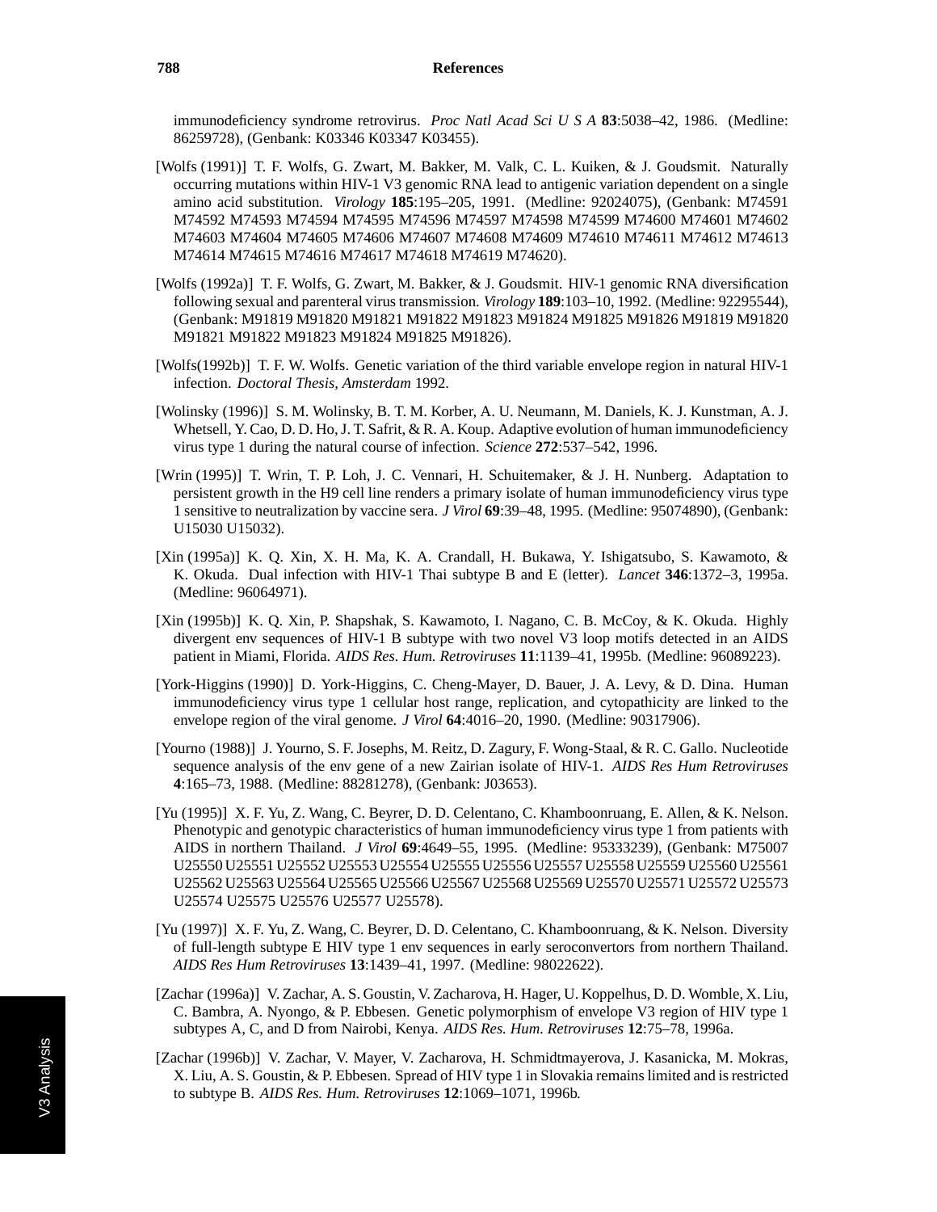immunodeficiency syndrome retrovirus. *Proc Natl Acad Sci U S A* **83**:5038–42, 1986. (Medline: 86259728), (Genbank: K03346 K03347 K03455).

[Wolfs (1991)] T. F. Wolfs, G. Zwart, M. Bakker, M. Valk, C. L. Kuiken, & J. Goudsmit. Naturally occurring mutations within HIV-1 V3 genomic RNA lead to antigenic variation dependent on a single amino acid substitution. *Virology* **185**:195–205, 1991. (Medline: 92024075), (Genbank: M74591 M74592 M74593 M74594 M74595 M74596 M74597 M74598 M74599 M74600 M74601 M74602 M74603 M74604 M74605 M74606 M74607 M74608 M74609 M74610 M74611 M74612 M74613 M74614 M74615 M74616 M74617 M74618 M74619 M74620).

[Wolfs (1992a)] T. F. Wolfs, G. Zwart, M. Bakker, & J. Goudsmit. HIV-1 genomic RNA diversification following sexual and parenteral virus transmission. *Virology* **189**:103–10, 1992. (Medline: 92295544), (Genbank: M91819 M91820 M91821 M91822 M91823 M91824 M91825 M91826 M91819 M91820 M91821 M91822 M91823 M91824 M91825 M91826).

[Wolfs(1992b)] T. F. W. Wolfs. Genetic variation of the third variable envelope region in natural HIV-1 infection. *Doctoral Thesis, Amsterdam* 1992.

[Wolinsky (1996)] S. M. Wolinsky, B. T. M. Korber, A. U. Neumann, M. Daniels, K. J. Kunstman, A. J. Whetsell, Y. Cao, D. D. Ho, J. T. Safrit, & R. A. Koup. Adaptive evolution of human immunodeficiency virus type 1 during the natural course of infection. *Science* **272**:537–542, 1996.

[Wrin (1995)] T. Wrin, T. P. Loh, J. C. Vennari, H. Schuitemaker, & J. H. Nunberg. Adaptation to persistent growth in the H9 cell line renders a primary isolate of human immunodeficiency virus type 1 sensitive to neutralization by vaccine sera. *J Virol* **69**:39–48, 1995. (Medline: 95074890), (Genbank: U15030 U15032).

[Xin (1995a)] K. Q. Xin, X. H. Ma, K. A. Crandall, H. Bukawa, Y. Ishigatsubo, S. Kawamoto, & K. Okuda. Dual infection with HIV-1 Thai subtype B and E (letter). *Lancet* **346**:1372–3, 1995a. (Medline: 96064971).

[Xin (1995b)] K. Q. Xin, P. Shapshak, S. Kawamoto, I. Nagano, C. B. McCoy, & K. Okuda. Highly divergent env sequences of HIV-1 B subtype with two novel V3 loop motifs detected in an AIDS patient in Miami, Florida. *AIDS Res. Hum. Retroviruses* **11**:1139–41, 1995b. (Medline: 96089223).

[York-Higgins (1990)] D. York-Higgins, C. Cheng-Mayer, D. Bauer, J. A. Levy, & D. Dina. Human immunodeficiency virus type 1 cellular host range, replication, and cytopathicity are linked to the envelope region of the viral genome. *J Virol* **64**:4016–20, 1990. (Medline: 90317906).

[Yourno (1988)] J. Yourno, S. F. Josephs, M. Reitz, D. Zagury, F. Wong-Staal, & R. C. Gallo. Nucleotide sequence analysis of the env gene of a new Zairian isolate of HIV-1. *AIDS Res Hum Retroviruses* **4**:165–73, 1988. (Medline: 88281278), (Genbank: J03653).

[Yu (1995)] X. F. Yu, Z. Wang, C. Beyrer, D. D. Celentano, C. Khamboonruang, E. Allen, & K. Nelson. Phenotypic and genotypic characteristics of human immunodeficiency virus type 1 from patients with AIDS in northern Thailand. *J Virol* **69**:4649–55, 1995. (Medline: 95333239), (Genbank: M75007 U25550 U25551 U25552 U25553 U25554 U25555 U25556 U25557 U25558 U25559 U25560 U25561 U25562 U25563 U25564 U25565 U25566 U25567 U25568 U25569 U25570 U25571 U25572 U25573 U25574 U25575 U25576 U25577 U25578).

[Yu (1997)] X. F. Yu, Z. Wang, C. Beyrer, D. D. Celentano, C. Khamboonruang, & K. Nelson. Diversity of full-length subtype E HIV type 1 env sequences in early seroconvertors from northern Thailand. *AIDS Res Hum Retroviruses* **13**:1439–41, 1997. (Medline: 98022622).

[Zachar (1996a)] V. Zachar, A. S. Goustin, V. Zacharova, H. Hager, U. Koppelhus, D. D. Womble, X. Liu, C. Bambra, A. Nyongo, & P. Ebbesen. Genetic polymorphism of envelope V3 region of HIV type 1 subtypes A, C, and D from Nairobi, Kenya. *AIDS Res. Hum. Retroviruses* **12**:75–78, 1996a.

[Zachar (1996b)] V. Zachar, V. Mayer, V. Zacharova, H. Schmidtmayerova, J. Kasanicka, M. Mokras, X. Liu, A. S. Goustin, & P. Ebbesen. Spread of HIV type 1 in Slovakia remains limited and is restricted to subtype B. *AIDS Res. Hum. Retroviruses* **12**:1069–1071, 1996b.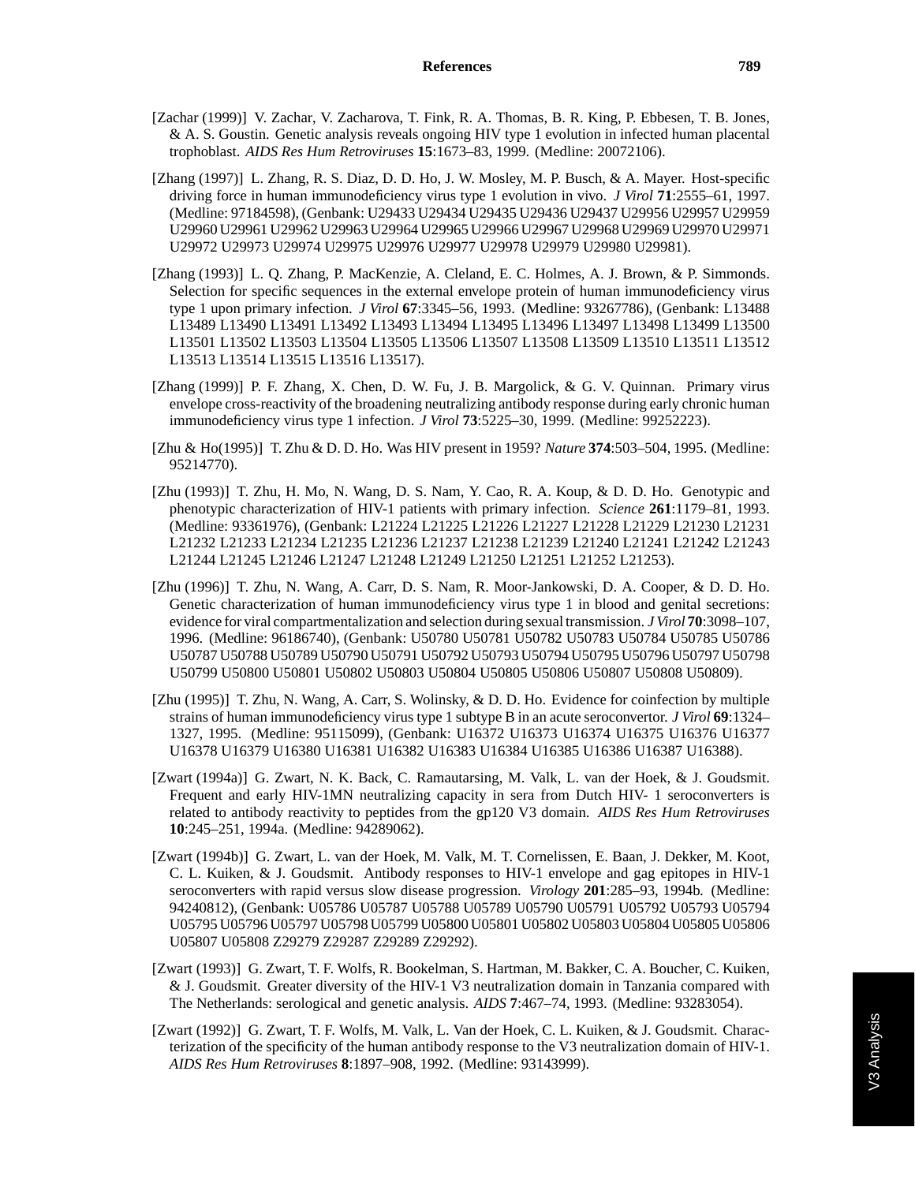[Zachar (1999)] V. Zachar, V. Zacharova, T. Fink, R. A. Thomas, B. R. King, P. Ebbesen, T. B. Jones, & A. S. Goustin. Genetic analysis reveals ongoing HIV type 1 evolution in infected human placental trophoblast. *AIDS Res Hum Retroviruses* **15**:1673–83, 1999. (Medline: 20072106).

[Zhang (1997)] L. Zhang, R. S. Diaz, D. D. Ho, J. W. Mosley, M. P. Busch, & A. Mayer. Host-specific driving force in human immunodeficiency virus type 1 evolution in vivo. *J Virol* **71**:2555–61, 1997. (Medline: 97184598), (Genbank: U29433 U29434 U29435 U29436 U29437 U29956 U29957 U29959 U29960 U29961 U29962 U29963 U29964 U29965 U29966 U29967 U29968 U29969 U29970 U29971 U29972 U29973 U29974 U29975 U29976 U29977 U29978 U29979 U29980 U29981).

[Zhang (1993)] L. Q. Zhang, P. MacKenzie, A. Cleland, E. C. Holmes, A. J. Brown, & P. Simmonds. Selection for specific sequences in the external envelope protein of human immunodeficiency virus type 1 upon primary infection. *J Virol* **67**:3345–56, 1993. (Medline: 93267786), (Genbank: L13488 L13489 L13490 L13491 L13492 L13493 L13494 L13495 L13496 L13497 L13498 L13499 L13500 L13501 L13502 L13503 L13504 L13505 L13506 L13507 L13508 L13509 L13510 L13511 L13512 L13513 L13514 L13515 L13516 L13517).

[Zhang (1999)] P. F. Zhang, X. Chen, D. W. Fu, J. B. Margolick, & G. V. Quinnan. Primary virus envelope cross-reactivity of the broadening neutralizing antibody response during early chronic human immunodeficiency virus type 1 infection. *J Virol* **73**:5225–30, 1999. (Medline: 99252223).

[Zhu & Ho(1995)] T. Zhu & D. D. Ho. Was HIV present in 1959? *Nature* **374**:503–504, 1995. (Medline: 95214770).

[Zhu (1993)] T. Zhu, H. Mo, N. Wang, D. S. Nam, Y. Cao, R. A. Koup, & D. D. Ho. Genotypic and phenotypic characterization of HIV-1 patients with primary infection. *Science* **261**:1179–81, 1993. (Medline: 93361976), (Genbank: L21224 L21225 L21226 L21227 L21228 L21229 L21230 L21231 L21232 L21233 L21234 L21235 L21236 L21237 L21238 L21239 L21240 L21241 L21242 L21243 L21244 L21245 L21246 L21247 L21248 L21249 L21250 L21251 L21252 L21253).

[Zhu (1996)] T. Zhu, N. Wang, A. Carr, D. S. Nam, R. Moor-Jankowski, D. A. Cooper, & D. D. Ho. Genetic characterization of human immunodeficiency virus type 1 in blood and genital secretions: evidence for viral compartmentalization and selection during sexual transmission. *J Virol* **70**:3098–107, 1996. (Medline: 96186740), (Genbank: U50780 U50781 U50782 U50783 U50784 U50785 U50786 U50787 U50788 U50789 U50790 U50791 U50792 U50793 U50794 U50795 U50796 U50797 U50798 U50799 U50800 U50801 U50802 U50803 U50804 U50805 U50806 U50807 U50808 U50809).

[Zhu (1995)] T. Zhu, N. Wang, A. Carr, S. Wolinsky, & D. D. Ho. Evidence for coinfection by multiple strains of human immunodeficiency virus type 1 subtype B in an acute seroconvertor. *J Virol* **69**:1324–1327, 1995. (Medline: 95115099), (Genbank: U16372 U16373 U16374 U16375 U16376 U16377 U16378 U16379 U16380 U16381 U16382 U16383 U16384 U16385 U16386 U16387 U16388).

[Zwart (1994a)] G. Zwart, N. K. Back, C. Ramautarsing, M. Valk, L. van der Hoek, & J. Goudsmit. Frequent and early HIV-1MN neutralizing capacity in sera from Dutch HIV- 1 seroconverters is related to antibody reactivity to peptides from the gp120 V3 domain. *AIDS Res Hum Retroviruses* **10**:245–251, 1994a. (Medline: 94289062).

[Zwart (1994b)] G. Zwart, L. van der Hoek, M. Valk, M. T. Cornelissen, E. Baan, J. Dekker, M. Koot, C. L. Kuiken, & J. Goudsmit. Antibody responses to HIV-1 envelope and gag epitopes in HIV-1 seroconverters with rapid versus slow disease progression. *Virology* **201**:285–93, 1994b. (Medline: 94240812), (Genbank: U05786 U05787 U05788 U05789 U05790 U05791 U05792 U05793 U05794 U05795 U05796 U05797 U05798 U05799 U05800 U05801 U05802 U05803 U05804 U05805 U05806 U05807 U05808 Z29279 Z29287 Z29289 Z29292).

[Zwart (1993)] G. Zwart, T. F. Wolfs, R. Bookelman, S. Hartman, M. Bakker, C. A. Boucher, C. Kuiken, & J. Goudsmit. Greater diversity of the HIV-1 V3 neutralization domain in Tanzania compared with The Netherlands: serological and genetic analysis. *AIDS* **7**:467–74, 1993. (Medline: 93283054).

[Zwart (1992)] G. Zwart, T. F. Wolfs, M. Valk, L. Van der Hoek, C. L. Kuiken, & J. Goudsmit. Characterization of the specificity of the human antibody response to the V3 neutralization domain of HIV-1. *AIDS Res Hum Retroviruses* **8**:1897–908, 1992. (Medline: 93143999).